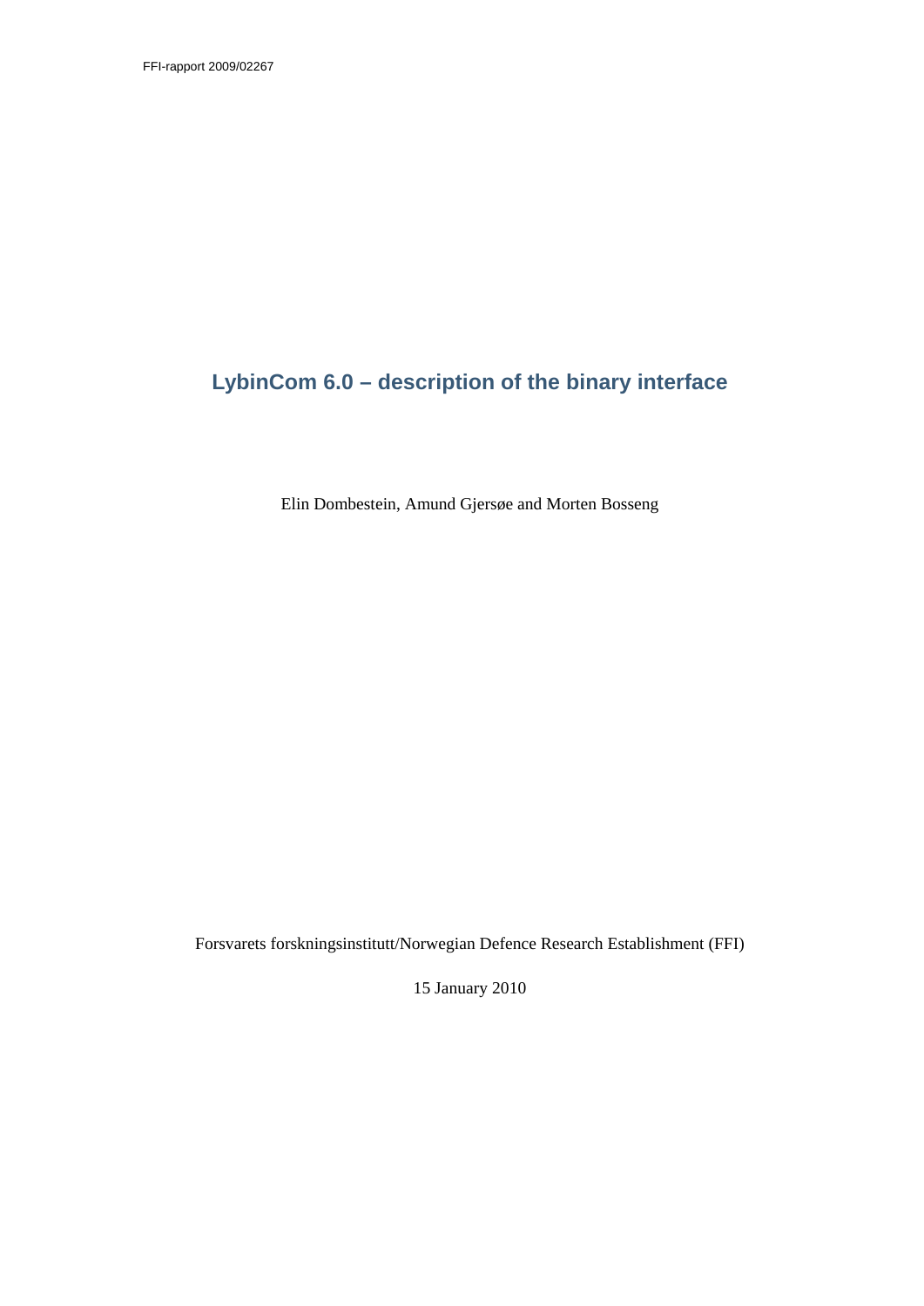FFI-rapport 2009/02267

# LybinCom 6.0 – description of the binary interface

Elin Dombestein, Amund Gjersøe and Morten Bosseng

Forsvarets forskningsinstitutt/Norwegian Defence Research Establishment (FFI)

15 January 2010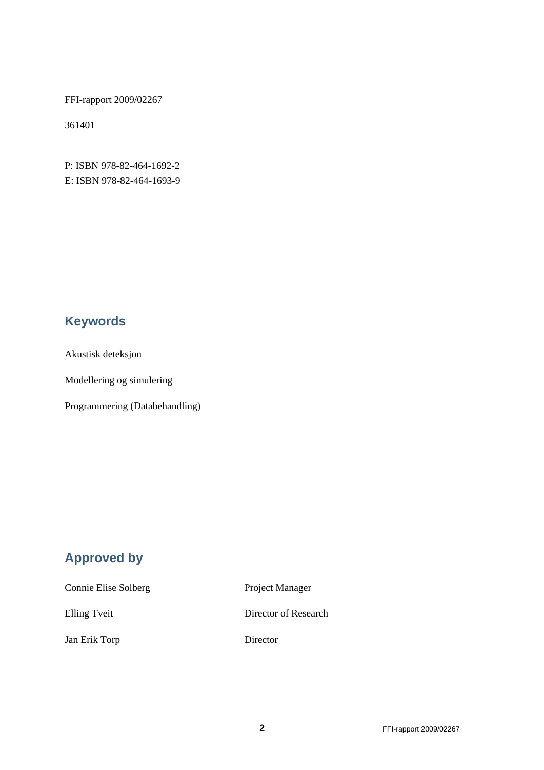FFI-rapport 2009/02267

361401

P: ISBN 978-82-464-1692-2
E: ISBN 978-82-464-1693-9

## Keywords

Akustisk deteksjon

Modellering og simulering

Programmering (Databehandling)

## Approved by

| | |
|---|---|
| Connie Elise Solberg | Project Manager |
| Elling Tveit | Director of Research |
| Jan Erik Torp | Director |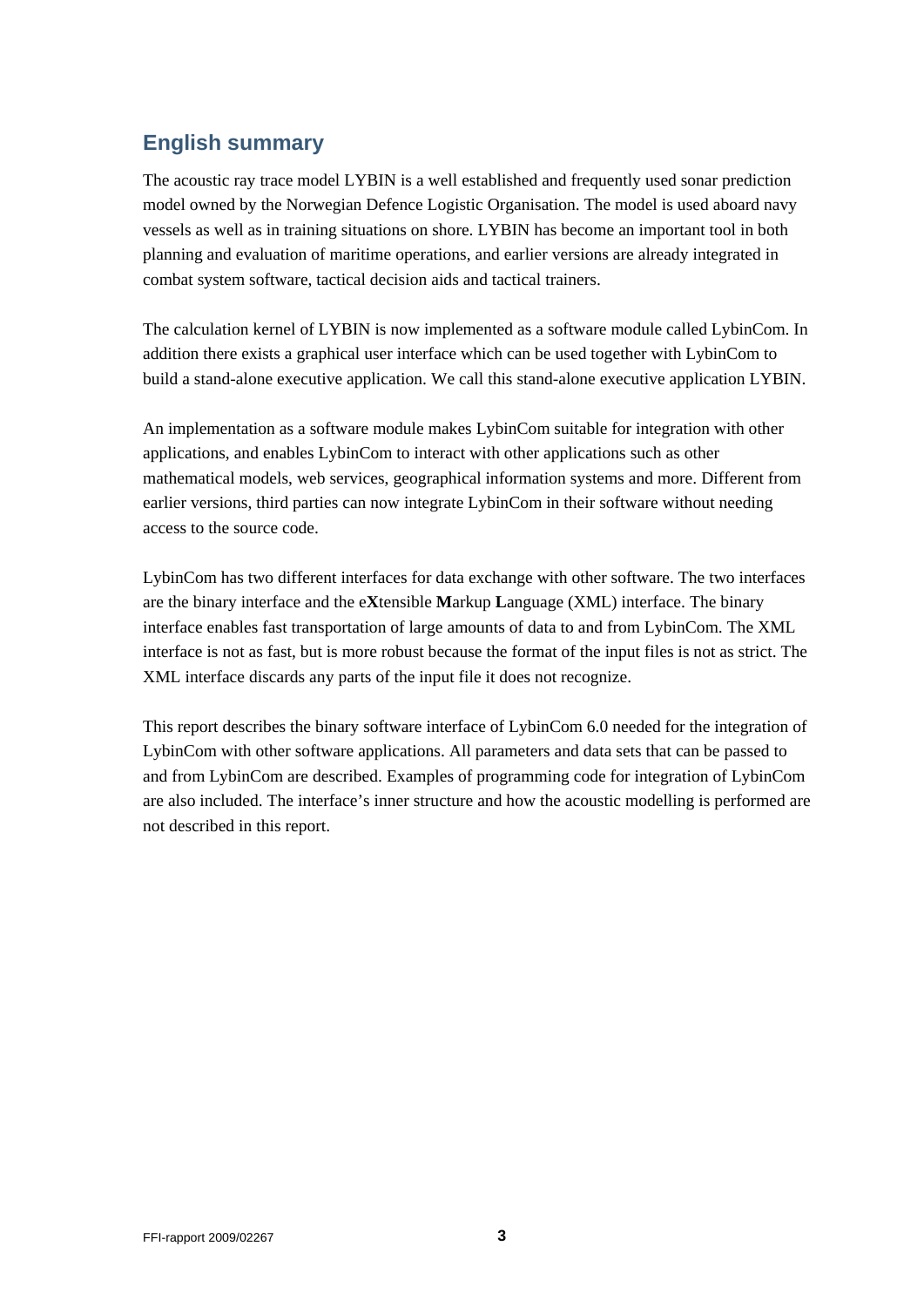## English summary

The acoustic ray trace model LYBIN is a well established and frequently used sonar prediction model owned by the Norwegian Defence Logistic Organisation. The model is used aboard navy vessels as well as in training situations on shore. LYBIN has become an important tool in both planning and evaluation of maritime operations, and earlier versions are already integrated in combat system software, tactical decision aids and tactical trainers.

The calculation kernel of LYBIN is now implemented as a software module called LybinCom. In addition there exists a graphical user interface which can be used together with LybinCom to build a stand-alone executive application. We call this stand-alone executive application LYBIN.

An implementation as a software module makes LybinCom suitable for integration with other applications, and enables LybinCom to interact with other applications such as other mathematical models, web services, geographical information systems and more. Different from earlier versions, third parties can now integrate LybinCom in their software without needing access to the source code.

LybinCom has two different interfaces for data exchange with other software. The two interfaces are the binary interface and the e**X**tensible **M**arkup **L**anguage (XML) interface. The binary interface enables fast transportation of large amounts of data to and from LybinCom. The XML interface is not as fast, but is more robust because the format of the input files is not as strict. The XML interface discards any parts of the input file it does not recognize.

This report describes the binary software interface of LybinCom 6.0 needed for the integration of LybinCom with other software applications. All parameters and data sets that can be passed to and from LybinCom are described. Examples of programming code for integration of LybinCom are also included. The interface's inner structure and how the acoustic modelling is performed are not described in this report.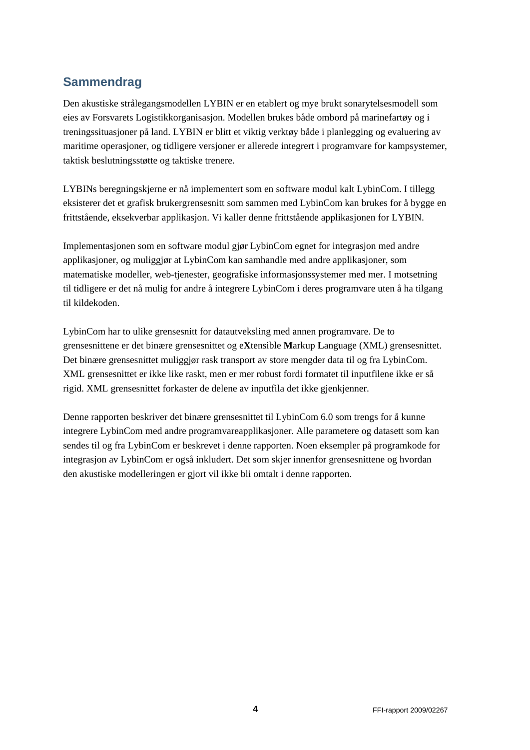## Sammendrag

Den akustiske strålegangsmodellen LYBIN er en etablert og mye brukt sonarytelsesmodell som eies av Forsvarets Logistikkorganisasjon. Modellen brukes både ombord på marinefartøy og i treningssituasjoner på land. LYBIN er blitt et viktig verktøy både i planlegging og evaluering av maritime operasjoner, og tidligere versjoner er allerede integrert i programvare for kampsystemer, taktisk beslutningsstøtte og taktiske trenere.

LYBINs beregningskjerne er nå implementert som en software modul kalt LybinCom. I tillegg eksisterer det et grafisk brukergrensesnitt som sammen med LybinCom kan brukes for å bygge en frittstående, eksekverbar applikasjon. Vi kaller denne frittstående applikasjonen for LYBIN.

Implementasjonen som en software modul gjør LybinCom egnet for integrasjon med andre applikasjoner, og muliggjør at LybinCom kan samhandle med andre applikasjoner, som matematiske modeller, web-tjenester, geografiske informasjonssystemer med mer. I motsetning til tidligere er det nå mulig for andre å integrere LybinCom i deres programvare uten å ha tilgang til kildekoden.

LybinCom har to ulike grensesnitt for datautveksling med annen programvare. De to grensesnittene er det binære grensesnittet og e**X**tensible **M**arkup **L**anguage (XML) grensesnittet. Det binære grensesnittet muliggjør rask transport av store mengder data til og fra LybinCom. XML grensesnittet er ikke like raskt, men er mer robust fordi formatet til inputfilene ikke er så rigid. XML grensesnittet forkaster de delene av inputfila det ikke gjenkjenner.

Denne rapporten beskriver det binære grensesnittet til LybinCom 6.0 som trengs for å kunne integrere LybinCom med andre programvareapplikasjoner. Alle parametere og datasett som kan sendes til og fra LybinCom er beskrevet i denne rapporten. Noen eksempler på programkode for integrasjon av LybinCom er også inkludert. Det som skjer innenfor grensesnittene og hvordan den akustiske modelleringen er gjort vil ikke bli omtalt i denne rapporten.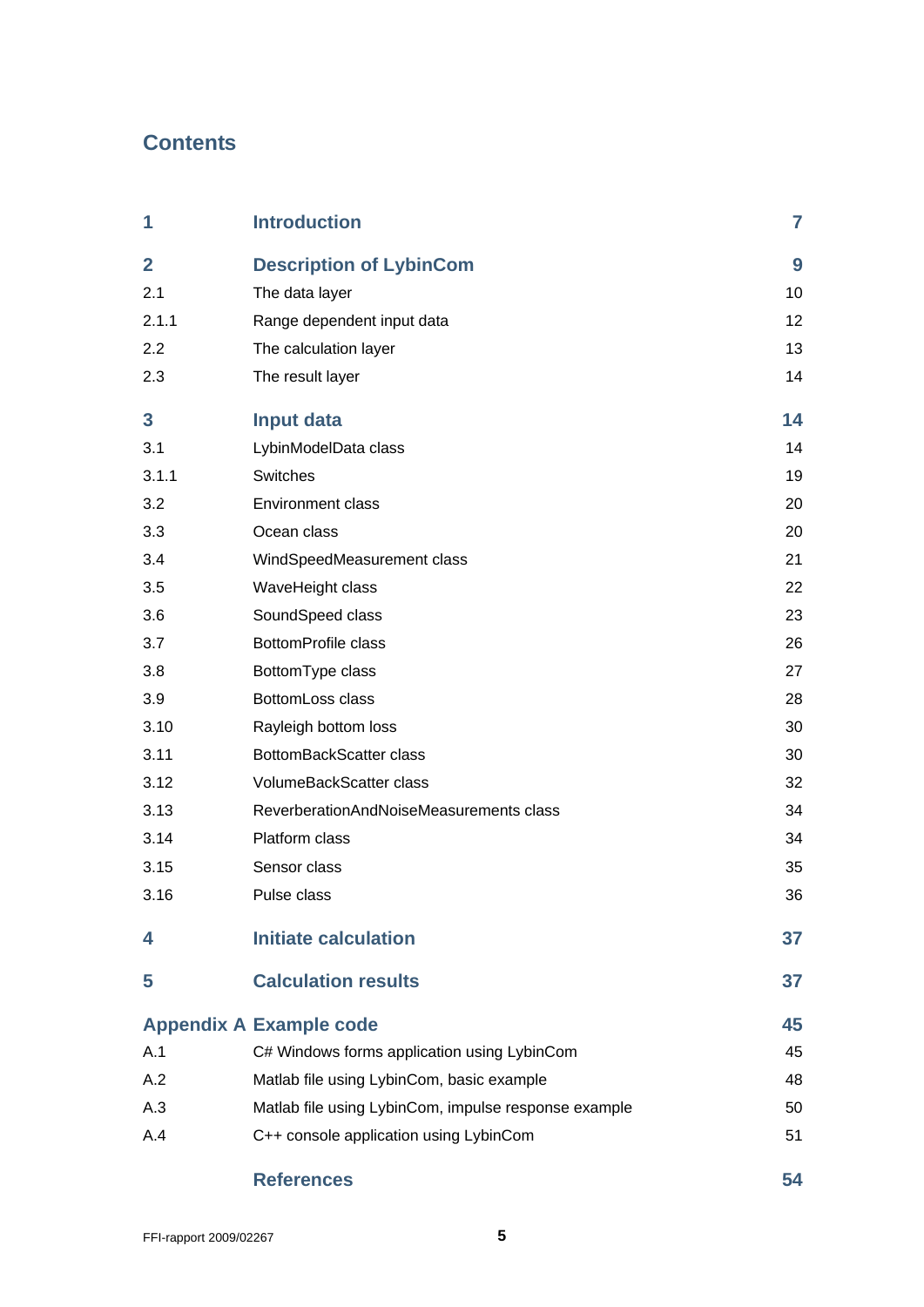# Contents

| | | |
|---|---|---|
| **1** | **Introduction** | **7** |
| **2** | **Description of LybinCom** | **9** |
| 2.1 | The data layer | 10 |
| 2.1.1 | Range dependent input data | 12 |
| 2.2 | The calculation layer | 13 |
| 2.3 | The result layer | 14 |
| **3** | **Input data** | **14** |
| 3.1 | LybinModelData class | 14 |
| 3.1.1 | Switches | 19 |
| 3.2 | Environment class | 20 |
| 3.3 | Ocean class | 20 |
| 3.4 | WindSpeedMeasurement class | 21 |
| 3.5 | WaveHeight class | 22 |
| 3.6 | SoundSpeed class | 23 |
| 3.7 | BottomProfile class | 26 |
| 3.8 | BottomType class | 27 |
| 3.9 | BottomLoss class | 28 |
| 3.10 | Rayleigh bottom loss | 30 |
| 3.11 | BottomBackScatter class | 30 |
| 3.12 | VolumeBackScatter class | 32 |
| 3.13 | ReverberationAndNoiseMeasurements class | 34 |
| 3.14 | Platform class | 34 |
| 3.15 | Sensor class | 35 |
| 3.16 | Pulse class | 36 |
| **4** | **Initiate calculation** | **37** |
| **5** | **Calculation results** | **37** |
| **Appendix A** | **Example code** | **45** |
| A.1 | C# Windows forms application using LybinCom | 45 |
| A.2 | Matlab file using LybinCom, basic example | 48 |
| A.3 | Matlab file using LybinCom, impulse response example | 50 |
| A.4 | C++ console application using LybinCom | 51 |
| | **References** | **54** |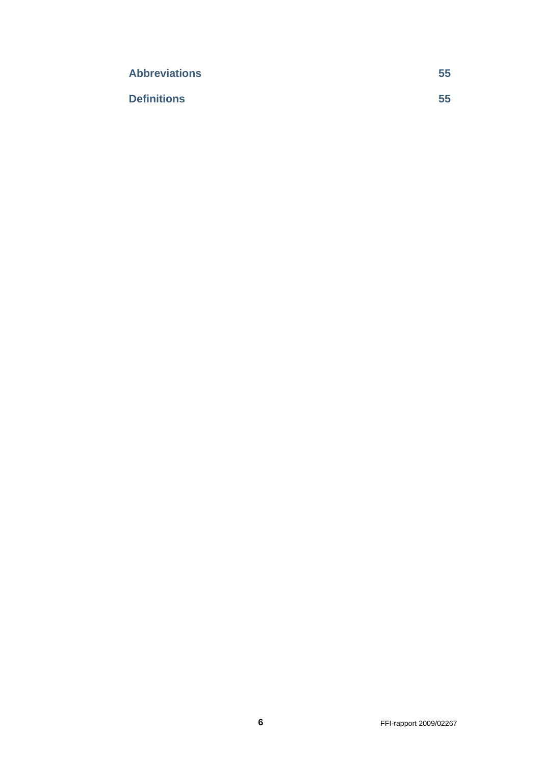**Abbreviations** 55

**Definitions** 55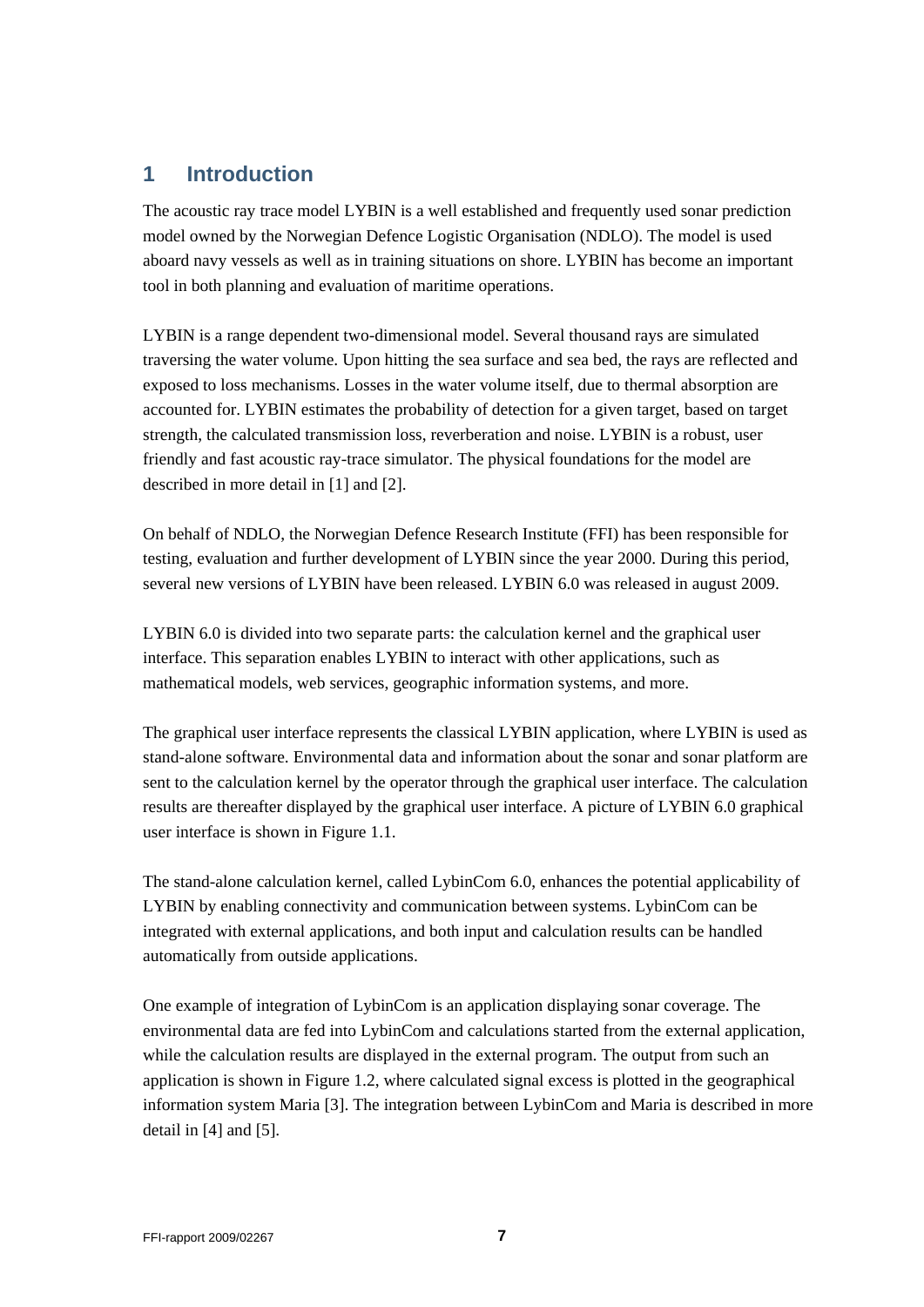# 1 Introduction

The acoustic ray trace model LYBIN is a well established and frequently used sonar prediction model owned by the Norwegian Defence Logistic Organisation (NDLO). The model is used aboard navy vessels as well as in training situations on shore. LYBIN has become an important tool in both planning and evaluation of maritime operations.

LYBIN is a range dependent two-dimensional model. Several thousand rays are simulated traversing the water volume. Upon hitting the sea surface and sea bed, the rays are reflected and exposed to loss mechanisms. Losses in the water volume itself, due to thermal absorption are accounted for. LYBIN estimates the probability of detection for a given target, based on target strength, the calculated transmission loss, reverberation and noise. LYBIN is a robust, user friendly and fast acoustic ray-trace simulator. The physical foundations for the model are described in more detail in [1] and [2].

On behalf of NDLO, the Norwegian Defence Research Institute (FFI) has been responsible for testing, evaluation and further development of LYBIN since the year 2000. During this period, several new versions of LYBIN have been released. LYBIN 6.0 was released in august 2009.

LYBIN 6.0 is divided into two separate parts: the calculation kernel and the graphical user interface. This separation enables LYBIN to interact with other applications, such as mathematical models, web services, geographic information systems, and more.

The graphical user interface represents the classical LYBIN application, where LYBIN is used as stand-alone software. Environmental data and information about the sonar and sonar platform are sent to the calculation kernel by the operator through the graphical user interface. The calculation results are thereafter displayed by the graphical user interface. A picture of LYBIN 6.0 graphical user interface is shown in Figure 1.1.

The stand-alone calculation kernel, called LybinCom 6.0, enhances the potential applicability of LYBIN by enabling connectivity and communication between systems. LybinCom can be integrated with external applications, and both input and calculation results can be handled automatically from outside applications.

One example of integration of LybinCom is an application displaying sonar coverage. The environmental data are fed into LybinCom and calculations started from the external application, while the calculation results are displayed in the external program. The output from such an application is shown in Figure 1.2, where calculated signal excess is plotted in the geographical information system Maria [3]. The integration between LybinCom and Maria is described in more detail in [4] and [5].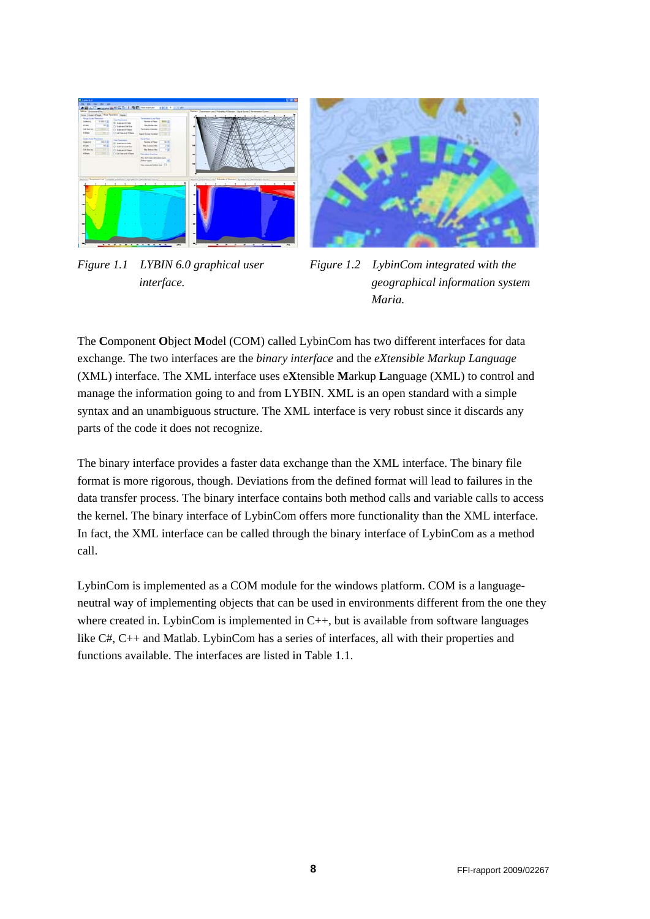*Figure 1.1 LYBIN 6.0 graphical user interface.*

*Figure 1.2 LybinCom integrated with the geographical information system Maria.*

The **C**omponent **O**bject **M**odel (COM) called LybinCom has two different interfaces for data exchange. The two interfaces are the *binary interface* and the *eXtensible Markup Language* (XML) interface. The XML interface uses e**X**tensible **M**arkup **L**anguage (XML) to control and manage the information going to and from LYBIN. XML is an open standard with a simple syntax and an unambiguous structure. The XML interface is very robust since it discards any parts of the code it does not recognize.

The binary interface provides a faster data exchange than the XML interface. The binary file format is more rigorous, though. Deviations from the defined format will lead to failures in the data transfer process. The binary interface contains both method calls and variable calls to access the kernel. The binary interface of LybinCom offers more functionality than the XML interface. In fact, the XML interface can be called through the binary interface of LybinCom as a method call.

LybinCom is implemented as a COM module for the windows platform. COM is a language-neutral way of implementing objects that can be used in environments different from the one they where created in. LybinCom is implemented in C++, but is available from software languages like C#, C++ and Matlab. LybinCom has a series of interfaces, all with their properties and functions available. The interfaces are listed in Table 1.1.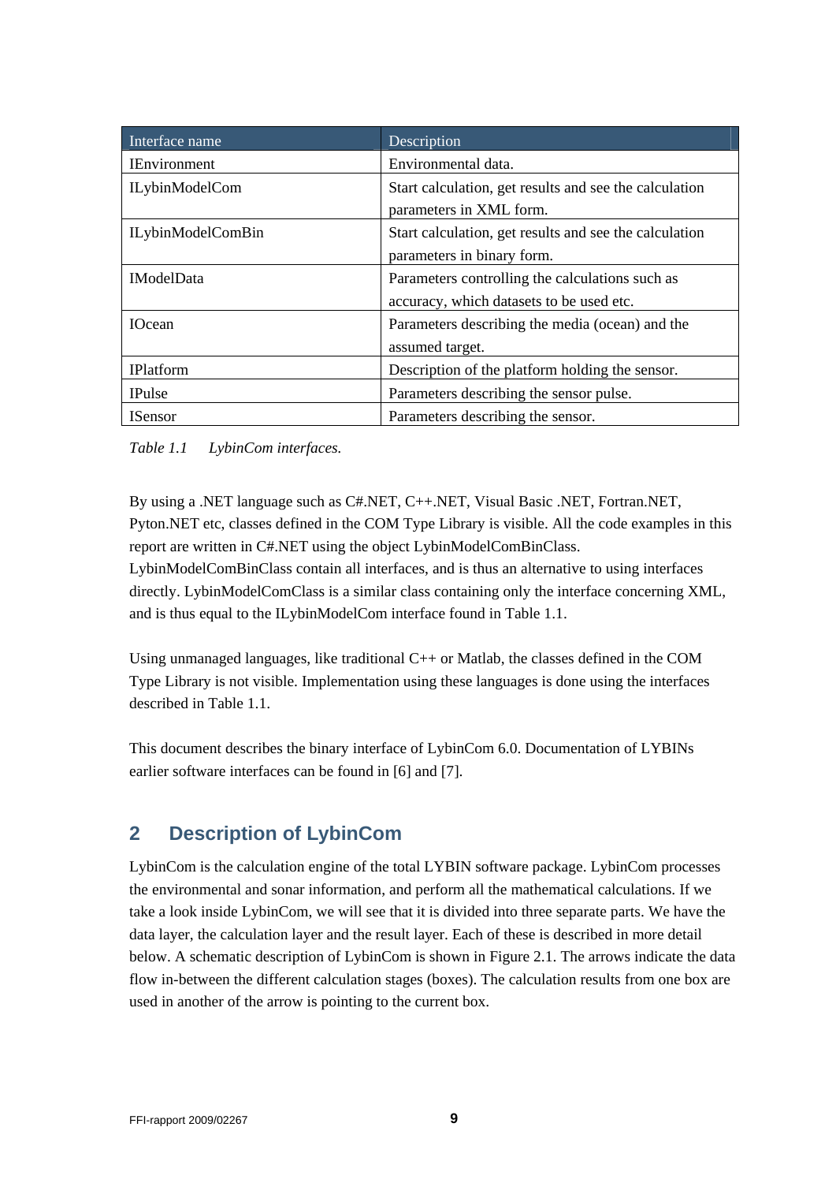| Interface name | Description |
|---|---|
| IEnvironment | Environmental data. |
| ILybinModelCom | Start calculation, get results and see the calculation parameters in XML form. |
| ILybinModelComBin | Start calculation, get results and see the calculation parameters in binary form. |
| IModelData | Parameters controlling the calculations such as accuracy, which datasets to be used etc. |
| IOcean | Parameters describing the media (ocean) and the assumed target. |
| IPlatform | Description of the platform holding the sensor. |
| IPulse | Parameters describing the sensor pulse. |
| ISensor | Parameters describing the sensor. |

*Table 1.1 LybinCom interfaces.*

By using a .NET language such as C#.NET, C++.NET, Visual Basic .NET, Fortran.NET, Pyton.NET etc, classes defined in the COM Type Library is visible. All the code examples in this report are written in C#.NET using the object LybinModelComBinClass. LybinModelComBinClass contain all interfaces, and is thus an alternative to using interfaces directly. LybinModelComClass is a similar class containing only the interface concerning XML, and is thus equal to the ILybinModelCom interface found in Table 1.1.

Using unmanaged languages, like traditional C++ or Matlab, the classes defined in the COM Type Library is not visible. Implementation using these languages is done using the interfaces described in Table 1.1.

This document describes the binary interface of LybinCom 6.0. Documentation of LYBINs earlier software interfaces can be found in [6] and [7].

## 2 Description of LybinCom

LybinCom is the calculation engine of the total LYBIN software package. LybinCom processes the environmental and sonar information, and perform all the mathematical calculations. If we take a look inside LybinCom, we will see that it is divided into three separate parts. We have the data layer, the calculation layer and the result layer. Each of these is described in more detail below. A schematic description of LybinCom is shown in Figure 2.1. The arrows indicate the data flow in-between the different calculation stages (boxes). The calculation results from one box are used in another of the arrow is pointing to the current box.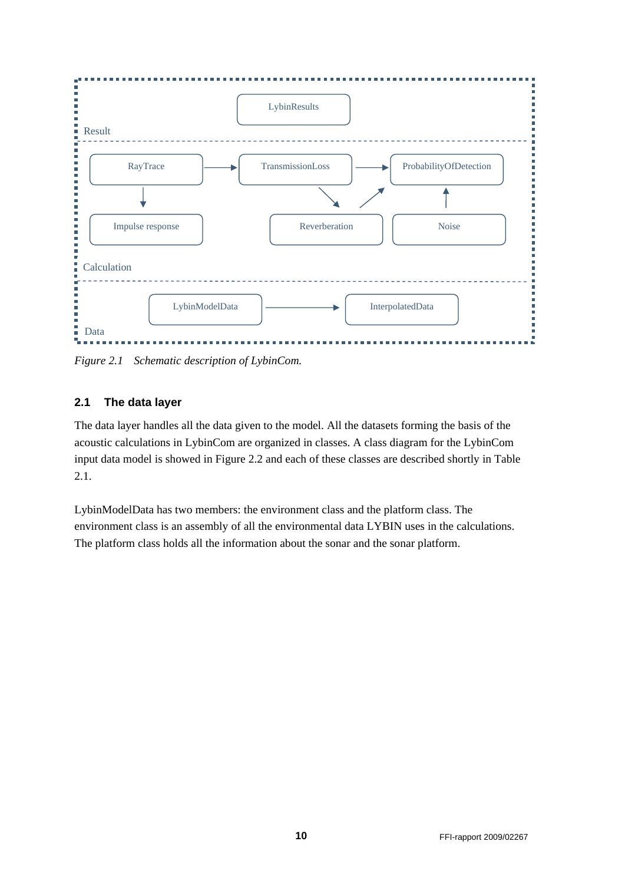LybinResults

Result

RayTrace → TransmissionLoss → ProbabilityOfDetection

Impulse response

Reverberation

Noise

Calculation

LybinModelData → InterpolatedData

Data

*Figure 2.1 Schematic description of LybinCom.*

## 2.1 The data layer

The data layer handles all the data given to the model. All the datasets forming the basis of the acoustic calculations in LybinCom are organized in classes. A class diagram for the LybinCom input data model is showed in Figure 2.2 and each of these classes are described shortly in Table 2.1.

LybinModelData has two members: the environment class and the platform class. The environment class is an assembly of all the environmental data LYBIN uses in the calculations. The platform class holds all the information about the sonar and the sonar platform.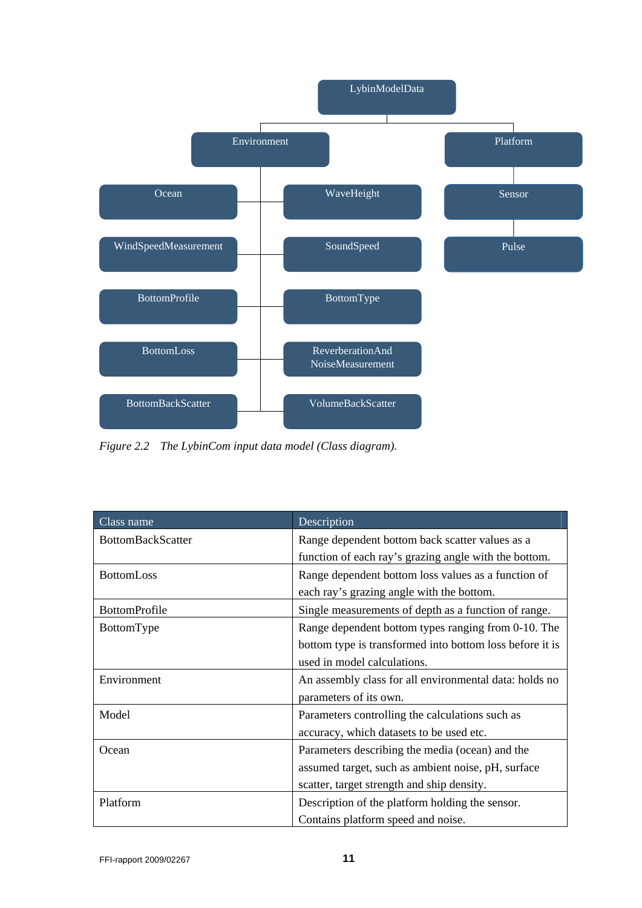- LybinModelData
  - Environment
    - Ocean
    - WaveHeight
    - WindSpeedMeasurement
    - SoundSpeed
    - BottomProfile
    - BottomType
    - BottomLoss
    - ReverberationAndNoiseMeasurement
    - BottomBackScatter
    - VolumeBackScatter
  - Platform
    - Sensor
      - Pulse

*Figure 2.2 The LybinCom input data model (Class diagram).*

| Class name | Description |
|---|---|
| BottomBackScatter | Range dependent bottom back scatter values as a function of each ray's grazing angle with the bottom. |
| BottomLoss | Range dependent bottom loss values as a function of each ray's grazing angle with the bottom. |
| BottomProfile | Single measurements of depth as a function of range. |
| BottomType | Range dependent bottom types ranging from 0-10. The bottom type is transformed into bottom loss before it is used in model calculations. |
| Environment | An assembly class for all environmental data: holds no parameters of its own. |
| Model | Parameters controlling the calculations such as accuracy, which datasets to be used etc. |
| Ocean | Parameters describing the media (ocean) and the assumed target, such as ambient noise, pH, surface scatter, target strength and ship density. |
| Platform | Description of the platform holding the sensor. Contains platform speed and noise. |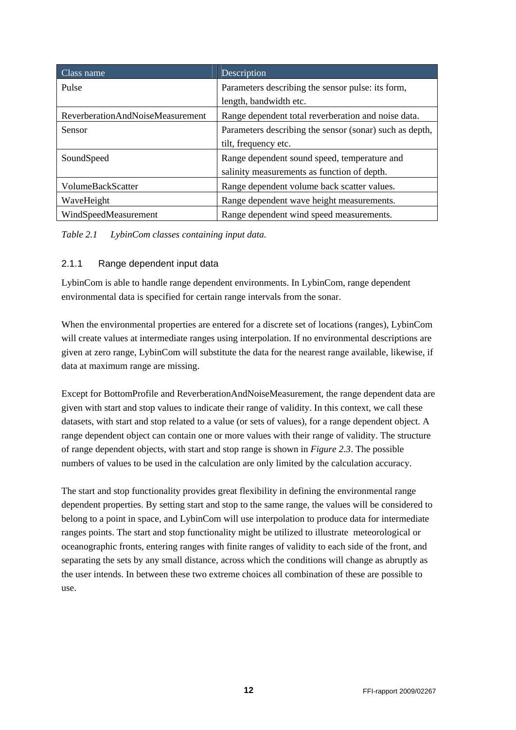| Class name | Description |
|---|---|
| Pulse | Parameters describing the sensor pulse: its form, length, bandwidth etc. |
| ReverberationAndNoiseMeasurement | Range dependent total reverberation and noise data. |
| Sensor | Parameters describing the sensor (sonar) such as depth, tilt, frequency etc. |
| SoundSpeed | Range dependent sound speed, temperature and salinity measurements as function of depth. |
| VolumeBackScatter | Range dependent volume back scatter values. |
| WaveHeight | Range dependent wave height measurements. |
| WindSpeedMeasurement | Range dependent wind speed measurements. |

*Table 2.1 LybinCom classes containing input data.*

### 2.1.1 Range dependent input data

LybinCom is able to handle range dependent environments. In LybinCom, range dependent environmental data is specified for certain range intervals from the sonar.

When the environmental properties are entered for a discrete set of locations (ranges), LybinCom will create values at intermediate ranges using interpolation. If no environmental descriptions are given at zero range, LybinCom will substitute the data for the nearest range available, likewise, if data at maximum range are missing.

Except for BottomProfile and ReverberationAndNoiseMeasurement, the range dependent data are given with start and stop values to indicate their range of validity. In this context, we call these datasets, with start and stop related to a value (or sets of values), for a range dependent object. A range dependent object can contain one or more values with their range of validity. The structure of range dependent objects, with start and stop range is shown in *Figure 2.3*. The possible numbers of values to be used in the calculation are only limited by the calculation accuracy.

The start and stop functionality provides great flexibility in defining the environmental range dependent properties. By setting start and stop to the same range, the values will be considered to belong to a point in space, and LybinCom will use interpolation to produce data for intermediate ranges points. The start and stop functionality might be utilized to illustrate meteorological or oceanographic fronts, entering ranges with finite ranges of validity to each side of the front, and separating the sets by any small distance, across which the conditions will change as abruptly as the user intends. In between these two extreme choices all combination of these are possible to use.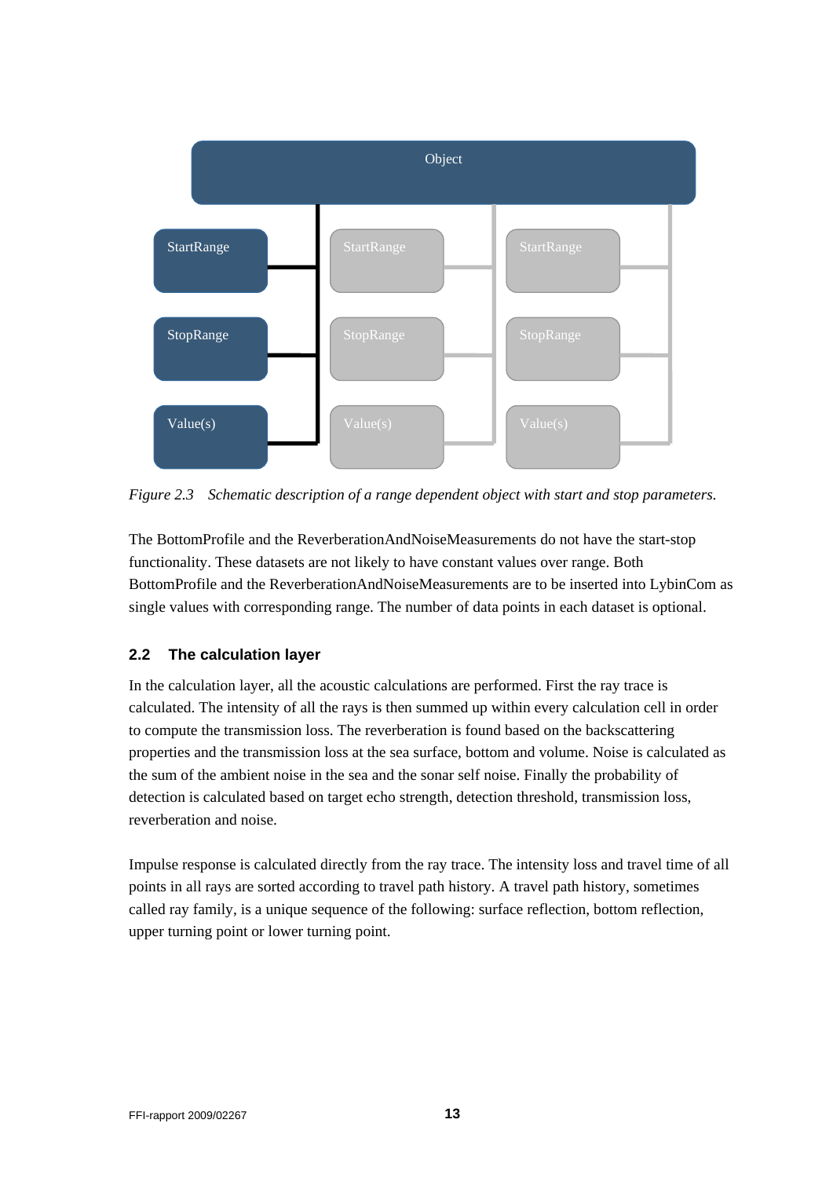*Figure 2.3 Schematic description of a range dependent object with start and stop parameters.*

The BottomProfile and the ReverberationAndNoiseMeasurements do not have the start-stop functionality. These datasets are not likely to have constant values over range. Both BottomProfile and the ReverberationAndNoiseMeasurements are to be inserted into LybinCom as single values with corresponding range. The number of data points in each dataset is optional.

## 2.2 The calculation layer

In the calculation layer, all the acoustic calculations are performed. First the ray trace is calculated. The intensity of all the rays is then summed up within every calculation cell in order to compute the transmission loss. The reverberation is found based on the backscattering properties and the transmission loss at the sea surface, bottom and volume. Noise is calculated as the sum of the ambient noise in the sea and the sonar self noise. Finally the probability of detection is calculated based on target echo strength, detection threshold, transmission loss, reverberation and noise.

Impulse response is calculated directly from the ray trace. The intensity loss and travel time of all points in all rays are sorted according to travel path history. A travel path history, sometimes called ray family, is a unique sequence of the following: surface reflection, bottom reflection, upper turning point or lower turning point.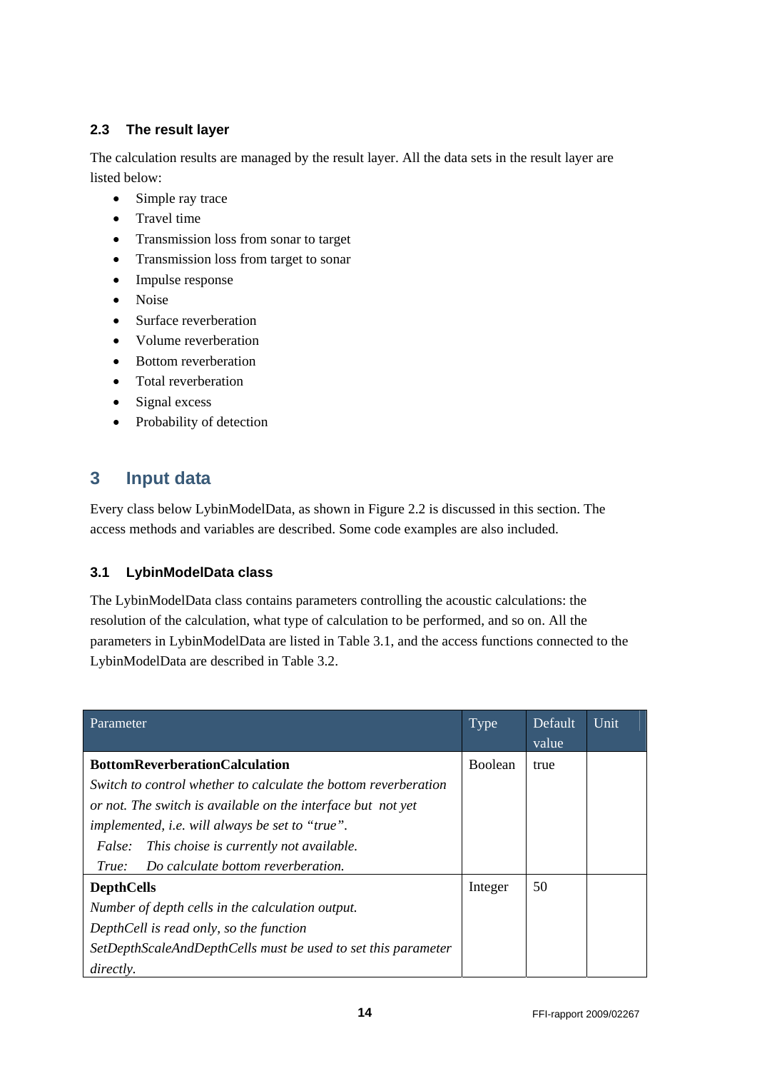### 2.3 The result layer

The calculation results are managed by the result layer. All the data sets in the result layer are listed below:

- Simple ray trace
- Travel time
- Transmission loss from sonar to target
- Transmission loss from target to sonar
- Impulse response
- Noise
- Surface reverberation
- Volume reverberation
- Bottom reverberation
- Total reverberation
- Signal excess
- Probability of detection

# 3 Input data

Every class below LybinModelData, as shown in Figure 2.2 is discussed in this section. The access methods and variables are described. Some code examples are also included.

### 3.1 LybinModelData class

The LybinModelData class contains parameters controlling the acoustic calculations: the resolution of the calculation, what type of calculation to be performed, and so on. All the parameters in LybinModelData are listed in Table 3.1, and the access functions connected to the LybinModelData are described in Table 3.2.

| Parameter | Type | Default value | Unit |
|---|---|---|---|
| **BottomReverberationCalculation**<br>*Switch to control whether to calculate the bottom reverberation or not. The switch is available on the interface but not yet implemented, i.e. will always be set to "true".*<br>*False: This choise is currently not available.*<br>*True: Do calculate bottom reverberation.* | Boolean | true | |
| **DepthCells**<br>*Number of depth cells in the calculation output.*<br>*DepthCell is read only, so the function SetDepthScaleAndDepthCells must be used to set this parameter directly.* | Integer | 50 | |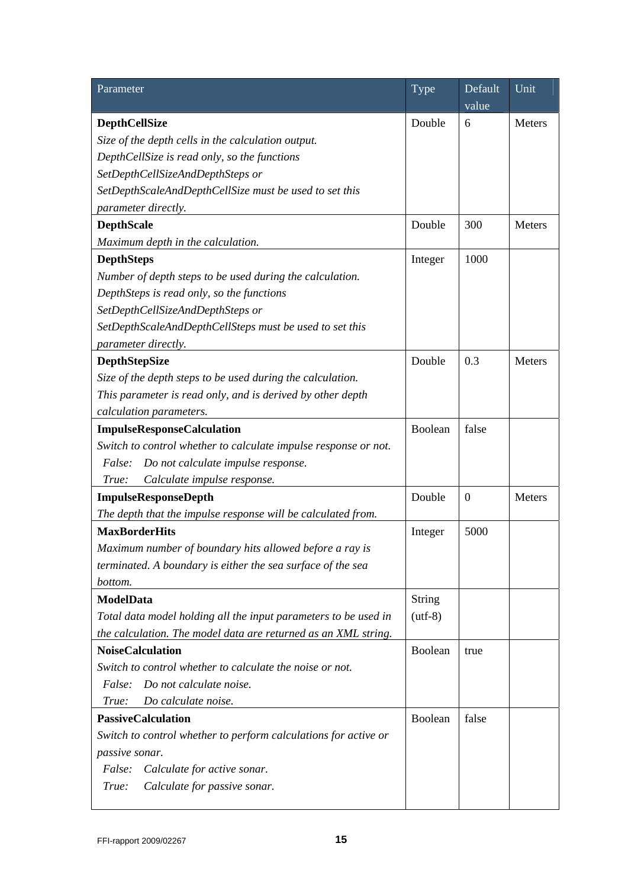| Parameter | Type | Default value | Unit |
|---|---|---|---|
| **DepthCellSize**<br>*Size of the depth cells in the calculation output. DepthCellSize is read only, so the functions SetDepthCellSizeAndDepthSteps or SetDepthScaleAndDepthCellSize must be used to set this parameter directly.* | Double | 6 | Meters |
| **DepthScale**<br>*Maximum depth in the calculation.* | Double | 300 | Meters |
| **DepthSteps**<br>*Number of depth steps to be used during the calculation. DepthSteps is read only, so the functions SetDepthCellSizeAndDepthSteps or SetDepthScaleAndDepthCellSteps must be used to set this parameter directly.* | Integer | 1000 | |
| **DepthStepSize**<br>*Size of the depth steps to be used during the calculation. This parameter is read only, and is derived by other depth calculation parameters.* | Double | 0.3 | Meters |
| **ImpulseResponseCalculation**<br>*Switch to control whether to calculate impulse response or not.*<br>*False: Do not calculate impulse response.*<br>*True: Calculate impulse response.* | Boolean | false | |
| **ImpulseResponseDepth**<br>*The depth that the impulse response will be calculated from.* | Double | 0 | Meters |
| **MaxBorderHits**<br>*Maximum number of boundary hits allowed before a ray is terminated. A boundary is either the sea surface of the sea bottom.* | Integer | 5000 | |
| **ModelData**<br>*Total data model holding all the input parameters to be used in the calculation. The model data are returned as an XML string.* | String (utf-8) | | |
| **NoiseCalculation**<br>*Switch to control whether to calculate the noise or not.*<br>*False: Do not calculate noise.*<br>*True: Do calculate noise.* | Boolean | true | |
| **PassiveCalculation**<br>*Switch to control whether to perform calculations for active or passive sonar.*<br>*False: Calculate for active sonar.*<br>*True: Calculate for passive sonar.* | Boolean | false | |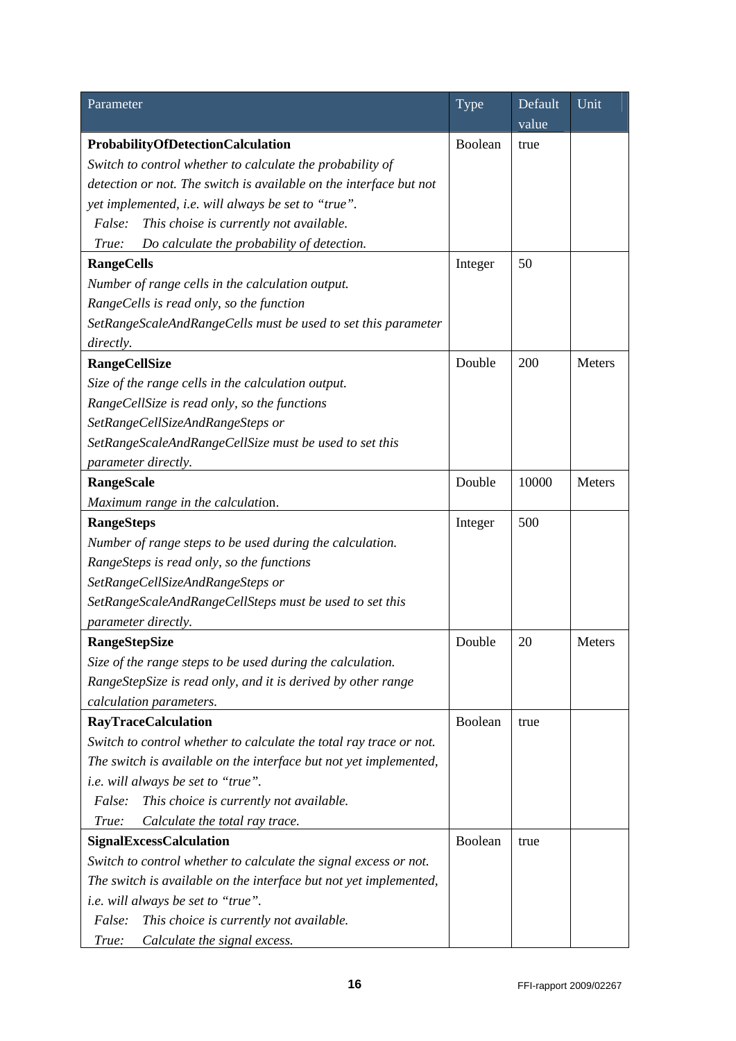| Parameter | Type | Default value | Unit |
|---|---|---|---|
| **ProbabilityOfDetectionCalculation**<br>*Switch to control whether to calculate the probability of detection or not. The switch is available on the interface but not yet implemented, i.e. will always be set to "true".*<br>*False: This choise is currently not available.*<br>*True: Do calculate the probability of detection.* | Boolean | true | |
| **RangeCells**<br>*Number of range cells in the calculation output. RangeCells is read only, so the function SetRangeScaleAndRangeCells must be used to set this parameter directly.* | Integer | 50 | |
| **RangeCellSize**<br>*Size of the range cells in the calculation output. RangeCellSize is read only, so the functions SetRangeCellSizeAndRangeSteps or SetRangeScaleAndRangeCellSize must be used to set this parameter directly.* | Double | 200 | Meters |
| **RangeScale**<br>*Maximum range in the calculation.* | Double | 10000 | Meters |
| **RangeSteps**<br>*Number of range steps to be used during the calculation. RangeSteps is read only, so the functions SetRangeCellSizeAndRangeSteps or SetRangeScaleAndRangeCellSteps must be used to set this parameter directly.* | Integer | 500 | |
| **RangeStepSize**<br>*Size of the range steps to be used during the calculation. RangeStepSize is read only, and it is derived by other range calculation parameters.* | Double | 20 | Meters |
| **RayTraceCalculation**<br>*Switch to control whether to calculate the total ray trace or not. The switch is available on the interface but not yet implemented, i.e. will always be set to "true".*<br>*False: This choice is currently not available.*<br>*True: Calculate the total ray trace.* | Boolean | true | |
| **SignalExcessCalculation**<br>*Switch to control whether to calculate the signal excess or not. The switch is available on the interface but not yet implemented, i.e. will always be set to "true".*<br>*False: This choice is currently not available.*<br>*True: Calculate the signal excess.* | Boolean | true | |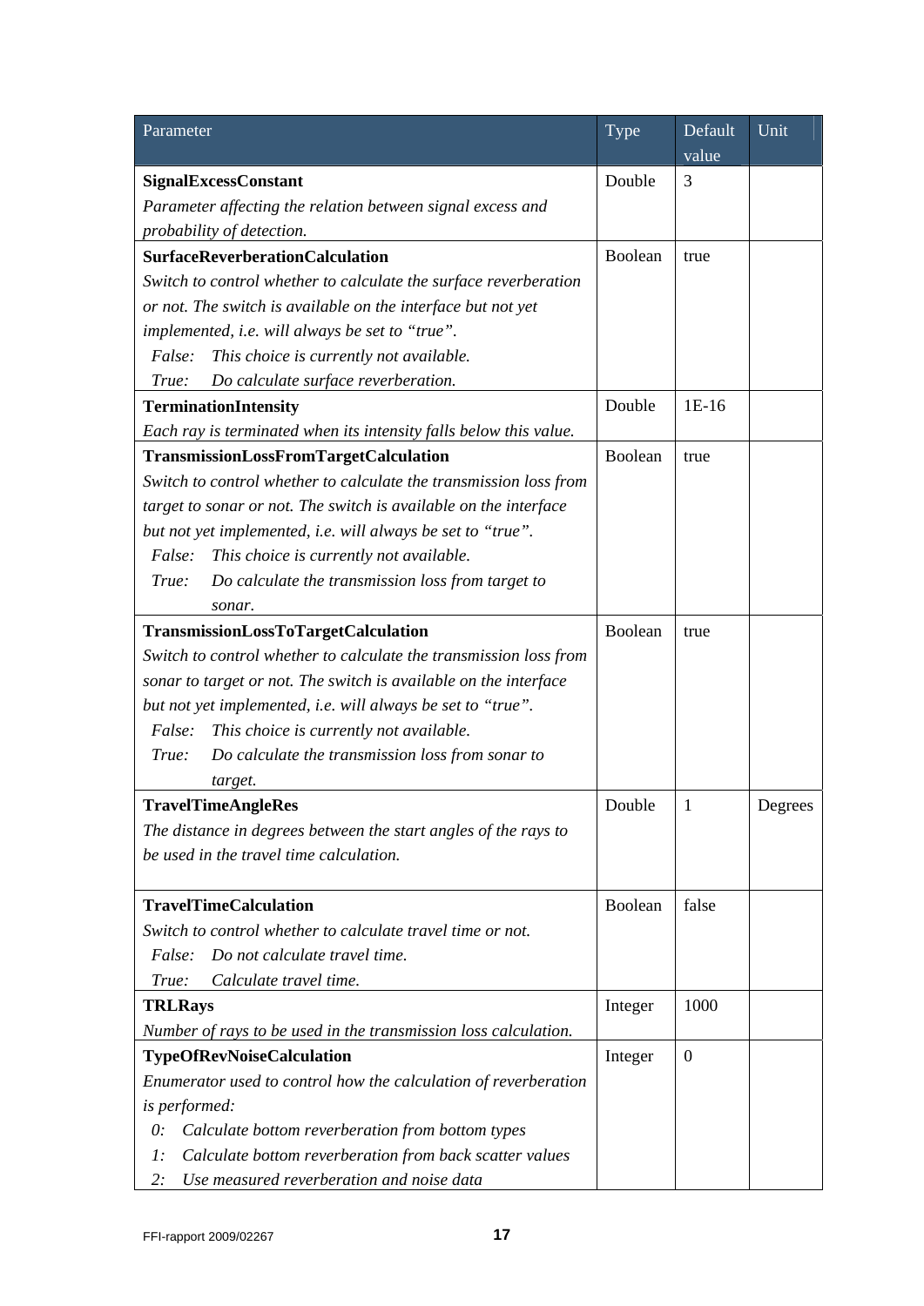| Parameter | Type | Default value | Unit |
|---|---|---|---|
| **SignalExcessConstant**<br>*Parameter affecting the relation between signal excess and probability of detection.* | Double | 3 | |
| **SurfaceReverberationCalculation**<br>*Switch to control whether to calculate the surface reverberation or not. The switch is available on the interface but not yet implemented, i.e. will always be set to "true".*<br>*False: This choice is currently not available.*<br>*True: Do calculate surface reverberation.* | Boolean | true | |
| **TerminationIntensity**<br>*Each ray is terminated when its intensity falls below this value.* | Double | 1E-16 | |
| **TransmissionLossFromTargetCalculation**<br>*Switch to control whether to calculate the transmission loss from target to sonar or not. The switch is available on the interface but not yet implemented, i.e. will always be set to "true".*<br>*False: This choice is currently not available.*<br>*True: Do calculate the transmission loss from target to sonar.* | Boolean | true | |
| **TransmissionLossToTargetCalculation**<br>*Switch to control whether to calculate the transmission loss from sonar to target or not. The switch is available on the interface but not yet implemented, i.e. will always be set to "true".*<br>*False: This choice is currently not available.*<br>*True: Do calculate the transmission loss from sonar to target.* | Boolean | true | |
| **TravelTimeAngleRes**<br>*The distance in degrees between the start angles of the rays to be used in the travel time calculation.* | Double | 1 | Degrees |
| **TravelTimeCalculation**<br>*Switch to control whether to calculate travel time or not.*<br>*False: Do not calculate travel time.*<br>*True: Calculate travel time.* | Boolean | false | |
| **TRLRays**<br>*Number of rays to be used in the transmission loss calculation.* | Integer | 1000 | |
| **TypeOfRevNoiseCalculation**<br>*Enumerator used to control how the calculation of reverberation is performed:*<br>*0: Calculate bottom reverberation from bottom types*<br>*1: Calculate bottom reverberation from back scatter values*<br>*2: Use measured reverberation and noise data* | Integer | 0 | |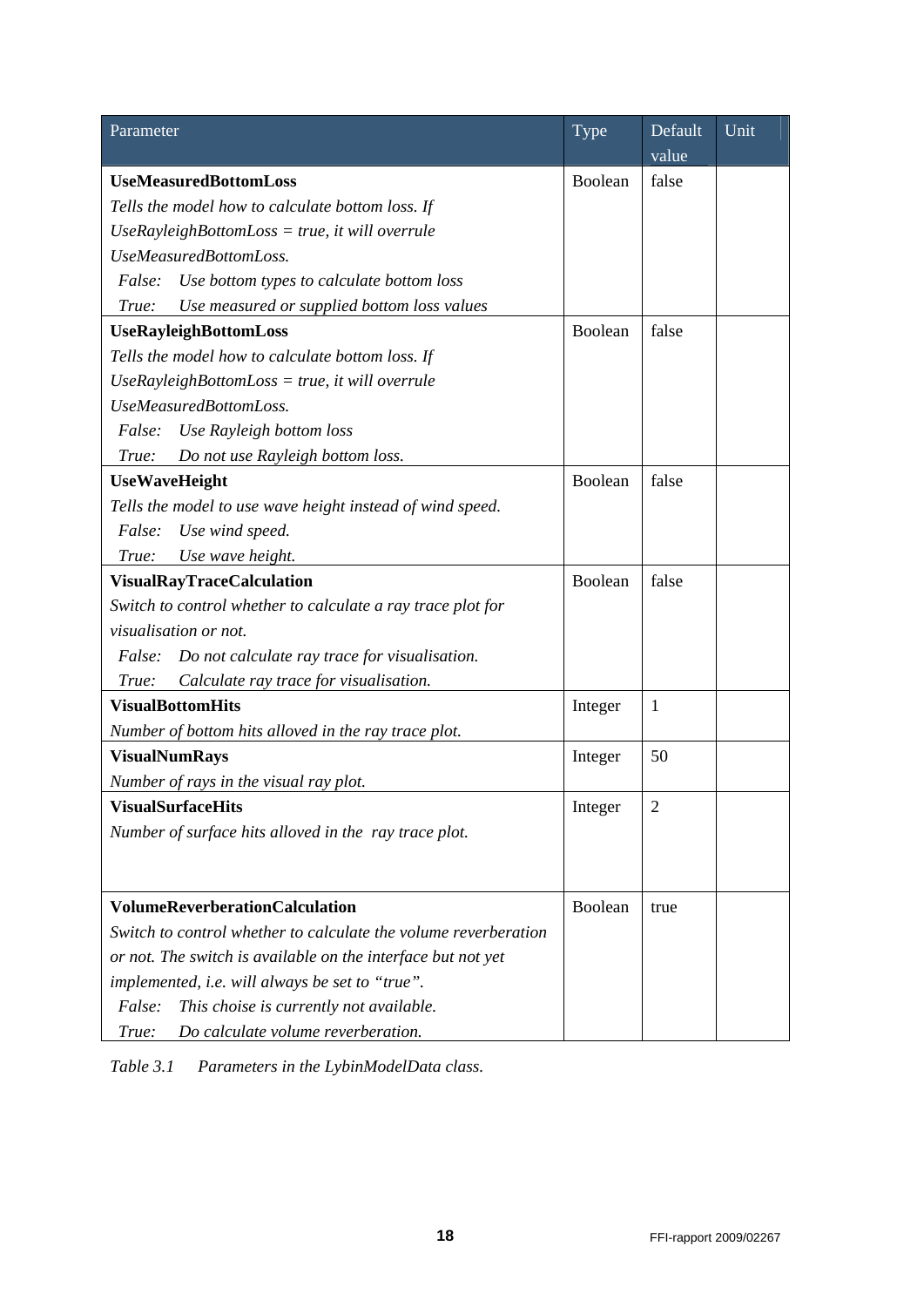| Parameter | Type | Default value | Unit |
|---|---|---|---|
| **UseMeasuredBottomLoss**<br>*Tells the model how to calculate bottom loss. If UseRayleighBottomLoss = true, it will overrule UseMeasuredBottomLoss.*<br>*False: Use bottom types to calculate bottom loss*<br>*True: Use measured or supplied bottom loss values* | Boolean | false | |
| **UseRayleighBottomLoss**<br>*Tells the model how to calculate bottom loss. If UseRayleighBottomLoss = true, it will overrule UseMeasuredBottomLoss.*<br>*False: Use Rayleigh bottom loss*<br>*True: Do not use Rayleigh bottom loss.* | Boolean | false | |
| **UseWaveHeight**<br>*Tells the model to use wave height instead of wind speed.*<br>*False: Use wind speed.*<br>*True: Use wave height.* | Boolean | false | |
| **VisualRayTraceCalculation**<br>*Switch to control whether to calculate a ray trace plot for visualisation or not.*<br>*False: Do not calculate ray trace for visualisation.*<br>*True: Calculate ray trace for visualisation.* | Boolean | false | |
| **VisualBottomHits**<br>*Number of bottom hits alloved in the ray trace plot.* | Integer | 1 | |
| **VisualNumRays**<br>*Number of rays in the visual ray plot.* | Integer | 50 | |
| **VisualSurfaceHits**<br>*Number of surface hits alloved in the ray trace plot.* | Integer | 2 | |
| **VolumeReverberationCalculation**<br>*Switch to control whether to calculate the volume reverberation or not. The switch is available on the interface but not yet implemented, i.e. will always be set to "true".*<br>*False: This choise is currently not available.*<br>*True: Do calculate volume reverberation.* | Boolean | true | |

*Table 3.1 Parameters in the LybinModelData class.*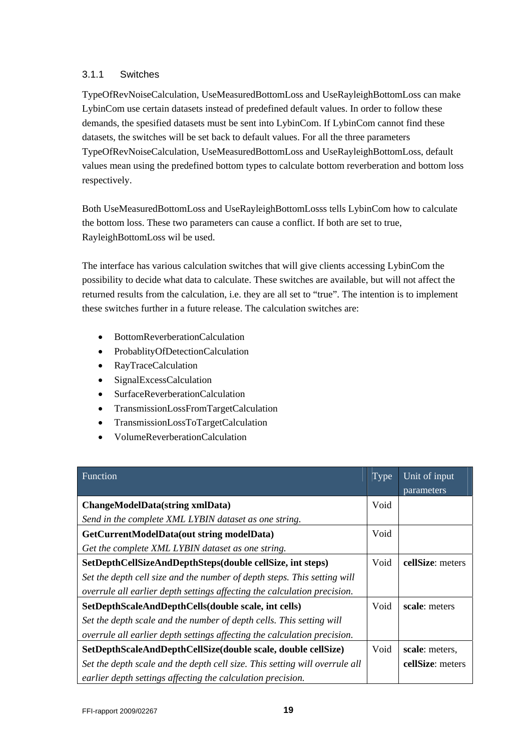### 3.1.1 Switches

TypeOfRevNoiseCalculation, UseMeasuredBottomLoss and UseRayleighBottomLoss can make LybinCom use certain datasets instead of predefined default values. In order to follow these demands, the spesified datasets must be sent into LybinCom. If LybinCom cannot find these datasets, the switches will be set back to default values. For all the three parameters TypeOfRevNoiseCalculation, UseMeasuredBottomLoss and UseRayleighBottomLoss, default values mean using the predefined bottom types to calculate bottom reverberation and bottom loss respectively.

Both UseMeasuredBottomLoss and UseRayleighBottomLosss tells LybinCom how to calculate the bottom loss. These two parameters can cause a conflict. If both are set to true, RayleighBottomLoss wil be used.

The interface has various calculation switches that will give clients accessing LybinCom the possibility to decide what data to calculate. These switches are available, but will not affect the returned results from the calculation, i.e. they are all set to "true". The intention is to implement these switches further in a future release. The calculation switches are:

- BottomReverberationCalculation
- ProbablityOfDetectionCalculation
- RayTraceCalculation
- SignalExcessCalculation
- SurfaceReverberationCalculation
- TransmissionLossFromTargetCalculation
- TransmissionLossToTargetCalculation
- VolumeReverberationCalculation

| Function | Type | Unit of input parameters |
|---|---|---|
| **ChangeModelData(string xmlData)**<br>*Send in the complete XML LYBIN dataset as one string.* | Void | |
| **GetCurrentModelData(out string modelData)**<br>*Get the complete XML LYBIN dataset as one string.* | Void | |
| **SetDepthCellSizeAndDepthSteps(double cellSize, int steps)**<br>*Set the depth cell size and the number of depth steps. This setting will overrule all earlier depth settings affecting the calculation precision.* | Void | **cellSize**: meters |
| **SetDepthScaleAndDepthCells(double scale, int cells)**<br>*Set the depth scale and the number of depth cells. This setting will overrule all earlier depth settings affecting the calculation precision.* | Void | **scale**: meters |
| **SetDepthScaleAndDepthCellSize(double scale, double cellSize)**<br>*Set the depth scale and the depth cell size. This setting will overrule all earlier depth settings affecting the calculation precision.* | Void | **scale**: meters,<br>**cellSize**: meters |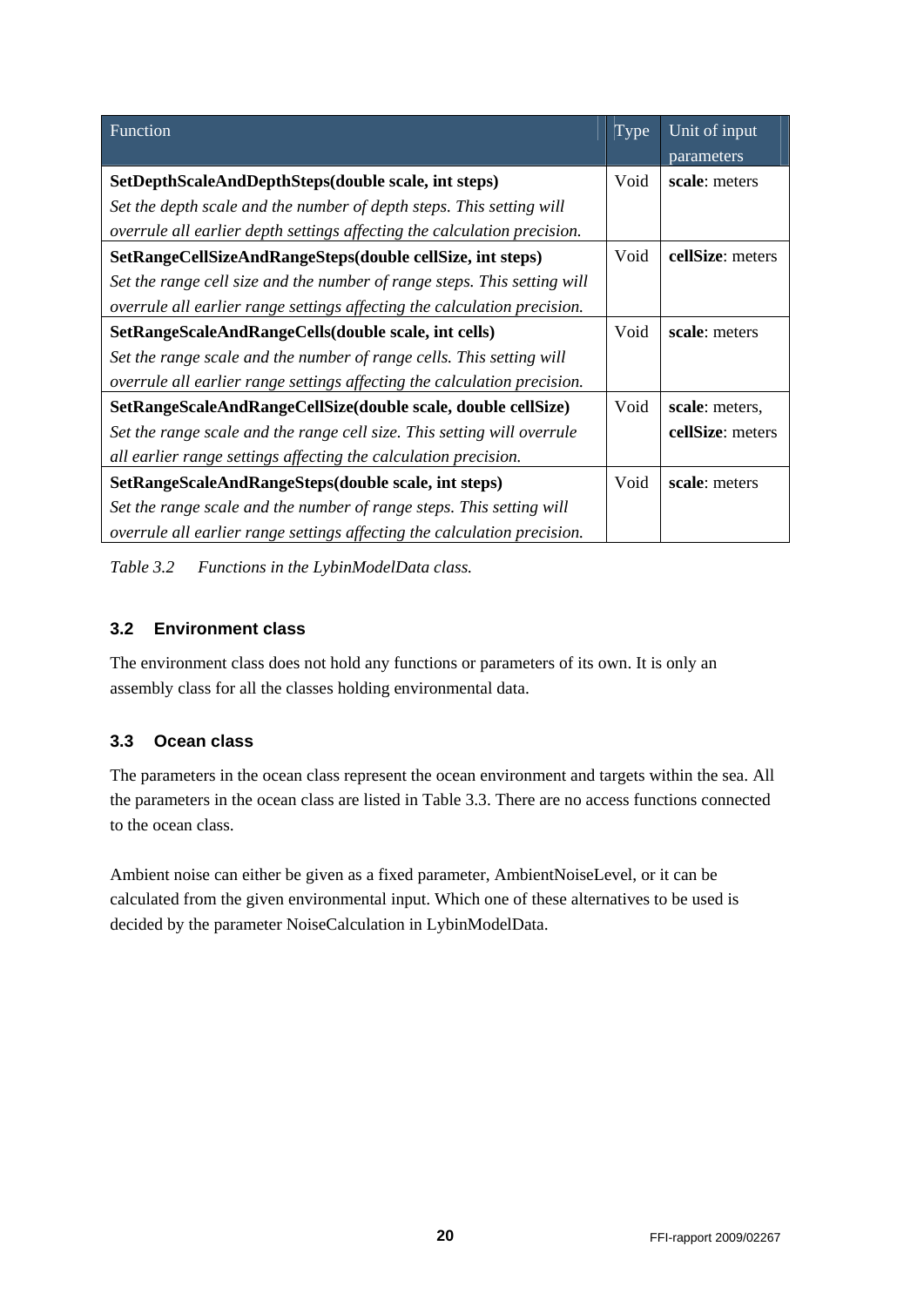| Function | Type | Unit of input parameters |
|---|---|---|
| **SetDepthScaleAndDepthSteps(double scale, int steps)**<br>*Set the depth scale and the number of depth steps. This setting will overrule all earlier depth settings affecting the calculation precision.* | Void | **scale**: meters |
| **SetRangeCellSizeAndRangeSteps(double cellSize, int steps)**<br>*Set the range cell size and the number of range steps. This setting will overrule all earlier range settings affecting the calculation precision.* | Void | **cellSize**: meters |
| **SetRangeScaleAndRangeCells(double scale, int cells)**<br>*Set the range scale and the number of range cells. This setting will overrule all earlier range settings affecting the calculation precision.* | Void | **scale**: meters |
| **SetRangeScaleAndRangeCellSize(double scale, double cellSize)**<br>*Set the range scale and the range cell size. This setting will overrule all earlier range settings affecting the calculation precision.* | Void | **scale**: meters, **cellSize**: meters |
| **SetRangeScaleAndRangeSteps(double scale, int steps)**<br>*Set the range scale and the number of range steps. This setting will overrule all earlier range settings affecting the calculation precision.* | Void | **scale**: meters |

*Table 3.2 Functions in the LybinModelData class.*

### 3.2 Environment class

The environment class does not hold any functions or parameters of its own. It is only an assembly class for all the classes holding environmental data.

### 3.3 Ocean class

The parameters in the ocean class represent the ocean environment and targets within the sea. All the parameters in the ocean class are listed in Table 3.3. There are no access functions connected to the ocean class.

Ambient noise can either be given as a fixed parameter, AmbientNoiseLevel, or it can be calculated from the given environmental input. Which one of these alternatives to be used is decided by the parameter NoiseCalculation in LybinModelData.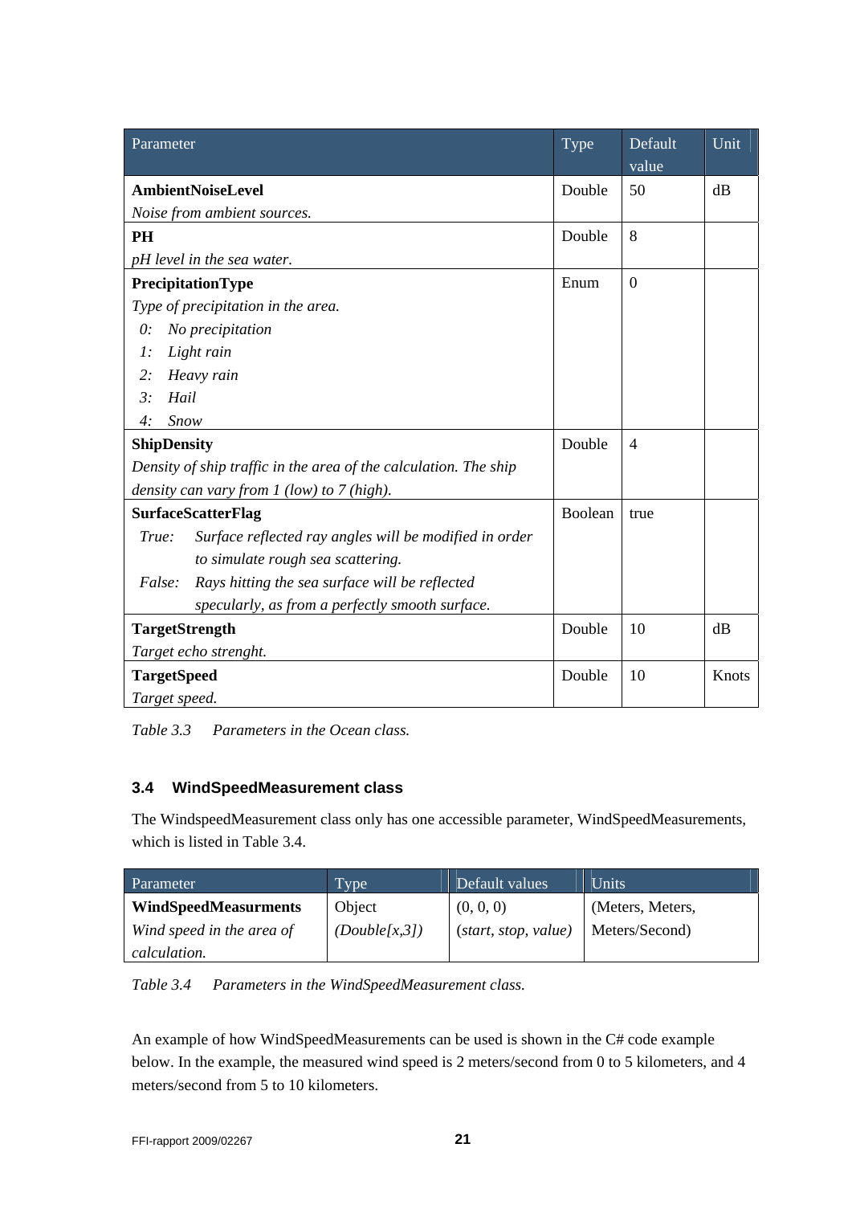| Parameter | Type | Default value | Unit |
|---|---|---|---|
| **AmbientNoiseLevel**<br>*Noise from ambient sources.* | Double | 50 | dB |
| **PH**<br>*pH level in the sea water.* | Double | 8 | |
| **PrecipitationType**<br>*Type of precipitation in the area.*<br>*0: No precipitation*<br>*1: Light rain*<br>*2: Heavy rain*<br>*3: Hail*<br>*4: Snow* | Enum | 0 | |
| **ShipDensity**<br>*Density of ship traffic in the area of the calculation. The ship density can vary from 1 (low) to 7 (high).* | Double | 4 | |
| **SurfaceScatterFlag**<br>*True: Surface reflected ray angles will be modified in order to simulate rough sea scattering.*<br>*False: Rays hitting the sea surface will be reflected specularly, as from a perfectly smooth surface.* | Boolean | true | |
| **TargetStrength**<br>*Target echo strenght.* | Double | 10 | dB |
| **TargetSpeed**<br>*Target speed.* | Double | 10 | Knots |

*Table 3.3 Parameters in the Ocean class.*

### 3.4 WindSpeedMeasurement class

The WindspeedMeasurement class only has one accessible parameter, WindSpeedMeasurements, which is listed in Table 3.4.

| Parameter | Type | Default values | Units |
|---|---|---|---|
| **WindSpeedMeasurments**<br>*Wind speed in the area of calculation.* | Object<br>*(Double[x,3])* | (0, 0, 0)<br>(*start, stop, value*) | (Meters, Meters, Meters/Second) |

*Table 3.4 Parameters in the WindSpeedMeasurement class.*

An example of how WindSpeedMeasurements can be used is shown in the C# code example below. In the example, the measured wind speed is 2 meters/second from 0 to 5 kilometers, and 4 meters/second from 5 to 10 kilometers.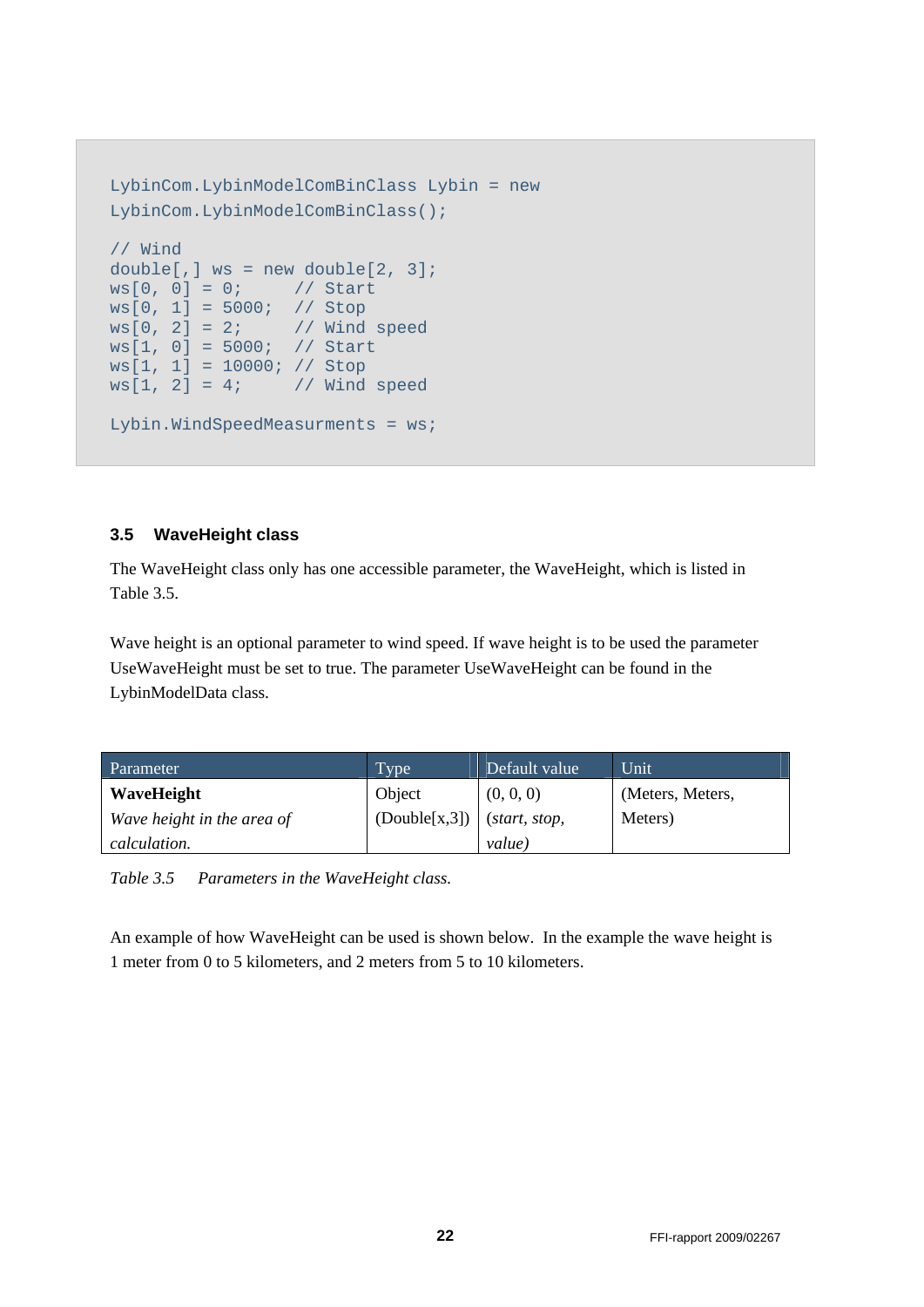```
LybinCom.LybinModelComBinClass Lybin = new
LybinCom.LybinModelComBinClass();

// Wind
double[,] ws = new double[2, 3];
ws[0, 0] = 0;      // Start
ws[0, 1] = 5000;   // Stop
ws[0, 2] = 2;      // Wind speed
ws[1, 0] = 5000;   // Start
ws[1, 1] = 10000;  // Stop
ws[1, 2] = 4;      // Wind speed

Lybin.WindSpeedMeasurments = ws;
```

### 3.5 WaveHeight class

The WaveHeight class only has one accessible parameter, the WaveHeight, which is listed in Table 3.5.

Wave height is an optional parameter to wind speed. If wave height is to be used the parameter UseWaveHeight must be set to true. The parameter UseWaveHeight can be found in the LybinModelData class.

| Parameter | Type | Default value | Unit |
|---|---|---|---|
| **WaveHeight**<br>*Wave height in the area of calculation.* | Object<br>(Double[x,3]) | (0, 0, 0)<br>(*start, stop, value)* | (Meters, Meters, Meters) |

*Table 3.5 Parameters in the WaveHeight class.*

An example of how WaveHeight can be used is shown below. In the example the wave height is 1 meter from 0 to 5 kilometers, and 2 meters from 5 to 10 kilometers.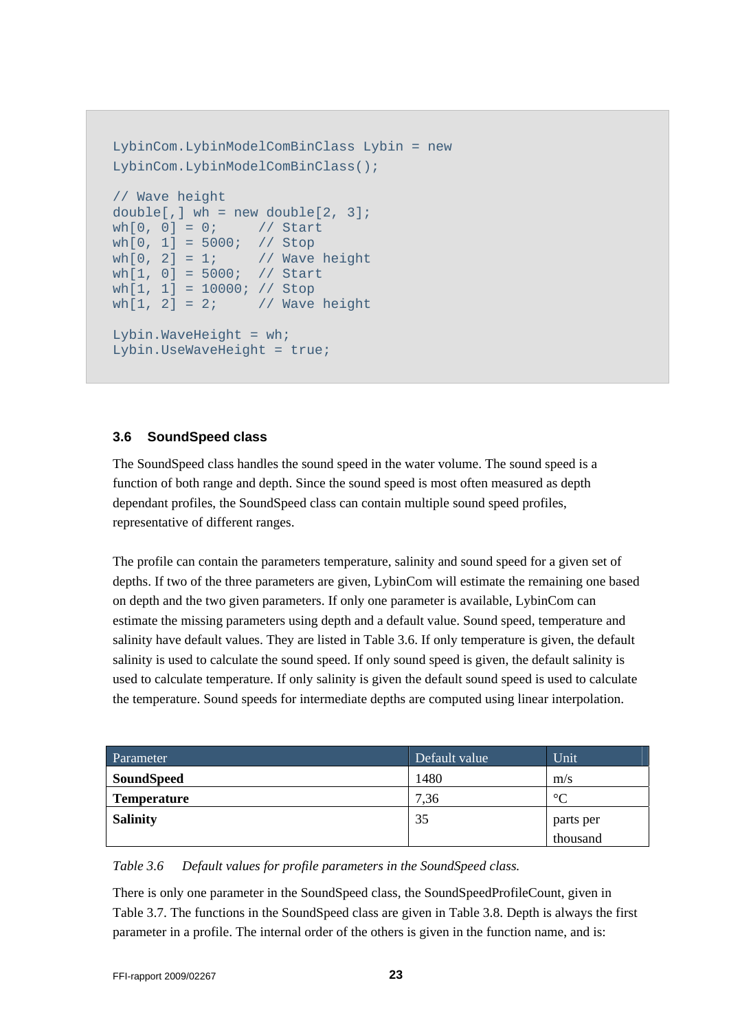```
LybinCom.LybinModelComBinClass Lybin = new
LybinCom.LybinModelComBinClass();

// Wave height
double[,] wh = new double[2, 3];
wh[0, 0] = 0;     // Start
wh[0, 1] = 5000;  // Stop
wh[0, 2] = 1;     // Wave height
wh[1, 0] = 5000;  // Start
wh[1, 1] = 10000; // Stop
wh[1, 2] = 2;     // Wave height

Lybin.WaveHeight = wh;
Lybin.UseWaveHeight = true;
```

### 3.6 SoundSpeed class

The SoundSpeed class handles the sound speed in the water volume. The sound speed is a function of both range and depth. Since the sound speed is most often measured as depth dependant profiles, the SoundSpeed class can contain multiple sound speed profiles, representative of different ranges.

The profile can contain the parameters temperature, salinity and sound speed for a given set of depths. If two of the three parameters are given, LybinCom will estimate the remaining one based on depth and the two given parameters. If only one parameter is available, LybinCom can estimate the missing parameters using depth and a default value. Sound speed, temperature and salinity have default values. They are listed in Table 3.6. If only temperature is given, the default salinity is used to calculate the sound speed. If only sound speed is given, the default salinity is used to calculate temperature. If only salinity is given the default sound speed is used to calculate the temperature. Sound speeds for intermediate depths are computed using linear interpolation.

| Parameter | Default value | Unit |
|---|---|---|
| **SoundSpeed** | 1480 | m/s |
| **Temperature** | 7,36 | °C |
| **Salinity** | 35 | parts per thousand |

*Table 3.6 Default values for profile parameters in the SoundSpeed class.*

There is only one parameter in the SoundSpeed class, the SoundSpeedProfileCount, given in Table 3.7. The functions in the SoundSpeed class are given in Table 3.8. Depth is always the first parameter in a profile. The internal order of the others is given in the function name, and is: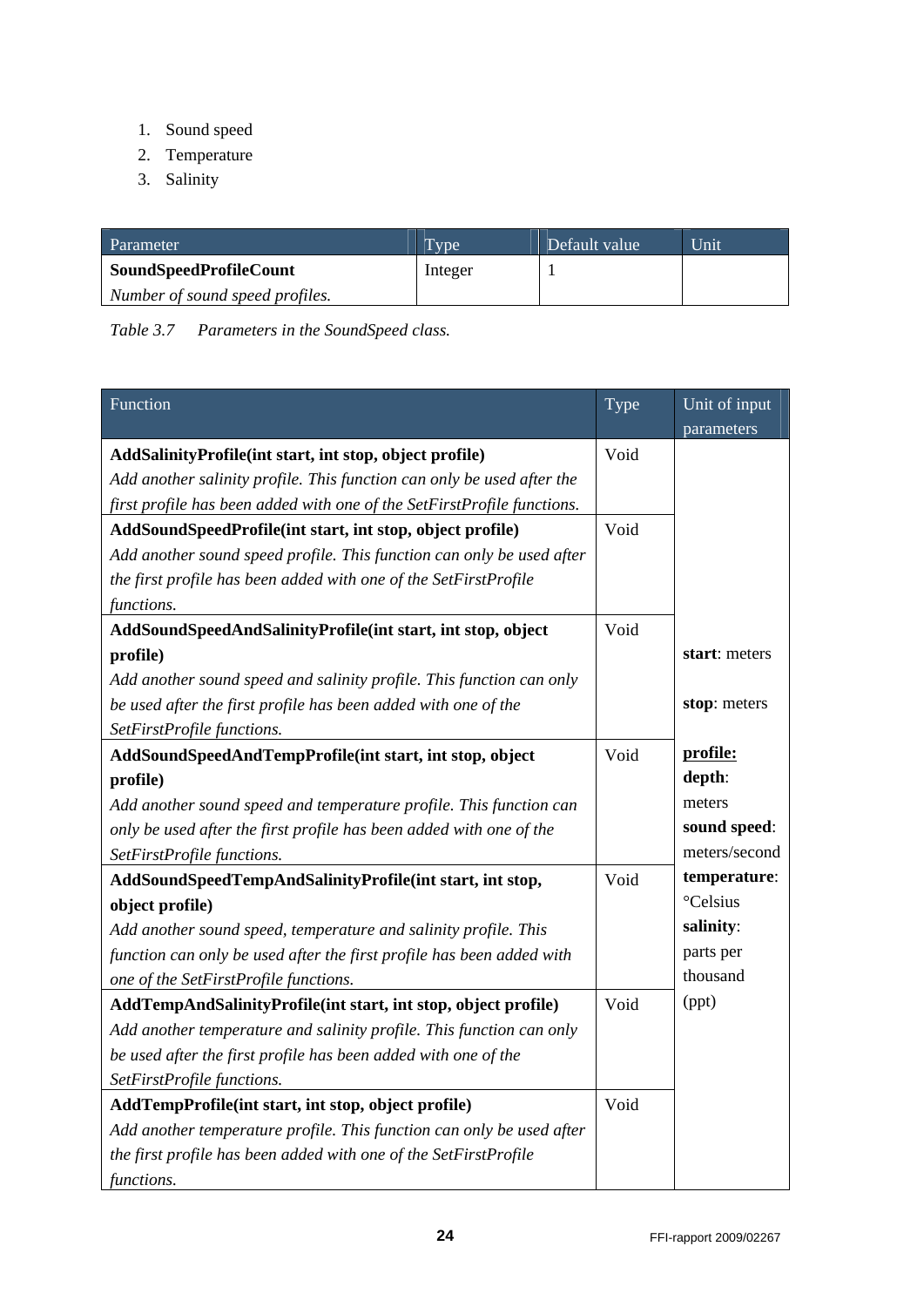1. Sound speed
2. Temperature
3. Salinity

| Parameter | Type | Default value | Unit |
|---|---|---|---|
| **SoundSpeedProfileCount**<br>*Number of sound speed profiles.* | Integer | 1 | |

*Table 3.7 Parameters in the SoundSpeed class.*

| Function | Type | Unit of input parameters |
|---|---|---|
| **AddSalinityProfile(int start, int stop, object profile)**<br>*Add another salinity profile. This function can only be used after the first profile has been added with one of the SetFirstProfile functions.* | Void | **start**: meters<br><br>**stop**: meters<br><br>**profile:**<br>**depth**: meters<br>**sound speed**: meters/second<br>**temperature**: °Celsius<br>**salinity**: parts per thousand (ppt) |
| **AddSoundSpeedProfile(int start, int stop, object profile)**<br>*Add another sound speed profile. This function can only be used after the first profile has been added with one of the SetFirstProfile functions.* | Void | |
| **AddSoundSpeedAndSalinityProfile(int start, int stop, object profile)**<br>*Add another sound speed and salinity profile. This function can only be used after the first profile has been added with one of the SetFirstProfile functions.* | Void | |
| **AddSoundSpeedAndTempProfile(int start, int stop, object profile)**<br>*Add another sound speed and temperature profile. This function can only be used after the first profile has been added with one of the SetFirstProfile functions.* | Void | |
| **AddSoundSpeedTempAndSalinityProfile(int start, int stop, object profile)**<br>*Add another sound speed, temperature and salinity profile. This function can only be used after the first profile has been added with one of the SetFirstProfile functions.* | Void | |
| **AddTempAndSalinityProfile(int start, int stop, object profile)**<br>*Add another temperature and salinity profile. This function can only be used after the first profile has been added with one of the SetFirstProfile functions.* | Void | |
| **AddTempProfile(int start, int stop, object profile)**<br>*Add another temperature profile. This function can only be used after the first profile has been added with one of the SetFirstProfile functions.* | Void | |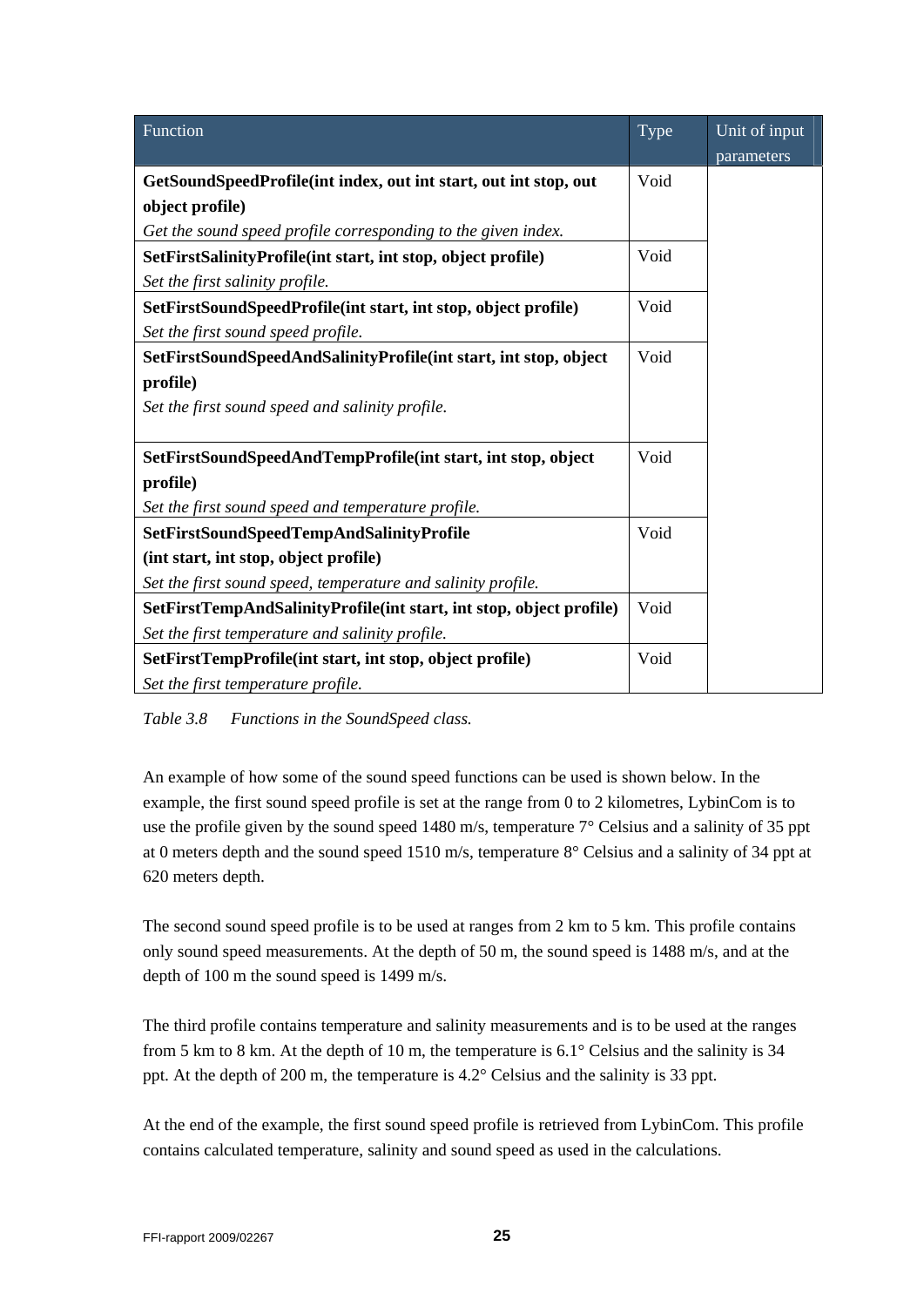| Function | Type | Unit of input parameters |
|---|---|---|
| **GetSoundSpeedProfile(int index, out int start, out int stop, out object profile)**<br>*Get the sound speed profile corresponding to the given index.* | Void | |
| **SetFirstSalinityProfile(int start, int stop, object profile)**<br>*Set the first salinity profile.* | Void | |
| **SetFirstSoundSpeedProfile(int start, int stop, object profile)**<br>*Set the first sound speed profile.* | Void | |
| **SetFirstSoundSpeedAndSalinityProfile(int start, int stop, object profile)**<br>*Set the first sound speed and salinity profile.* | Void | |
| **SetFirstSoundSpeedAndTempProfile(int start, int stop, object profile)**<br>*Set the first sound speed and temperature profile.* | Void | |
| **SetFirstSoundSpeedTempAndSalinityProfile (int start, int stop, object profile)**<br>*Set the first sound speed, temperature and salinity profile.* | Void | |
| **SetFirstTempAndSalinityProfile(int start, int stop, object profile)**<br>*Set the first temperature and salinity profile.* | Void | |
| **SetFirstTempProfile(int start, int stop, object profile)**<br>*Set the first temperature profile.* | Void | |

*Table 3.8 Functions in the SoundSpeed class.*

An example of how some of the sound speed functions can be used is shown below. In the example, the first sound speed profile is set at the range from 0 to 2 kilometres, LybinCom is to use the profile given by the sound speed 1480 m/s, temperature 7° Celsius and a salinity of 35 ppt at 0 meters depth and the sound speed 1510 m/s, temperature 8° Celsius and a salinity of 34 ppt at 620 meters depth.

The second sound speed profile is to be used at ranges from 2 km to 5 km. This profile contains only sound speed measurements. At the depth of 50 m, the sound speed is 1488 m/s, and at the depth of 100 m the sound speed is 1499 m/s.

The third profile contains temperature and salinity measurements and is to be used at the ranges from 5 km to 8 km. At the depth of 10 m, the temperature is 6.1° Celsius and the salinity is 34 ppt. At the depth of 200 m, the temperature is 4.2° Celsius and the salinity is 33 ppt.

At the end of the example, the first sound speed profile is retrieved from LybinCom. This profile contains calculated temperature, salinity and sound speed as used in the calculations.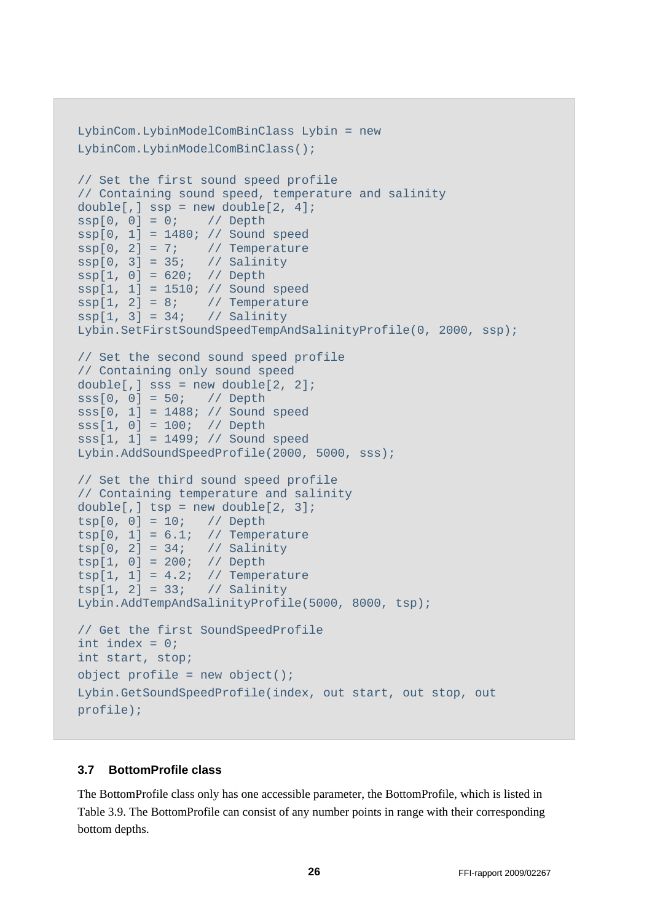```
LybinCom.LybinModelComBinClass Lybin = new
LybinCom.LybinModelComBinClass();

// Set the first sound speed profile
// Containing sound speed, temperature and salinity
double[,] ssp = new double[2, 4];
ssp[0, 0] = 0;    // Depth
ssp[0, 1] = 1480; // Sound speed
ssp[0, 2] = 7;    // Temperature
ssp[0, 3] = 35;   // Salinity
ssp[1, 0] = 620;  // Depth
ssp[1, 1] = 1510; // Sound speed
ssp[1, 2] = 8;    // Temperature
ssp[1, 3] = 34;   // Salinity
Lybin.SetFirstSoundSpeedTempAndSalinityProfile(0, 2000, ssp);

// Set the second sound speed profile
// Containing only sound speed
double[,] sss = new double[2, 2];
sss[0, 0] = 50;   // Depth
sss[0, 1] = 1488; // Sound speed
sss[1, 0] = 100;  // Depth
sss[1, 1] = 1499; // Sound speed
Lybin.AddSoundSpeedProfile(2000, 5000, sss);

// Set the third sound speed profile
// Containing temperature and salinity
double[,] tsp = new double[2, 3];
tsp[0, 0] = 10;   // Depth
tsp[0, 1] = 6.1;  // Temperature
tsp[0, 2] = 34;   // Salinity
tsp[1, 0] = 200;  // Depth
tsp[1, 1] = 4.2;  // Temperature
tsp[1, 2] = 33;   // Salinity
Lybin.AddTempAndSalinityProfile(5000, 8000, tsp);

// Get the first SoundSpeedProfile
int index = 0;
int start, stop;
object profile = new object();
Lybin.GetSoundSpeedProfile(index, out start, out stop, out
profile);
```

### 3.7 BottomProfile class

The BottomProfile class only has one accessible parameter, the BottomProfile, which is listed in Table 3.9. The BottomProfile can consist of any number points in range with their corresponding bottom depths.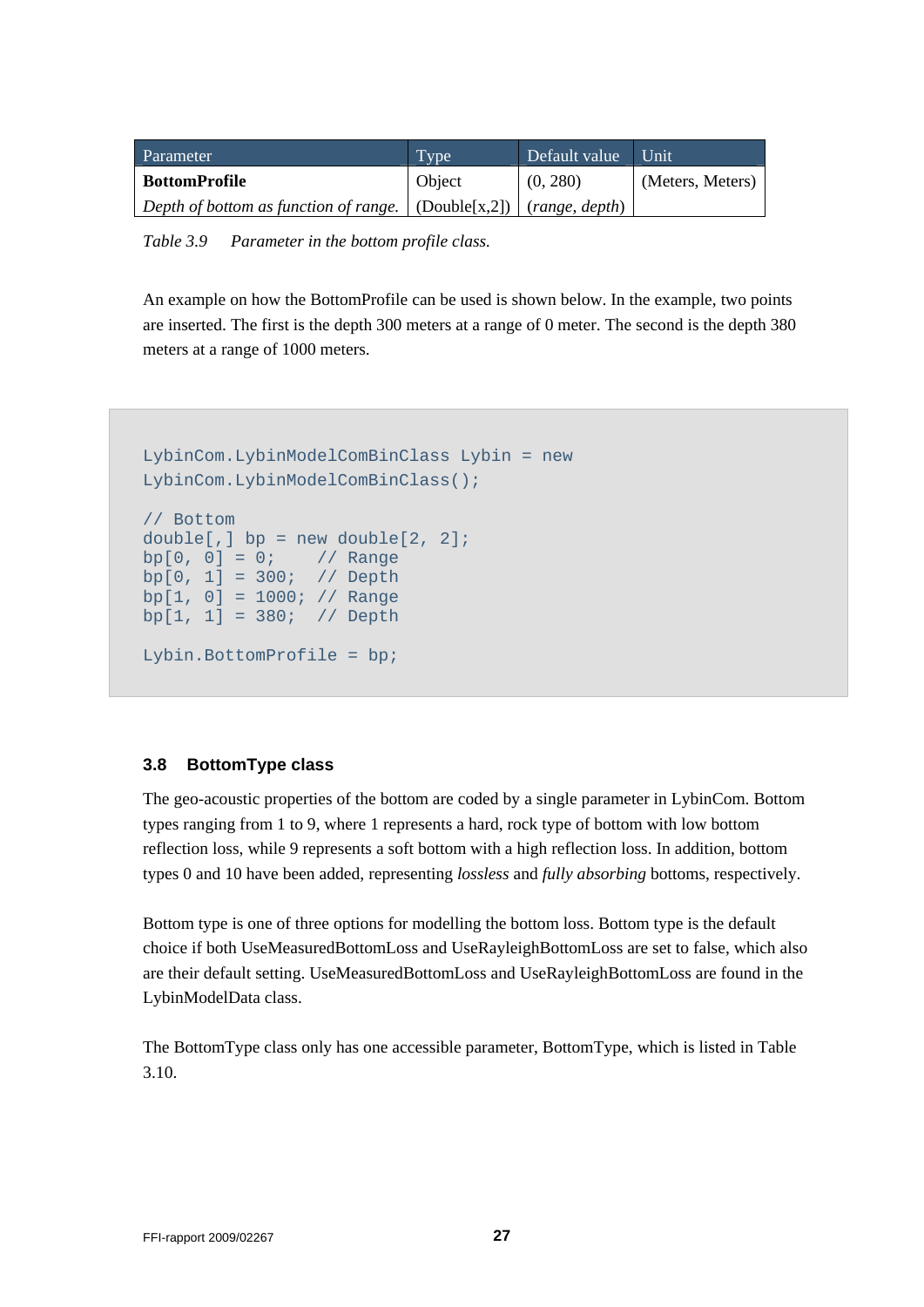| Parameter | Type | Default value | Unit |
|---|---|---|---|
| **BottomProfile** | Object | (0, 280) | (Meters, Meters) |
| *Depth of bottom as function of range.* | (Double[x,2]) | (*range, depth*) | |

*Table 3.9 Parameter in the bottom profile class.*

An example on how the BottomProfile can be used is shown below. In the example, two points are inserted. The first is the depth 300 meters at a range of 0 meter. The second is the depth 380 meters at a range of 1000 meters.

```
LybinCom.LybinModelComBinClass Lybin = new
LybinCom.LybinModelComBinClass();

// Bottom
double[,] bp = new double[2, 2];
bp[0, 0] = 0;    // Range
bp[0, 1] = 300;  // Depth
bp[1, 0] = 1000; // Range
bp[1, 1] = 380;  // Depth

Lybin.BottomProfile = bp;
```

### 3.8 BottomType class

The geo-acoustic properties of the bottom are coded by a single parameter in LybinCom. Bottom types ranging from 1 to 9, where 1 represents a hard, rock type of bottom with low bottom reflection loss, while 9 represents a soft bottom with a high reflection loss. In addition, bottom types 0 and 10 have been added, representing *lossless* and *fully absorbing* bottoms, respectively.

Bottom type is one of three options for modelling the bottom loss. Bottom type is the default choice if both UseMeasuredBottomLoss and UseRayleighBottomLoss are set to false, which also are their default setting. UseMeasuredBottomLoss and UseRayleighBottomLoss are found in the LybinModelData class.

The BottomType class only has one accessible parameter, BottomType, which is listed in Table 3.10.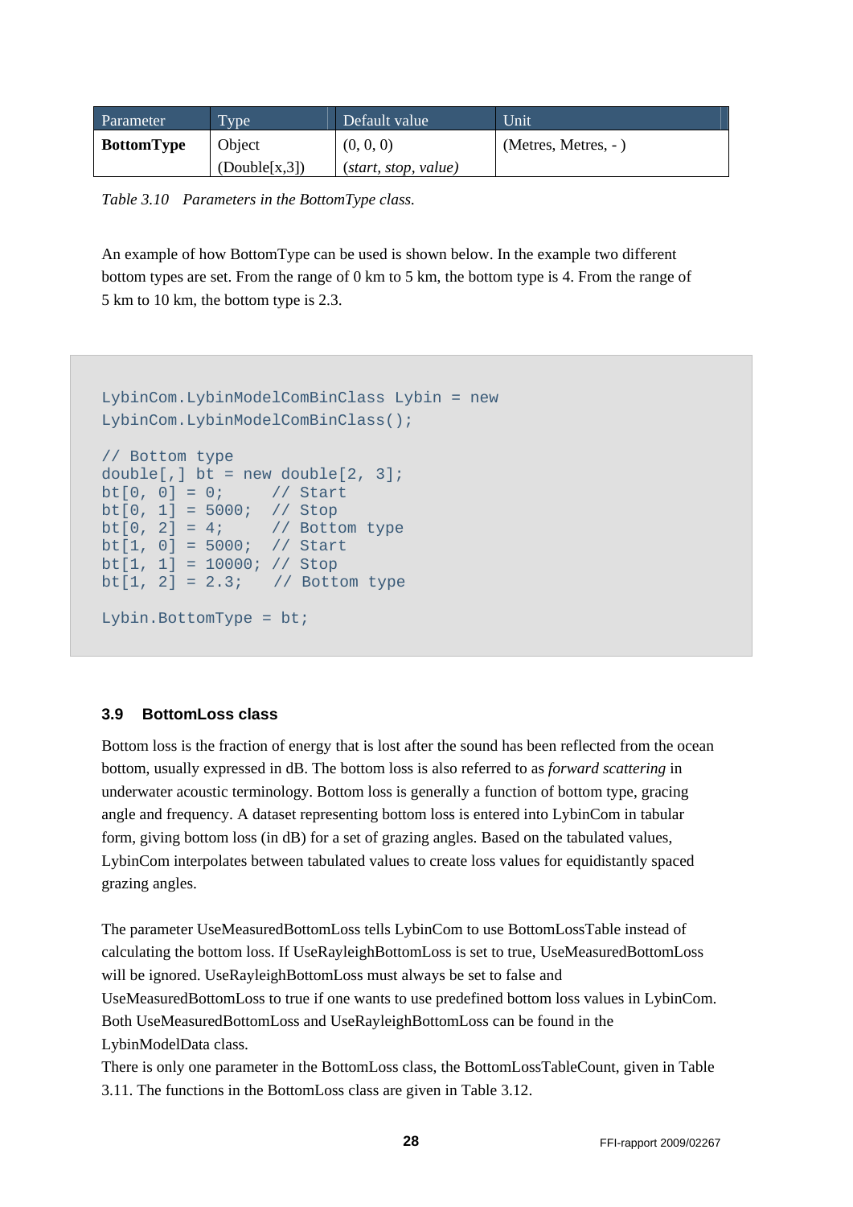| Parameter | Type | Default value | Unit |
|---|---|---|---|
| **BottomType** | Object (Double[x,3]) | (0, 0, 0) (*start, stop, value*) | (Metres, Metres, - ) |

*Table 3.10 Parameters in the BottomType class.*

An example of how BottomType can be used is shown below. In the example two different bottom types are set. From the range of 0 km to 5 km, the bottom type is 4. From the range of 5 km to 10 km, the bottom type is 2.3.

```
LybinCom.LybinModelComBinClass Lybin = new
LybinCom.LybinModelComBinClass();

// Bottom type
double[,] bt = new double[2, 3];
bt[0, 0] = 0;      // Start
bt[0, 1] = 5000;   // Stop
bt[0, 2] = 4;      // Bottom type
bt[1, 0] = 5000;   // Start
bt[1, 1] = 10000;  // Stop
bt[1, 2] = 2.3;    // Bottom type

Lybin.BottomType = bt;
```

### 3.9 BottomLoss class

Bottom loss is the fraction of energy that is lost after the sound has been reflected from the ocean bottom, usually expressed in dB. The bottom loss is also referred to as *forward scattering* in underwater acoustic terminology. Bottom loss is generally a function of bottom type, gracing angle and frequency. A dataset representing bottom loss is entered into LybinCom in tabular form, giving bottom loss (in dB) for a set of grazing angles. Based on the tabulated values, LybinCom interpolates between tabulated values to create loss values for equidistantly spaced grazing angles.

The parameter UseMeasuredBottomLoss tells LybinCom to use BottomLossTable instead of calculating the bottom loss. If UseRayleighBottomLoss is set to true, UseMeasuredBottomLoss will be ignored. UseRayleighBottomLoss must always be set to false and UseMeasuredBottomLoss to true if one wants to use predefined bottom loss values in LybinCom. Both UseMeasuredBottomLoss and UseRayleighBottomLoss can be found in the LybinModelData class.
There is only one parameter in the BottomLoss class, the BottomLossTableCount, given in Table 3.11. The functions in the BottomLoss class are given in Table 3.12.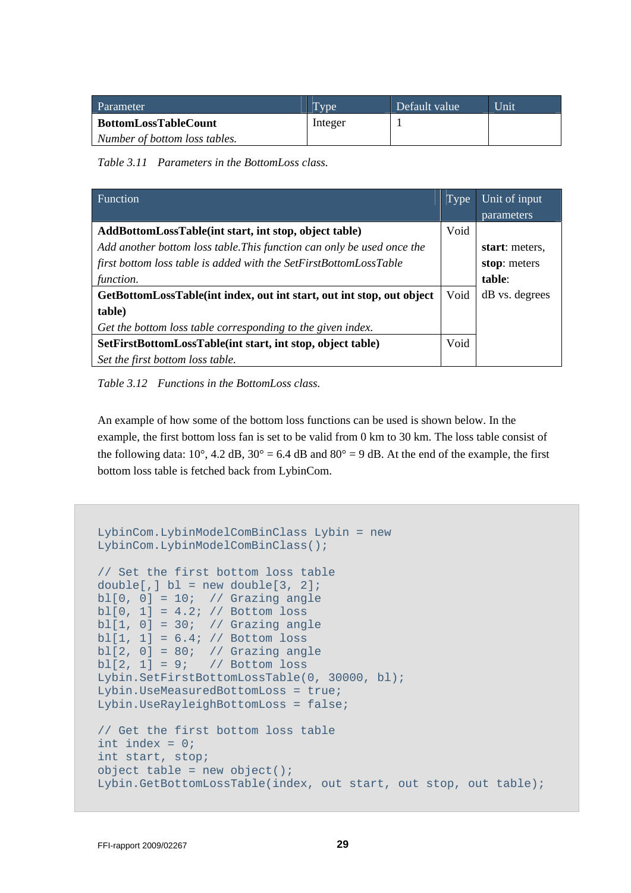| Parameter | Type | Default value | Unit |
|---|---|---|---|
| **BottomLossTableCount**<br>*Number of bottom loss tables.* | Integer | 1 | |

Table 3.11 *Parameters in the BottomLoss class.*

| Function | Type | Unit of input parameters |
|---|---|---|
| **AddBottomLossTable(int start, int stop, object table)**<br>*Add another bottom loss table.This function can only be used once the first bottom loss table is added with the SetFirstBottomLossTable function.* | Void | **start**: meters,<br>**stop**: meters<br>**table**:<br>dB vs. degrees |
| **GetBottomLossTable(int index, out int start, out int stop, out object table)**<br>*Get the bottom loss table corresponding to the given index.* | Void | |
| **SetFirstBottomLossTable(int start, int stop, object table)**<br>*Set the first bottom loss table.* | Void | |

Table 3.12 *Functions in the BottomLoss class.*

An example of how some of the bottom loss functions can be used is shown below. In the example, the first bottom loss fan is set to be valid from 0 km to 30 km. The loss table consist of the following data: 10°, 4.2 dB, 30° = 6.4 dB and 80° = 9 dB. At the end of the example, the first bottom loss table is fetched back from LybinCom.

```
LybinCom.LybinModelComBinClass Lybin = new
LybinCom.LybinModelComBinClass();

// Set the first bottom loss table
double[,] bl = new double[3, 2];
bl[0, 0] = 10;  // Grazing angle
bl[0, 1] = 4.2; // Bottom loss
bl[1, 0] = 30;  // Grazing angle
bl[1, 1] = 6.4; // Bottom loss
bl[2, 0] = 80;  // Grazing angle
bl[2, 1] = 9;   // Bottom loss
Lybin.SetFirstBottomLossTable(0, 30000, bl);
Lybin.UseMeasuredBottomLoss = true;
Lybin.UseRayleighBottomLoss = false;

// Get the first bottom loss table
int index = 0;
int start, stop;
object table = new object();
Lybin.GetBottomLossTable(index, out start, out stop, out table);
```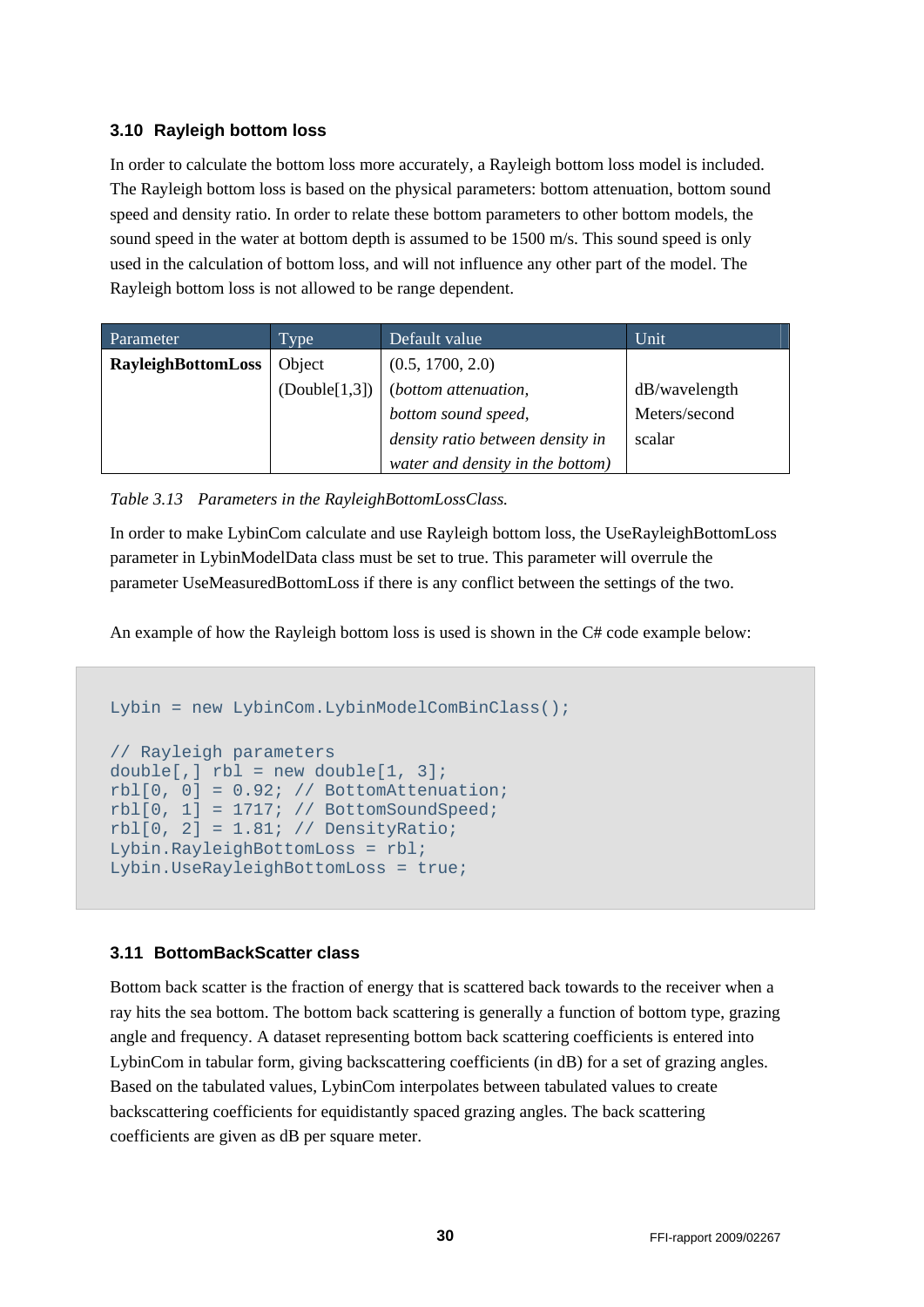### 3.10 Rayleigh bottom loss

In order to calculate the bottom loss more accurately, a Rayleigh bottom loss model is included. The Rayleigh bottom loss is based on the physical parameters: bottom attenuation, bottom sound speed and density ratio. In order to relate these bottom parameters to other bottom models, the sound speed in the water at bottom depth is assumed to be 1500 m/s. This sound speed is only used in the calculation of bottom loss, and will not influence any other part of the model. The Rayleigh bottom loss is not allowed to be range dependent.

| Parameter | Type | Default value | Unit |
|---|---|---|---|
| **RayleighBottomLoss** | Object (Double[1,3]) | (0.5, 1700, 2.0) *(bottom attenuation, bottom sound speed, density ratio between density in water and density in the bottom)* | dB/wavelength Meters/second scalar |

*Table 3.13 Parameters in the RayleighBottomLossClass.*

In order to make LybinCom calculate and use Rayleigh bottom loss, the UseRayleighBottomLoss parameter in LybinModelData class must be set to true. This parameter will overrule the parameter UseMeasuredBottomLoss if there is any conflict between the settings of the two.

An example of how the Rayleigh bottom loss is used is shown in the C# code example below:

```
Lybin = new LybinCom.LybinModelComBinClass();

// Rayleigh parameters
double[,] rbl = new double[1, 3];
rbl[0, 0] = 0.92; // BottomAttenuation;
rbl[0, 1] = 1717; // BottomSoundSpeed;
rbl[0, 2] = 1.81; // DensityRatio;
Lybin.RayleighBottomLoss = rbl;
Lybin.UseRayleighBottomLoss = true;
```

### 3.11 BottomBackScatter class

Bottom back scatter is the fraction of energy that is scattered back towards to the receiver when a ray hits the sea bottom. The bottom back scattering is generally a function of bottom type, grazing angle and frequency. A dataset representing bottom back scattering coefficients is entered into LybinCom in tabular form, giving backscattering coefficients (in dB) for a set of grazing angles. Based on the tabulated values, LybinCom interpolates between tabulated values to create backscattering coefficients for equidistantly spaced grazing angles. The back scattering coefficients are given as dB per square meter.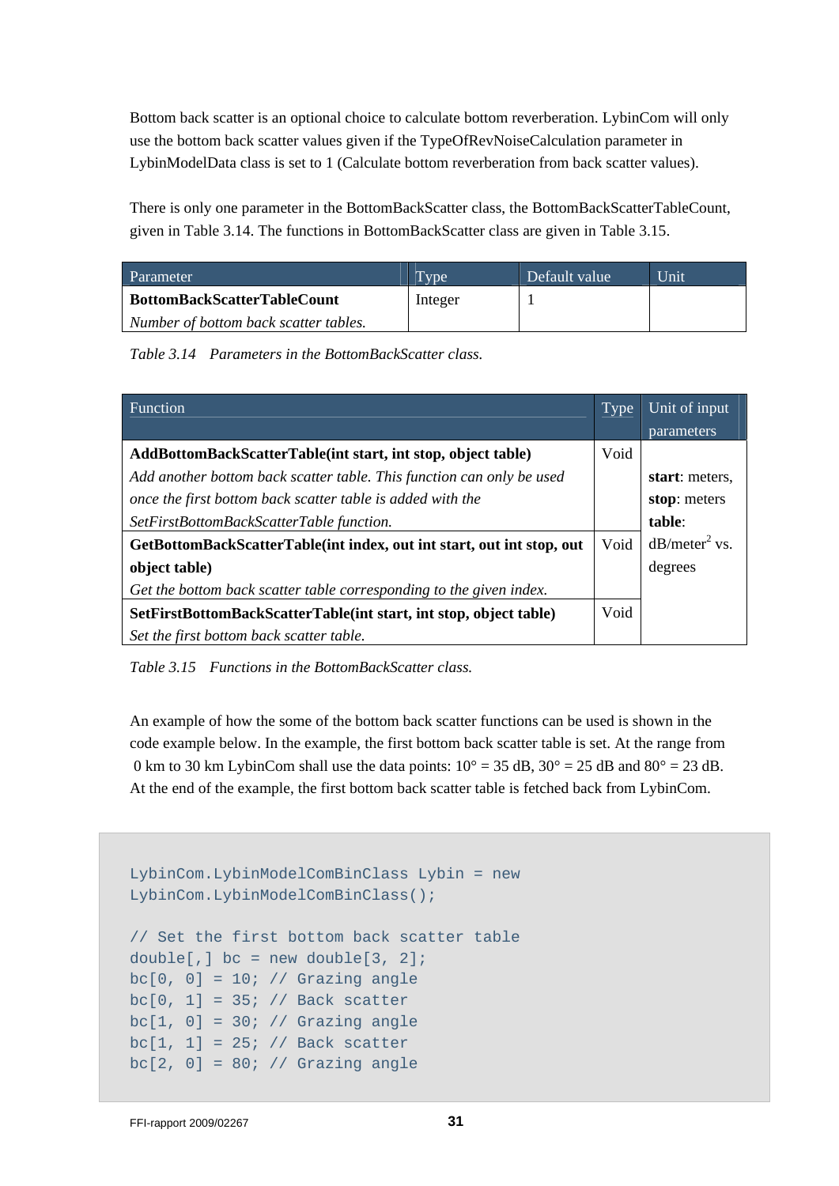Bottom back scatter is an optional choice to calculate bottom reverberation. LybinCom will only use the bottom back scatter values given if the TypeOfRevNoiseCalculation parameter in LybinModelData class is set to 1 (Calculate bottom reverberation from back scatter values).

There is only one parameter in the BottomBackScatter class, the BottomBackScatterTableCount, given in Table 3.14. The functions in BottomBackScatter class are given in Table 3.15.

| Parameter | Type | Default value | Unit |
|---|---|---|---|
| **BottomBackScatterTableCount**<br>*Number of bottom back scatter tables.* | Integer | 1 | |

*Table 3.14 Parameters in the BottomBackScatter class.*

| Function | Type | Unit of input parameters |
|---|---|---|
| **AddBottomBackScatterTable(int start, int stop, object table)**<br>*Add another bottom back scatter table. This function can only be used once the first bottom back scatter table is added with the SetFirstBottomBackScatterTable function.* | Void | **start**: meters,<br>**stop**: meters<br>**table**: dB/meter$^2$ vs. degrees |
| **GetBottomBackScatterTable(int index, out int start, out int stop, out object table)**<br>*Get the bottom back scatter table corresponding to the given index.* | Void | |
| **SetFirstBottomBackScatterTable(int start, int stop, object table)**<br>*Set the first bottom back scatter table.* | Void | |

*Table 3.15 Functions in the BottomBackScatter class.*

An example of how the some of the bottom back scatter functions can be used is shown in the code example below. In the example, the first bottom back scatter table is set. At the range from 0 km to 30 km LybinCom shall use the data points: 10° = 35 dB, 30° = 25 dB and 80° = 23 dB. At the end of the example, the first bottom back scatter table is fetched back from LybinCom.

```
LybinCom.LybinModelComBinClass Lybin = new
LybinCom.LybinModelComBinClass();

// Set the first bottom back scatter table
double[,] bc = new double[3, 2];
bc[0, 0] = 10; // Grazing angle
bc[0, 1] = 35; // Back scatter
bc[1, 0] = 30; // Grazing angle
bc[1, 1] = 25; // Back scatter
bc[2, 0] = 80; // Grazing angle
```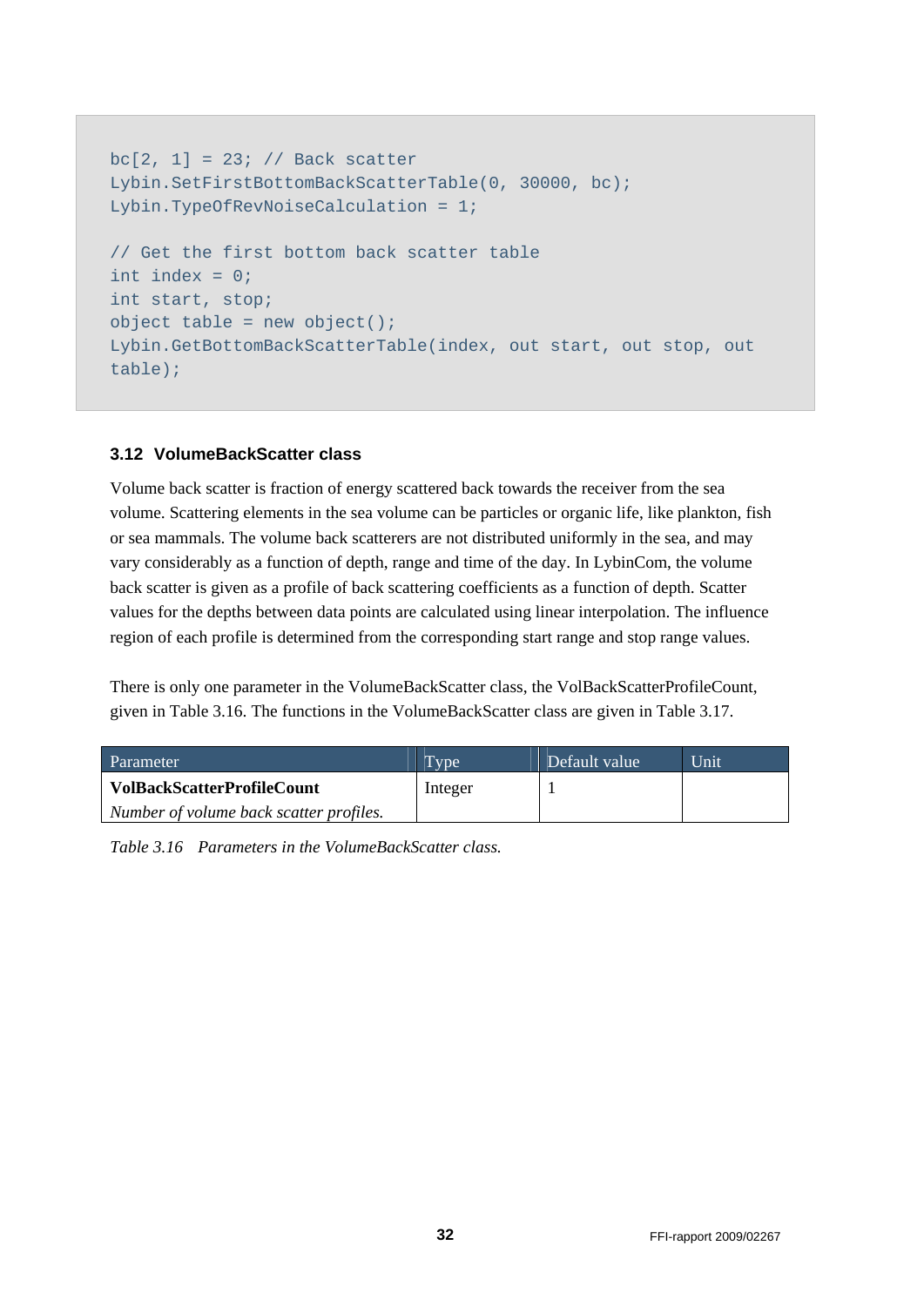```
bc[2, 1] = 23; // Back scatter
Lybin.SetFirstBottomBackScatterTable(0, 30000, bc);
Lybin.TypeOfRevNoiseCalculation = 1;

// Get the first bottom back scatter table
int index = 0;
int start, stop;
object table = new object();
Lybin.GetBottomBackScatterTable(index, out start, out stop, out
table);
```

### 3.12 VolumeBackScatter class

Volume back scatter is fraction of energy scattered back towards the receiver from the sea volume. Scattering elements in the sea volume can be particles or organic life, like plankton, fish or sea mammals. The volume back scatterers are not distributed uniformly in the sea, and may vary considerably as a function of depth, range and time of the day. In LybinCom, the volume back scatter is given as a profile of back scattering coefficients as a function of depth. Scatter values for the depths between data points are calculated using linear interpolation. The influence region of each profile is determined from the corresponding start range and stop range values.

There is only one parameter in the VolumeBackScatter class, the VolBackScatterProfileCount, given in Table 3.16. The functions in the VolumeBackScatter class are given in Table 3.17.

| Parameter | Type | Default value | Unit |
|---|---|---|---|
| **VolBackScatterProfileCount**<br>*Number of volume back scatter profiles.* | Integer | 1 | |

*Table 3.16 Parameters in the VolumeBackScatter class.*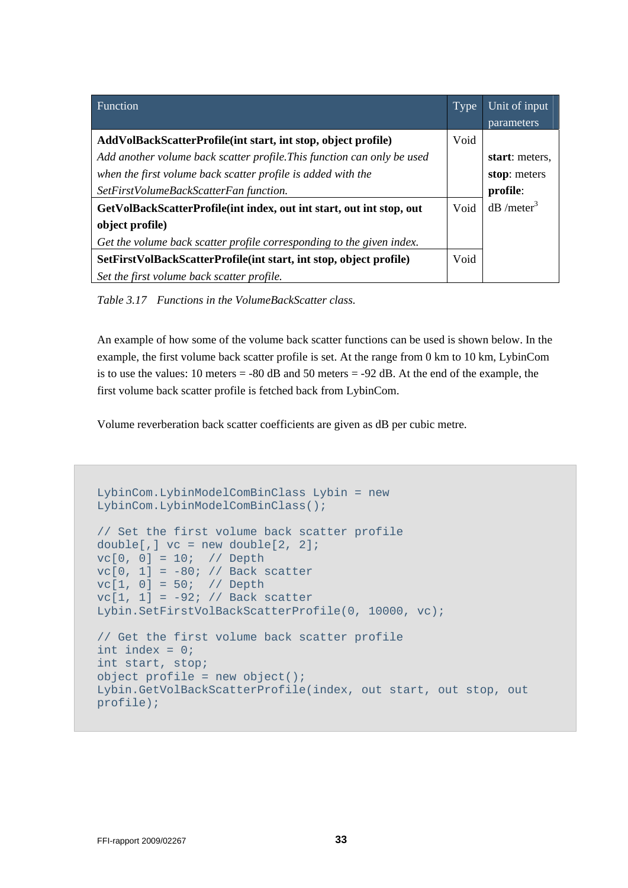| Function | Type | Unit of input parameters |
|---|---|---|
| **AddVolBackScatterProfile(int start, int stop, object profile)**<br>*Add another volume back scatter profile.This function can only be used when the first volume back scatter profile is added with the SetFirstVolumeBackScatterFan function.* | Void | **start**: meters,<br>**stop**: meters<br>**profile**:<br>dB /meter$^3$ |
| **GetVolBackScatterProfile(int index, out int start, out int stop, out object profile)**<br>*Get the volume back scatter profile corresponding to the given index.* | Void | |
| **SetFirstVolBackScatterProfile(int start, int stop, object profile)**<br>*Set the first volume back scatter profile.* | Void | |

*Table 3.17 Functions in the VolumeBackScatter class.*

An example of how some of the volume back scatter functions can be used is shown below. In the example, the first volume back scatter profile is set. At the range from 0 km to 10 km, LybinCom is to use the values: 10 meters = -80 dB and 50 meters = -92 dB. At the end of the example, the first volume back scatter profile is fetched back from LybinCom.

Volume reverberation back scatter coefficients are given as dB per cubic metre.

```
LybinCom.LybinModelComBinClass Lybin = new
LybinCom.LybinModelComBinClass();

// Set the first volume back scatter profile
double[,] vc = new double[2, 2];
vc[0, 0] = 10;  // Depth
vc[0, 1] = -80; // Back scatter
vc[1, 0] = 50;  // Depth
vc[1, 1] = -92; // Back scatter
Lybin.SetFirstVolBackScatterProfile(0, 10000, vc);

// Get the first volume back scatter profile
int index = 0;
int start, stop;
object profile = new object();
Lybin.GetVolBackScatterProfile(index, out start, out stop, out
profile);
```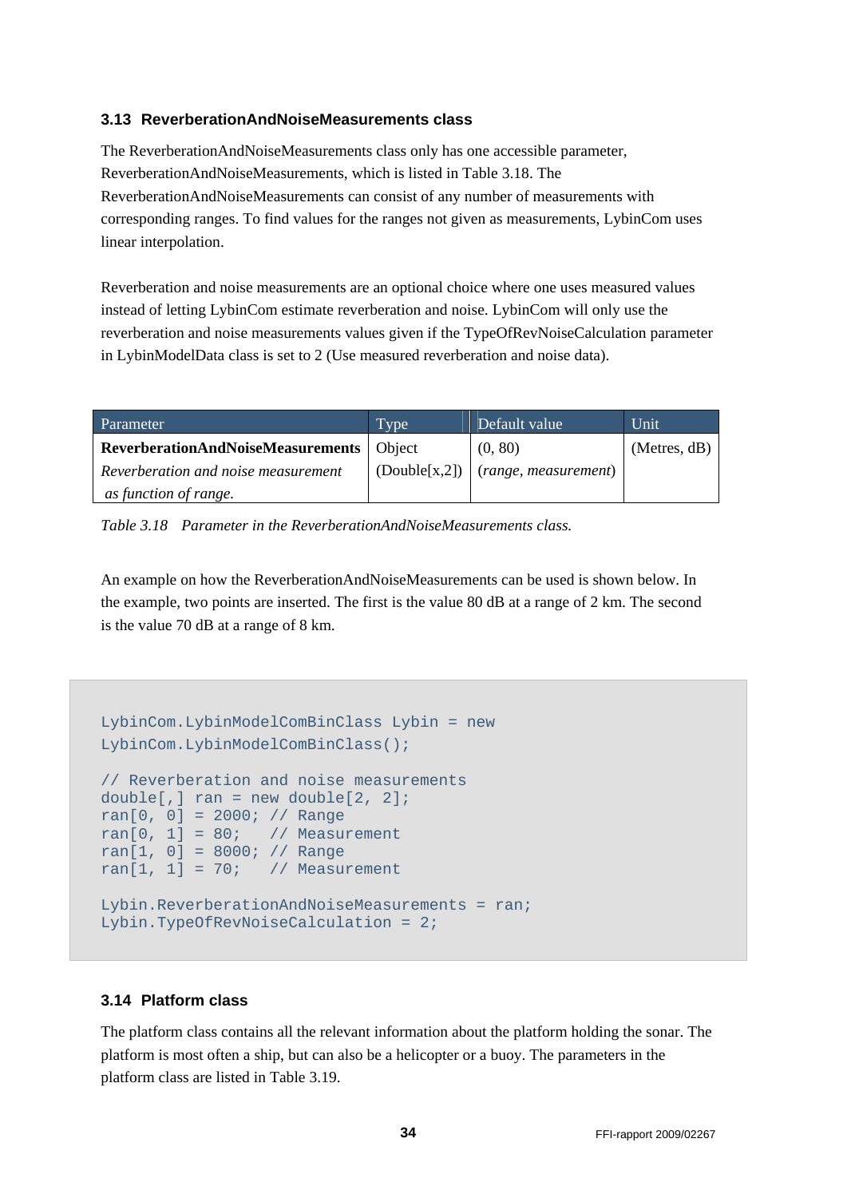### 3.13 ReverberationAndNoiseMeasurements class

The ReverberationAndNoiseMeasurements class only has one accessible parameter, ReverberationAndNoiseMeasurements, which is listed in Table 3.18. The ReverberationAndNoiseMeasurements can consist of any number of measurements with corresponding ranges. To find values for the ranges not given as measurements, LybinCom uses linear interpolation.

Reverberation and noise measurements are an optional choice where one uses measured values instead of letting LybinCom estimate reverberation and noise. LybinCom will only use the reverberation and noise measurements values given if the TypeOfRevNoiseCalculation parameter in LybinModelData class is set to 2 (Use measured reverberation and noise data).

| Parameter | Type | Default value | Unit |
|---|---|---|---|
| **ReverberationAndNoiseMeasurements**<br>*Reverberation and noise measurement as function of range.* | Object<br>(Double[x,2]) | (0, 80)<br>(*range*, *measurement*) | (Metres, dB) |

*Table 3.18 Parameter in the ReverberationAndNoiseMeasurements class.*

An example on how the ReverberationAndNoiseMeasurements can be used is shown below. In the example, two points are inserted. The first is the value 80 dB at a range of 2 km. The second is the value 70 dB at a range of 8 km.

```
LybinCom.LybinModelComBinClass Lybin = new
LybinCom.LybinModelComBinClass();

// Reverberation and noise measurements
double[,] ran = new double[2, 2];
ran[0, 0] = 2000; // Range
ran[0, 1] = 80;   // Measurement
ran[1, 0] = 8000; // Range
ran[1, 1] = 70;   // Measurement

Lybin.ReverberationAndNoiseMeasurements = ran;
Lybin.TypeOfRevNoiseCalculation = 2;
```

### 3.14 Platform class

The platform class contains all the relevant information about the platform holding the sonar. The platform is most often a ship, but can also be a helicopter or a buoy. The parameters in the platform class are listed in Table 3.19.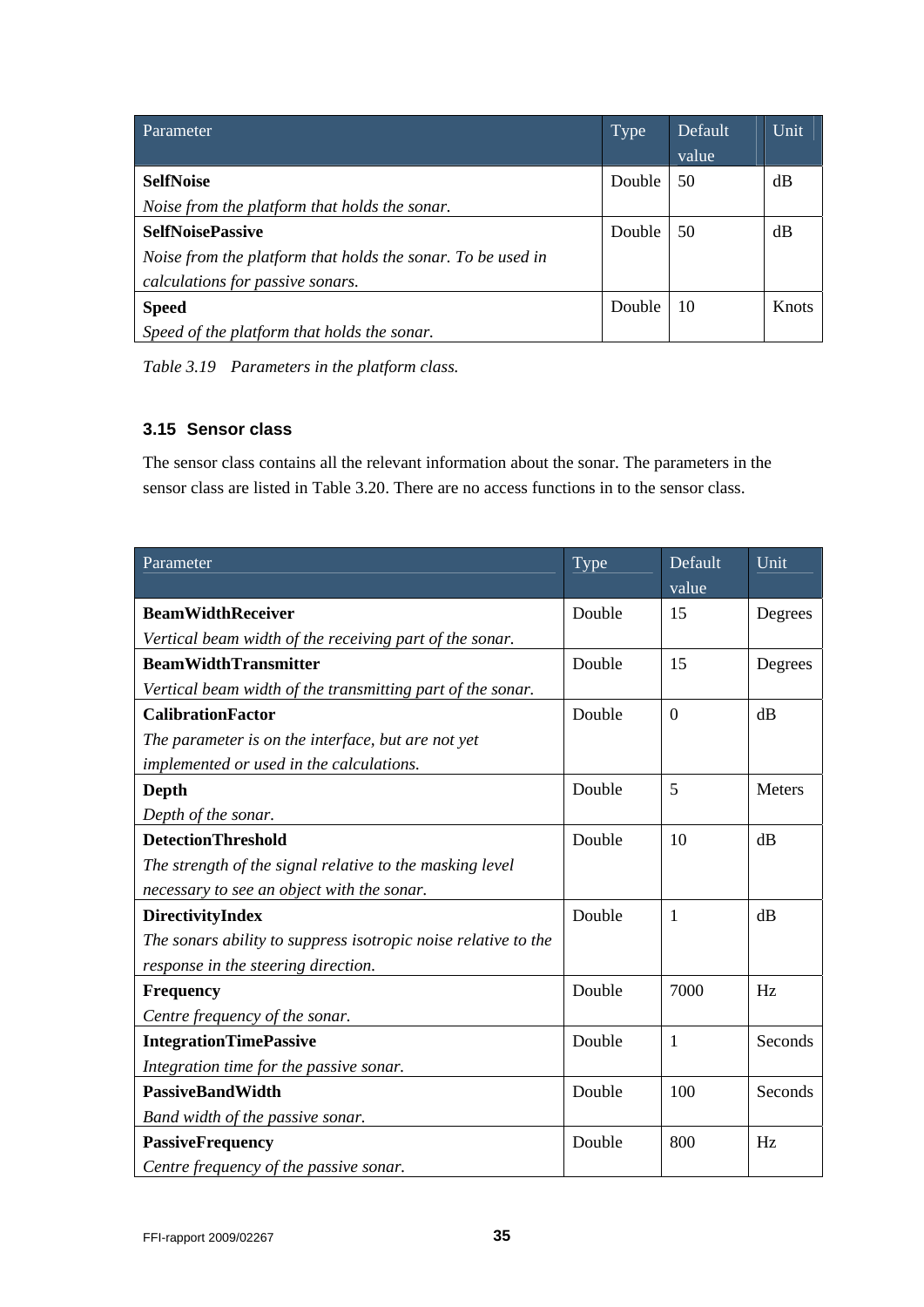| Parameter | Type | Default value | Unit |
|---|---|---|---|
| **SelfNoise**<br>*Noise from the platform that holds the sonar.* | Double | 50 | dB |
| **SelfNoisePassive**<br>*Noise from the platform that holds the sonar. To be used in calculations for passive sonars.* | Double | 50 | dB |
| **Speed**<br>*Speed of the platform that holds the sonar.* | Double | 10 | Knots |

*Table 3.19 Parameters in the platform class.*

### 3.15 Sensor class

The sensor class contains all the relevant information about the sonar. The parameters in the sensor class are listed in Table 3.20. There are no access functions in to the sensor class.

| Parameter | Type | Default value | Unit |
|---|---|---|---|
| **BeamWidthReceiver**<br>*Vertical beam width of the receiving part of the sonar.* | Double | 15 | Degrees |
| **BeamWidthTransmitter**<br>*Vertical beam width of the transmitting part of the sonar.* | Double | 15 | Degrees |
| **CalibrationFactor**<br>*The parameter is on the interface, but are not yet implemented or used in the calculations.* | Double | 0 | dB |
| **Depth**<br>*Depth of the sonar.* | Double | 5 | Meters |
| **DetectionThreshold**<br>*The strength of the signal relative to the masking level necessary to see an object with the sonar.* | Double | 10 | dB |
| **DirectivityIndex**<br>*The sonars ability to suppress isotropic noise relative to the response in the steering direction.* | Double | 1 | dB |
| **Frequency**<br>*Centre frequency of the sonar.* | Double | 7000 | Hz |
| **IntegrationTimePassive**<br>*Integration time for the passive sonar.* | Double | 1 | Seconds |
| **PassiveBandWidth**<br>*Band width of the passive sonar.* | Double | 100 | Seconds |
| **PassiveFrequency**<br>*Centre frequency of the passive sonar.* | Double | 800 | Hz |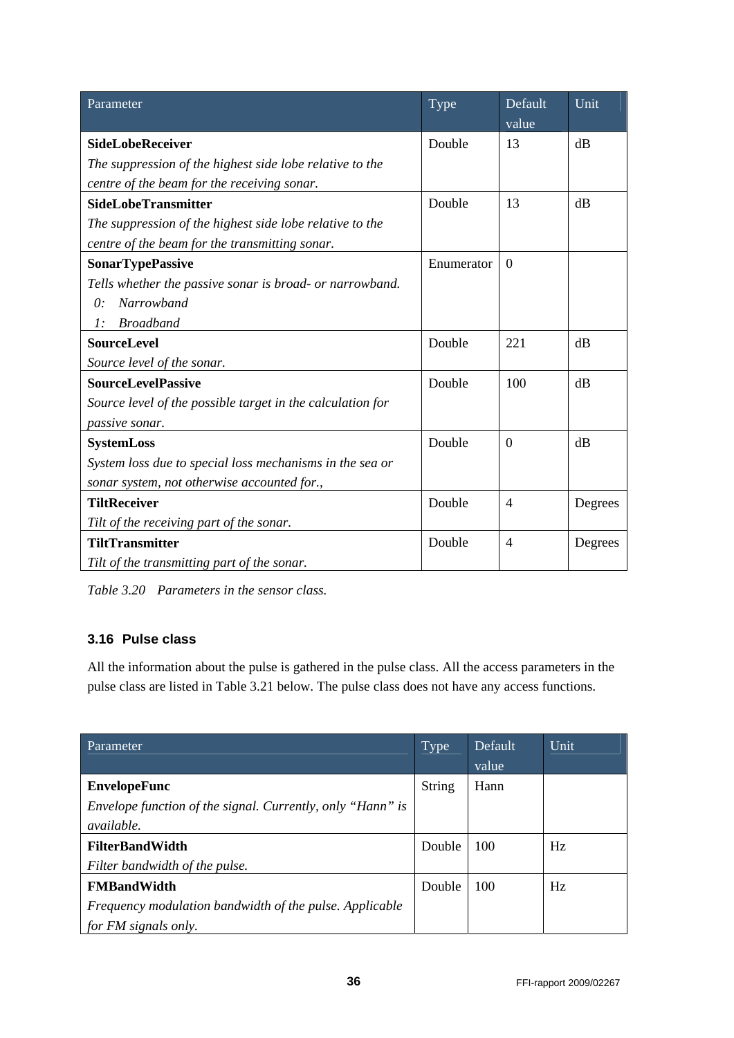| Parameter | Type | Default value | Unit |
|---|---|---|---|
| **SideLobeReceiver**<br>*The suppression of the highest side lobe relative to the centre of the beam for the receiving sonar.* | Double | 13 | dB |
| **SideLobeTransmitter**<br>*The suppression of the highest side lobe relative to the centre of the beam for the transmitting sonar.* | Double | 13 | dB |
| **SonarTypePassive**<br>*Tells whether the passive sonar is broad- or narrowband.*<br>*0: Narrowband*<br>*1: Broadband* | Enumerator | 0 | |
| **SourceLevel**<br>*Source level of the sonar.* | Double | 221 | dB |
| **SourceLevelPassive**<br>*Source level of the possible target in the calculation for passive sonar.* | Double | 100 | dB |
| **SystemLoss**<br>*System loss due to special loss mechanisms in the sea or sonar system, not otherwise accounted for.,* | Double | 0 | dB |
| **TiltReceiver**<br>*Tilt of the receiving part of the sonar.* | Double | 4 | Degrees |
| **TiltTransmitter**<br>*Tilt of the transmitting part of the sonar.* | Double | 4 | Degrees |

*Table 3.20 Parameters in the sensor class.*

### 3.16 Pulse class

All the information about the pulse is gathered in the pulse class. All the access parameters in the pulse class are listed in Table 3.21 below. The pulse class does not have any access functions.

| Parameter | Type | Default value | Unit |
|---|---|---|---|
| **EnvelopeFunc**<br>*Envelope function of the signal. Currently, only "Hann" is available.* | String | Hann | |
| **FilterBandWidth**<br>*Filter bandwidth of the pulse.* | Double | 100 | Hz |
| **FMBandWidth**<br>*Frequency modulation bandwidth of the pulse. Applicable for FM signals only.* | Double | 100 | Hz |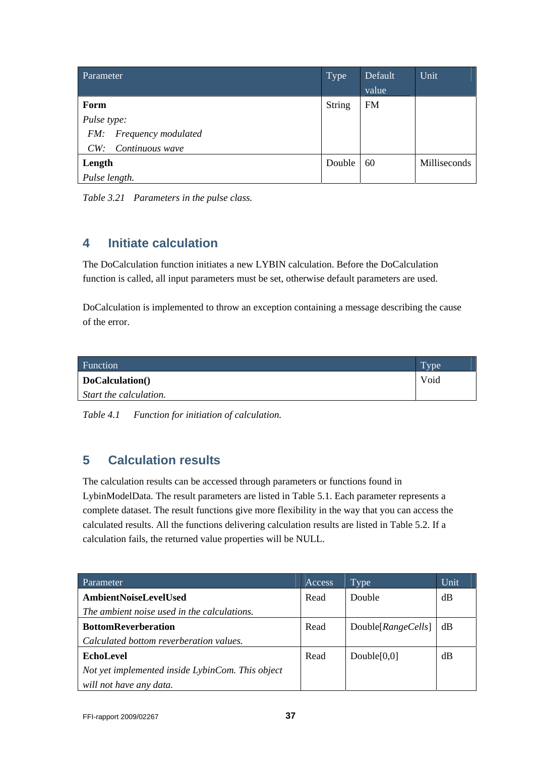| Parameter | Type | Default value | Unit |
|---|---|---|---|
| **Form**<br>*Pulse type:*<br>*FM: Frequency modulated*<br>*CW: Continuous wave* | String | FM | |
| **Length**<br>*Pulse length.* | Double | 60 | Milliseconds |

*Table 3.21 Parameters in the pulse class.*

# 4 Initiate calculation

The DoCalculation function initiates a new LYBIN calculation. Before the DoCalculation function is called, all input parameters must be set, otherwise default parameters are used.

DoCalculation is implemented to throw an exception containing a message describing the cause of the error.

| Function | Type |
|---|---|
| **DoCalculation()**<br>*Start the calculation.* | Void |

*Table 4.1 Function for initiation of calculation.*

# 5 Calculation results

The calculation results can be accessed through parameters or functions found in LybinModelData. The result parameters are listed in Table 5.1. Each parameter represents a complete dataset. The result functions give more flexibility in the way that you can access the calculated results. All the functions delivering calculation results are listed in Table 5.2. If a calculation fails, the returned value properties will be NULL.

| Parameter | Access | Type | Unit |
|---|---|---|---|
| **AmbientNoiseLevelUsed**<br>*The ambient noise used in the calculations.* | Read | Double | dB |
| **BottomReverberation**<br>*Calculated bottom reverberation values.* | Read | Double[*RangeCells*] | dB |
| **EchoLevel**<br>*Not yet implemented inside LybinCom. This object will not have any data.* | Read | Double[0,0] | dB |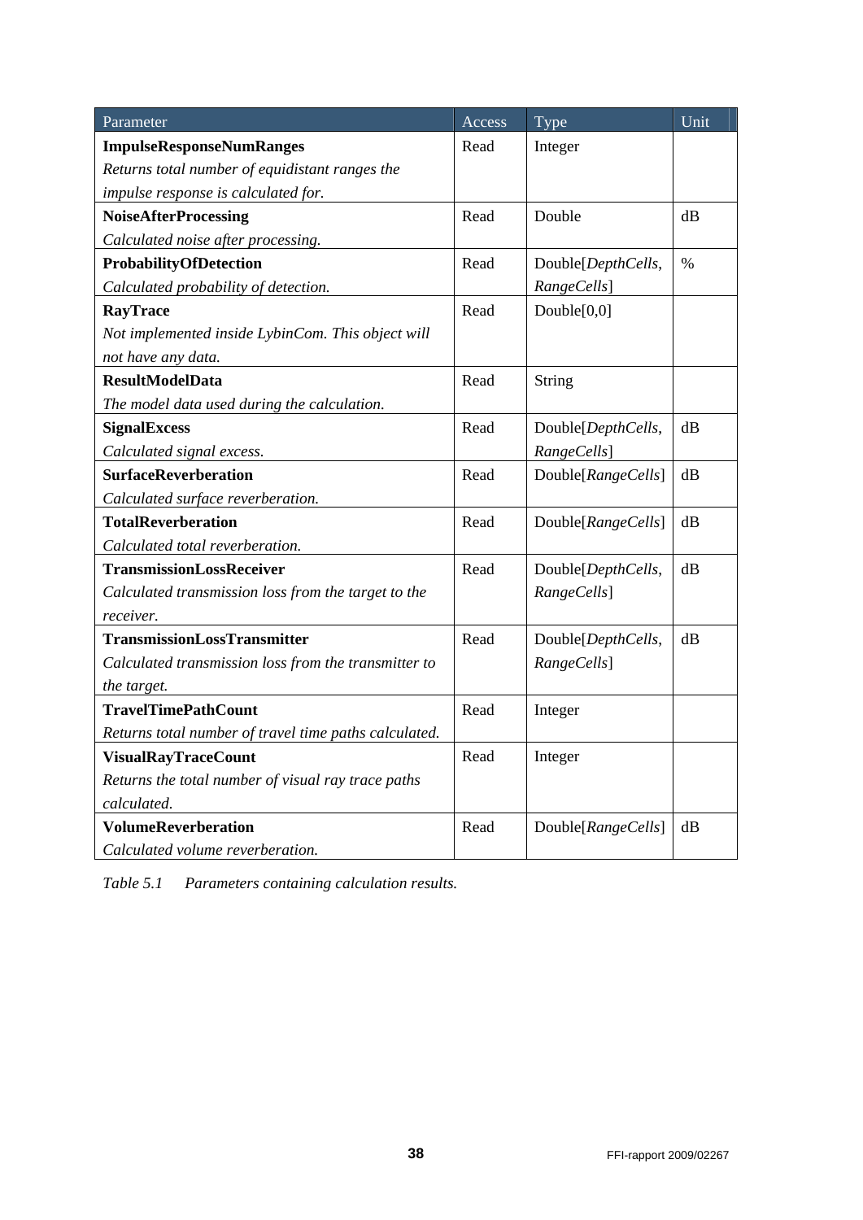| Parameter | Access | Type | Unit |
|---|---|---|---|
| **ImpulseResponseNumRanges**<br>*Returns total number of equidistant ranges the impulse response is calculated for.* | Read | Integer | |
| **NoiseAfterProcessing**<br>*Calculated noise after processing.* | Read | Double | dB |
| **ProbabilityOfDetection**<br>*Calculated probability of detection.* | Read | Double[*DepthCells*, *RangeCells*] | % |
| **RayTrace**<br>*Not implemented inside LybinCom. This object will not have any data.* | Read | Double[0,0] | |
| **ResultModelData**<br>*The model data used during the calculation.* | Read | String | |
| **SignalExcess**<br>*Calculated signal excess.* | Read | Double[*DepthCells*, *RangeCells*] | dB |
| **SurfaceReverberation**<br>*Calculated surface reverberation.* | Read | Double[*RangeCells*] | dB |
| **TotalReverberation**<br>*Calculated total reverberation.* | Read | Double[*RangeCells*] | dB |
| **TransmissionLossReceiver**<br>*Calculated transmission loss from the target to the receiver.* | Read | Double[*DepthCells*, *RangeCells*] | dB |
| **TransmissionLossTransmitter**<br>*Calculated transmission loss from the transmitter to the target.* | Read | Double[*DepthCells*, *RangeCells*] | dB |
| **TravelTimePathCount**<br>*Returns total number of travel time paths calculated.* | Read | Integer | |
| **VisualRayTraceCount**<br>*Returns the total number of visual ray trace paths calculated.* | Read | Integer | |
| **VolumeReverberation**<br>*Calculated volume reverberation.* | Read | Double[*RangeCells*] | dB |

*Table 5.1 Parameters containing calculation results.*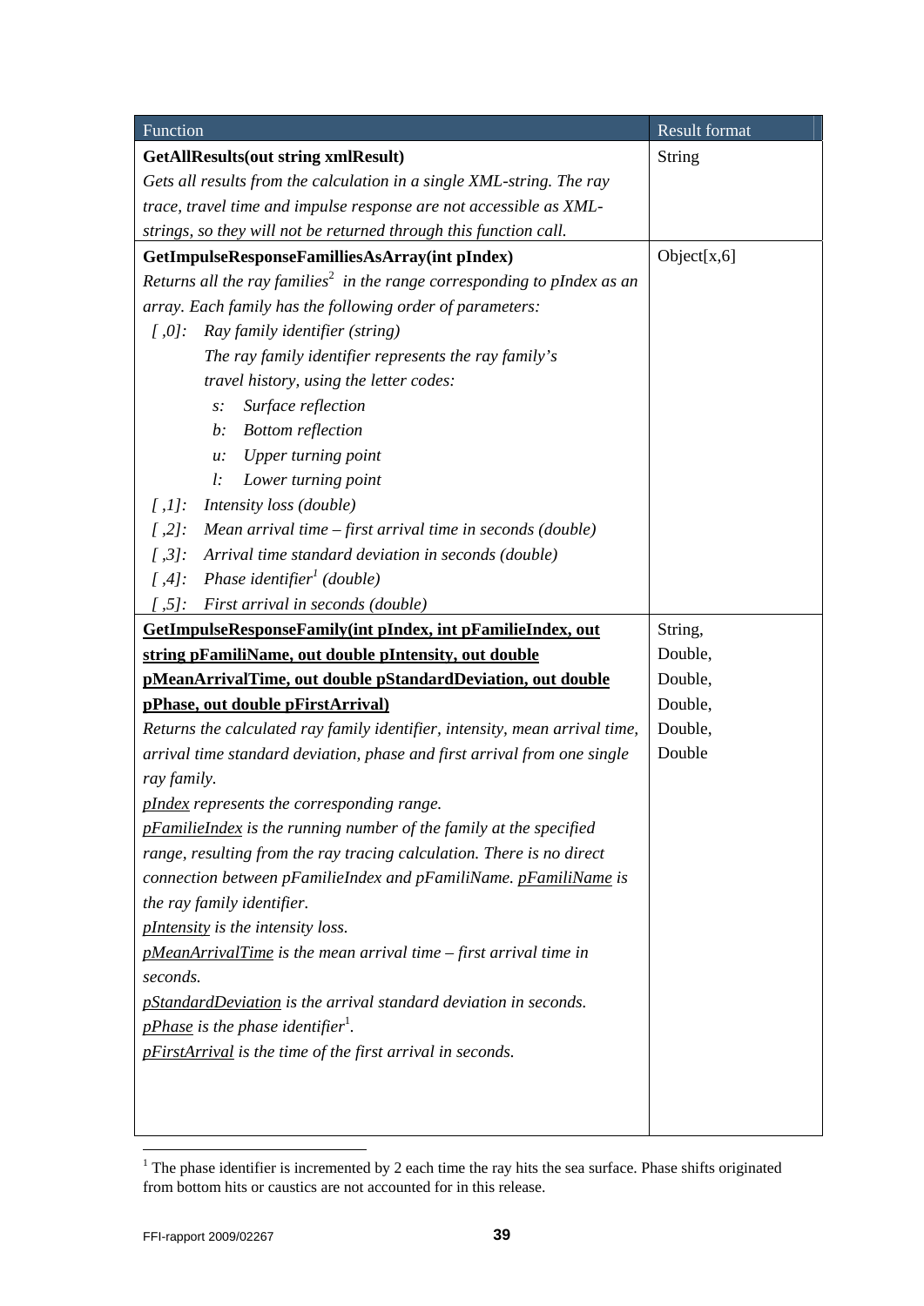| Function | Result format |
| --- | --- |
| **GetAllResults(out string xmlResult)**<br>*Gets all results from the calculation in a single XML-string. The ray trace, travel time and impulse response are not accessible as XML-strings, so they will not be returned through this function call.* | String |
| **GetImpulseResponseFamilliesAsArray(int pIndex)**<br>*Returns all the ray families[2] in the range corresponding to pIndex as an array. Each family has the following order of parameters:*<br>*[ ,0]: Ray family identifier (string)*<br>*The ray family identifier represents the ray family's travel history, using the letter codes:*<br>*s: Surface reflection*<br>*b: Bottom reflection*<br>*u: Upper turning point*<br>*l: Lower turning point*<br>*[ ,1]: Intensity loss (double)*<br>*[ ,2]: Mean arrival time – first arrival time in seconds (double)*<br>*[ ,3]: Arrival time standard deviation in seconds (double)*<br>*[ ,4]: Phase identifier[1] (double)*<br>*[ ,5]: First arrival in seconds (double)* | Object[x,6] |
| **<u>GetImpulseResponseFamily(int pIndex, int pFamilieIndex, out string pFamiliName, out double pIntensity, out double pMeanArrivalTime, out double pStandardDeviation, out double pPhase, out double pFirstArrival)</u>**<br>*Returns the calculated ray family identifier, intensity, mean arrival time, arrival time standard deviation, phase and first arrival from one single ray family.*<br>*<u>pIndex</u> represents the corresponding range.*<br>*<u>pFamilieIndex</u> is the running number of the family at the specified range, resulting from the ray tracing calculation. There is no direct connection between pFamilieIndex and pFamiliName. <u>pFamiliName</u> is the ray family identifier.*<br>*<u>pIntensity</u> is the intensity loss.*<br>*<u>pMeanArrivalTime</u> is the mean arrival time – first arrival time in seconds.*<br>*<u>pStandardDeviation</u> is the arrival standard deviation in seconds.*<br>*<u>pPhase</u> is the phase identifier[1].*<br>*<u>pFirstArrival</u> is the time of the first arrival in seconds.* | String,<br>Double,<br>Double,<br>Double,<br>Double,<br>Double |

[1] The phase identifier is incremented by 2 each time the ray hits the sea surface. Phase shifts originated from bottom hits or caustics are not accounted for in this release.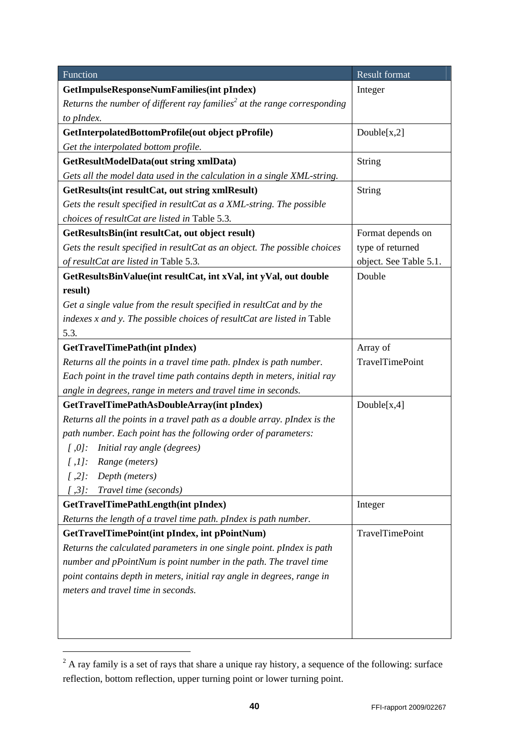| Function | Result format |
|---|---|
| **GetImpulseResponseNumFamilies(int pIndex)**<br>*Returns the number of different ray families[2] at the range corresponding to pIndex.* | Integer |
| **GetInterpolatedBottomProfile(out object pProfile)**<br>*Get the interpolated bottom profile.* | Double[x,2] |
| **GetResultModelData(out string xmlData)**<br>*Gets all the model data used in the calculation in a single XML-string.* | String |
| **GetResults(int resultCat, out string xmlResult)**<br>*Gets the result specified in resultCat as a XML-string. The possible choices of resultCat are listed in* Table 5.3. | String |
| **GetResultsBin(int resultCat, out object result)**<br>*Gets the result specified in resultCat as an object. The possible choices of resultCat are listed in* Table 5.3. | Format depends on type of returned object. See Table 5.1. |
| **GetResultsBinValue(int resultCat, int xVal, int yVal, out double result)**<br>*Get a single value from the result specified in resultCat and by the indexes x and y. The possible choices of resultCat are listed in* Table 5.3. | Double |
| **GetTravelTimePath(int pIndex)**<br>*Returns all the points in a travel time path. pIndex is path number. Each point in the travel time path contains depth in meters, initial ray angle in degrees, range in meters and travel time in seconds.* | Array of TravelTimePoint |
| **GetTravelTimePathAsDoubleArray(int pIndex)**<br>*Returns all the points in a travel path as a double array. pIndex is the path number. Each point has the following order of parameters:*<br>*[ ,0]: Initial ray angle (degrees)*<br>*[ ,1]: Range (meters)*<br>*[ ,2]: Depth (meters)*<br>*[ ,3]: Travel time (seconds)* | Double[x,4] |
| **GetTravelTimePathLength(int pIndex)**<br>*Returns the length of a travel time path. pIndex is path number.* | Integer |
| **GetTravelTimePoint(int pIndex, int pPointNum)**<br>*Returns the calculated parameters in one single point. pIndex is path number and pPointNum is point number in the path. The travel time point contains depth in meters, initial ray angle in degrees, range in meters and travel time in seconds.* | TravelTimePoint |

[2] A ray family is a set of rays that share a unique ray history, a sequence of the following: surface reflection, bottom reflection, upper turning point or lower turning point.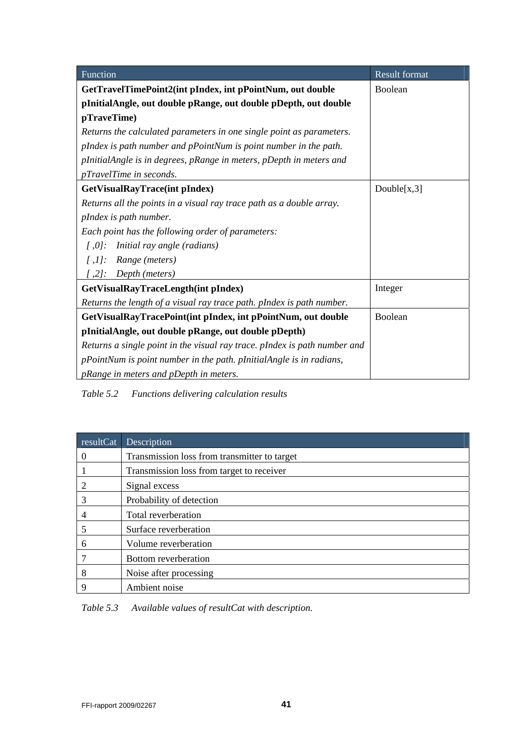| Function | Result format |
|---|---|
| **GetTravelTimePoint2(int pIndex, int pPointNum, out double pInitialAngle, out double pRange, out double pDepth, out double pTraveTime)**<br>*Returns the calculated parameters in one single point as parameters. pIndex is path number and pPointNum is point number in the path. pInitialAngle is in degrees, pRange in meters, pDepth in meters and pTravelTime in seconds.* | Boolean |
| **GetVisualRayTrace(int pIndex)**<br>*Returns all the points in a visual ray trace path as a double array. pIndex is path number.*<br>*Each point has the following order of parameters:*<br>*[ ,0]: Initial ray angle (radians)*<br>*[ ,1]: Range (meters)*<br>*[ ,2]: Depth (meters)* | Double[x,3] |
| **GetVisualRayTraceLength(int pIndex)**<br>*Returns the length of a visual ray trace path. pIndex is path number.* | Integer |
| **GetVisualRayTracePoint(int pIndex, int pPointNum, out double pInitialAngle, out double pRange, out double pDepth)**<br>*Returns a single point in the visual ray trace. pIndex is path number and pPointNum is point number in the path. pInitialAngle is in radians, pRange in meters and pDepth in meters.* | Boolean |

*Table 5.2 Functions delivering calculation results*

| resultCat | Description |
|---|---|
| 0 | Transmission loss from transmitter to target |
| 1 | Transmission loss from target to receiver |
| 2 | Signal excess |
| 3 | Probability of detection |
| 4 | Total reverberation |
| 5 | Surface reverberation |
| 6 | Volume reverberation |
| 7 | Bottom reverberation |
| 8 | Noise after processing |
| 9 | Ambient noise |

*Table 5.3 Available values of resultCat with description.*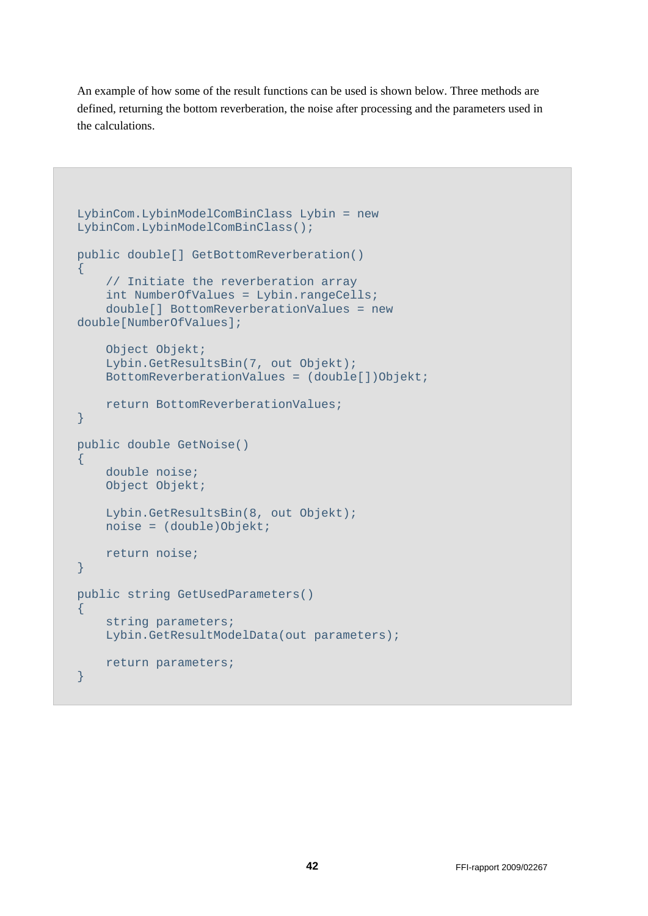An example of how some of the result functions can be used is shown below. Three methods are defined, returning the bottom reverberation, the noise after processing and the parameters used in the calculations.

```
LybinCom.LybinModelComBinClass Lybin = new
LybinCom.LybinModelComBinClass();

public double[] GetBottomReverberation()
{
    // Initiate the reverberation array
    int NumberOfValues = Lybin.rangeCells;
    double[] BottomReverberationValues = new
double[NumberOfValues];

    Object Objekt;
    Lybin.GetResultsBin(7, out Objekt);
    BottomReverberationValues = (double[])Objekt;

    return BottomReverberationValues;
}

public double GetNoise()
{
    double noise;
    Object Objekt;

    Lybin.GetResultsBin(8, out Objekt);
    noise = (double)Objekt;

    return noise;
}

public string GetUsedParameters()
{
    string parameters;
    Lybin.GetResultModelData(out parameters);

    return parameters;
}
```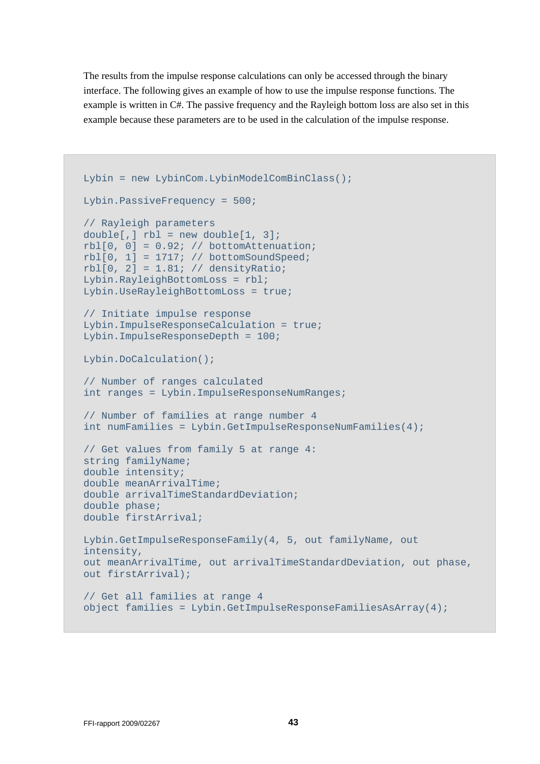The results from the impulse response calculations can only be accessed through the binary interface. The following gives an example of how to use the impulse response functions. The example is written in C#. The passive frequency and the Rayleigh bottom loss are also set in this example because these parameters are to be used in the calculation of the impulse response.

```
Lybin = new LybinCom.LybinModelComBinClass();

Lybin.PassiveFrequency = 500;

// Rayleigh parameters
double[,] rbl = new double[1, 3];
rbl[0, 0] = 0.92; // bottomAttenuation;
rbl[0, 1] = 1717; // bottomSoundSpeed;
rbl[0, 2] = 1.81; // densityRatio;
Lybin.RayleighBottomLoss = rbl;
Lybin.UseRayleighBottomLoss = true;

// Initiate impulse response
Lybin.ImpulseResponseCalculation = true;
Lybin.ImpulseResponseDepth = 100;

Lybin.DoCalculation();

// Number of ranges calculated
int ranges = Lybin.ImpulseResponseNumRanges;

// Number of families at range number 4
int numFamilies = Lybin.GetImpulseResponseNumFamilies(4);

// Get values from family 5 at range 4:
string familyName;
double intensity;
double meanArrivalTime;
double arrivalTimeStandardDeviation;
double phase;
double firstArrival;

Lybin.GetImpulseResponseFamily(4, 5, out familyName, out
intensity,
out meanArrivalTime, out arrivalTimeStandardDeviation, out phase,
out firstArrival);

// Get all families at range 4
object families = Lybin.GetImpulseResponseFamiliesAsArray(4);
```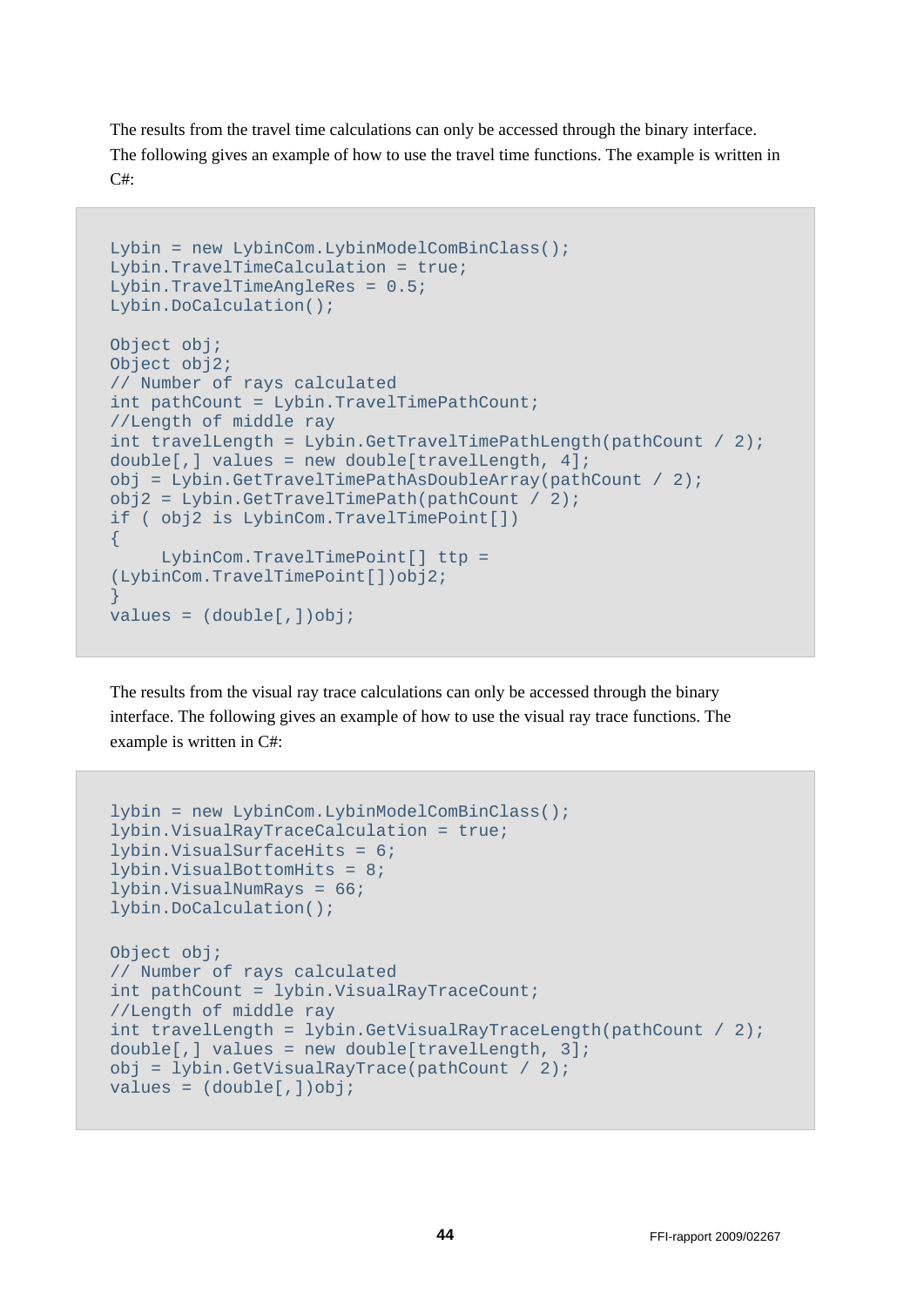The results from the travel time calculations can only be accessed through the binary interface. The following gives an example of how to use the travel time functions. The example is written in C#:

```
Lybin = new LybinCom.LybinModelComBinClass();
Lybin.TravelTimeCalculation = true;
Lybin.TravelTimeAngleRes = 0.5;
Lybin.DoCalculation();

Object obj;
Object obj2;
// Number of rays calculated
int pathCount = Lybin.TravelTimePathCount;
//Length of middle ray
int travelLength = Lybin.GetTravelTimePathLength(pathCount / 2);
double[,] values = new double[travelLength, 4];
obj = Lybin.GetTravelTimePathAsDoubleArray(pathCount / 2);
obj2 = Lybin.GetTravelTimePath(pathCount / 2);
if ( obj2 is LybinCom.TravelTimePoint[])
{
     LybinCom.TravelTimePoint[] ttp =
(LybinCom.TravelTimePoint[])obj2;
}
values = (double[,])obj;
```

The results from the visual ray trace calculations can only be accessed through the binary interface. The following gives an example of how to use the visual ray trace functions. The example is written in C#:

```
lybin = new LybinCom.LybinModelComBinClass();
lybin.VisualRayTraceCalculation = true;
lybin.VisualSurfaceHits = 6;
lybin.VisualBottomHits = 8;
lybin.VisualNumRays = 66;
lybin.DoCalculation();

Object obj;
// Number of rays calculated
int pathCount = lybin.VisualRayTraceCount;
//Length of middle ray
int travelLength = lybin.GetVisualRayTraceLength(pathCount / 2);
double[,] values = new double[travelLength, 3];
obj = lybin.GetVisualRayTrace(pathCount / 2);
values = (double[,])obj;
```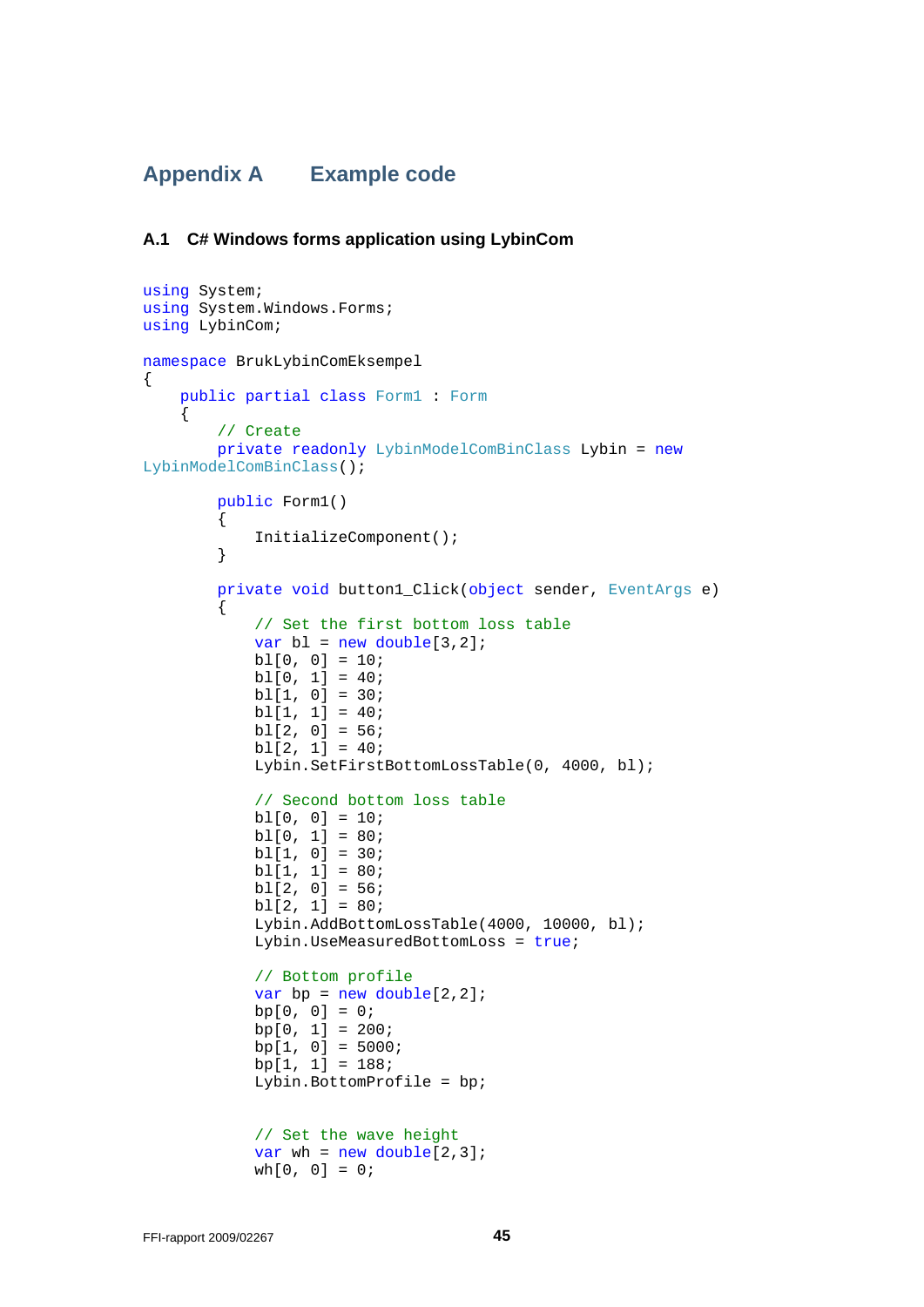# Appendix A  Example code

## A.1 C# Windows forms application using LybinCom

```
using System;
using System.Windows.Forms;
using LybinCom;

namespace BrukLybinComEksempel
{
    public partial class Form1 : Form
    {
        // Create
        private readonly LybinModelComBinClass Lybin = new
LybinModelComBinClass();

        public Form1()
        {
            InitializeComponent();
        }

        private void button1_Click(object sender, EventArgs e)
        {
            // Set the first bottom loss table
            var bl = new double[3,2];
            bl[0, 0] = 10;
            bl[0, 1] = 40;
            bl[1, 0] = 30;
            bl[1, 1] = 40;
            bl[2, 0] = 56;
            bl[2, 1] = 40;
            Lybin.SetFirstBottomLossTable(0, 4000, bl);

            // Second bottom loss table
            bl[0, 0] = 10;
            bl[0, 1] = 80;
            bl[1, 0] = 30;
            bl[1, 1] = 80;
            bl[2, 0] = 56;
            bl[2, 1] = 80;
            Lybin.AddBottomLossTable(4000, 10000, bl);
            Lybin.UseMeasuredBottomLoss = true;

            // Bottom profile
            var bp = new double[2,2];
            bp[0, 0] = 0;
            bp[0, 1] = 200;
            bp[1, 0] = 5000;
            bp[1, 1] = 188;
            Lybin.BottomProfile = bp;


            // Set the wave height
            var wh = new double[2,3];
            wh[0, 0] = 0;
```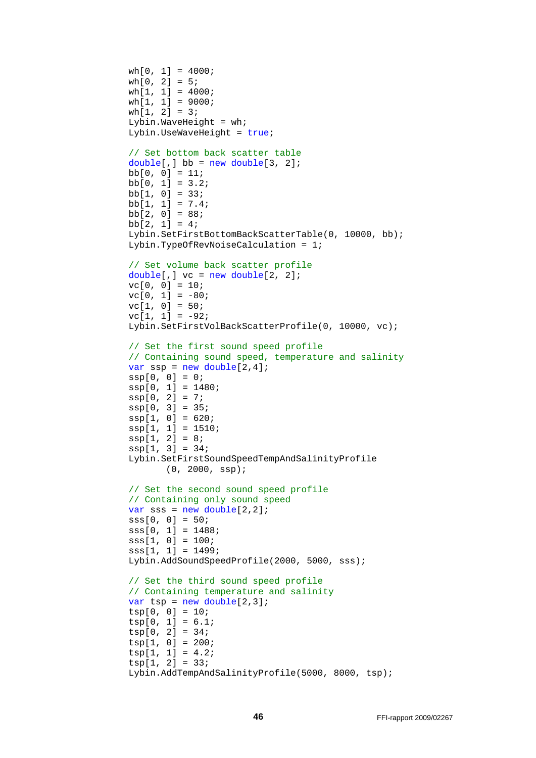```
wh[0, 1] = 4000;
wh[0, 2] = 5;
wh[1, 1] = 4000;
wh[1, 1] = 9000;
wh[1, 2] = 3;
Lybin.WaveHeight = wh;
Lybin.UseWaveHeight = true;

// Set bottom back scatter table
double[,] bb = new double[3, 2];
bb[0, 0] = 11;
bb[0, 1] = 3.2;
bb[1, 0] = 33;
bb[1, 1] = 7.4;
bb[2, 0] = 88;
bb[2, 1] = 4;
Lybin.SetFirstBottomBackScatterTable(0, 10000, bb);
Lybin.TypeOfRevNoiseCalculation = 1;

// Set volume back scatter profile
double[,] vc = new double[2, 2];
vc[0, 0] = 10;
vc[0, 1] = -80;
vc[1, 0] = 50;
vc[1, 1] = -92;
Lybin.SetFirstVolBackScatterProfile(0, 10000, vc);

// Set the first sound speed profile
// Containing sound speed, temperature and salinity
var ssp = new double[2,4];
ssp[0, 0] = 0;
ssp[0, 1] = 1480;
ssp[0, 2] = 7;
ssp[0, 3] = 35;
ssp[1, 0] = 620;
ssp[1, 1] = 1510;
ssp[1, 2] = 8;
ssp[1, 3] = 34;
Lybin.SetFirstSoundSpeedTempAndSalinityProfile
       (0, 2000, ssp);

// Set the second sound speed profile
// Containing only sound speed
var sss = new double[2,2];
sss[0, 0] = 50;
sss[0, 1] = 1488;
sss[1, 0] = 100;
sss[1, 1] = 1499;
Lybin.AddSoundSpeedProfile(2000, 5000, sss);

// Set the third sound speed profile
// Containing temperature and salinity
var tsp = new double[2,3];
tsp[0, 0] = 10;
tsp[0, 1] = 6.1;
tsp[0, 2] = 34;
tsp[1, 0] = 200;
tsp[1, 1] = 4.2;
tsp[1, 2] = 33;
Lybin.AddTempAndSalinityProfile(5000, 8000, tsp);
```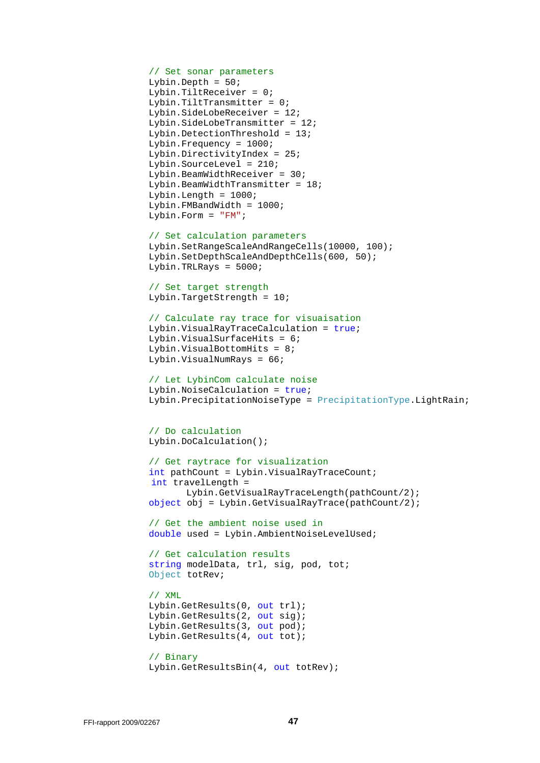```
// Set sonar parameters
Lybin.Depth = 50;
Lybin.TiltReceiver = 0;
Lybin.TiltTransmitter = 0;
Lybin.SideLobeReceiver = 12;
Lybin.SideLobeTransmitter = 12;
Lybin.DetectionThreshold = 13;
Lybin.Frequency = 1000;
Lybin.DirectivityIndex = 25;
Lybin.SourceLevel = 210;
Lybin.BeamWidthReceiver = 30;
Lybin.BeamWidthTransmitter = 18;
Lybin.Length = 1000;
Lybin.FMBandWidth = 1000;
Lybin.Form = "FM";

// Set calculation parameters
Lybin.SetRangeScaleAndRangeCells(10000, 100);
Lybin.SetDepthScaleAndDepthCells(600, 50);
Lybin.TRLRays = 5000;

// Set target strength
Lybin.TargetStrength = 10;

// Calculate ray trace for visuaisation
Lybin.VisualRayTraceCalculation = true;
Lybin.VisualSurfaceHits = 6;
Lybin.VisualBottomHits = 8;
Lybin.VisualNumRays = 66;

// Let LybinCom calculate noise
Lybin.NoiseCalculation = true;
Lybin.PrecipitationNoiseType = PrecipitationType.LightRain;


// Do calculation
Lybin.DoCalculation();

// Get raytrace for visualization
int pathCount = Lybin.VisualRayTraceCount;
 int travelLength =
       Lybin.GetVisualRayTraceLength(pathCount/2);
object obj = Lybin.GetVisualRayTrace(pathCount/2);

// Get the ambient noise used in
double used = Lybin.AmbientNoiseLevelUsed;

// Get calculation results
string modelData, trl, sig, pod, tot;
Object totRev;

// XML
Lybin.GetResults(0, out trl);
Lybin.GetResults(2, out sig);
Lybin.GetResults(3, out pod);
Lybin.GetResults(4, out tot);

// Binary
Lybin.GetResultsBin(4, out totRev);
```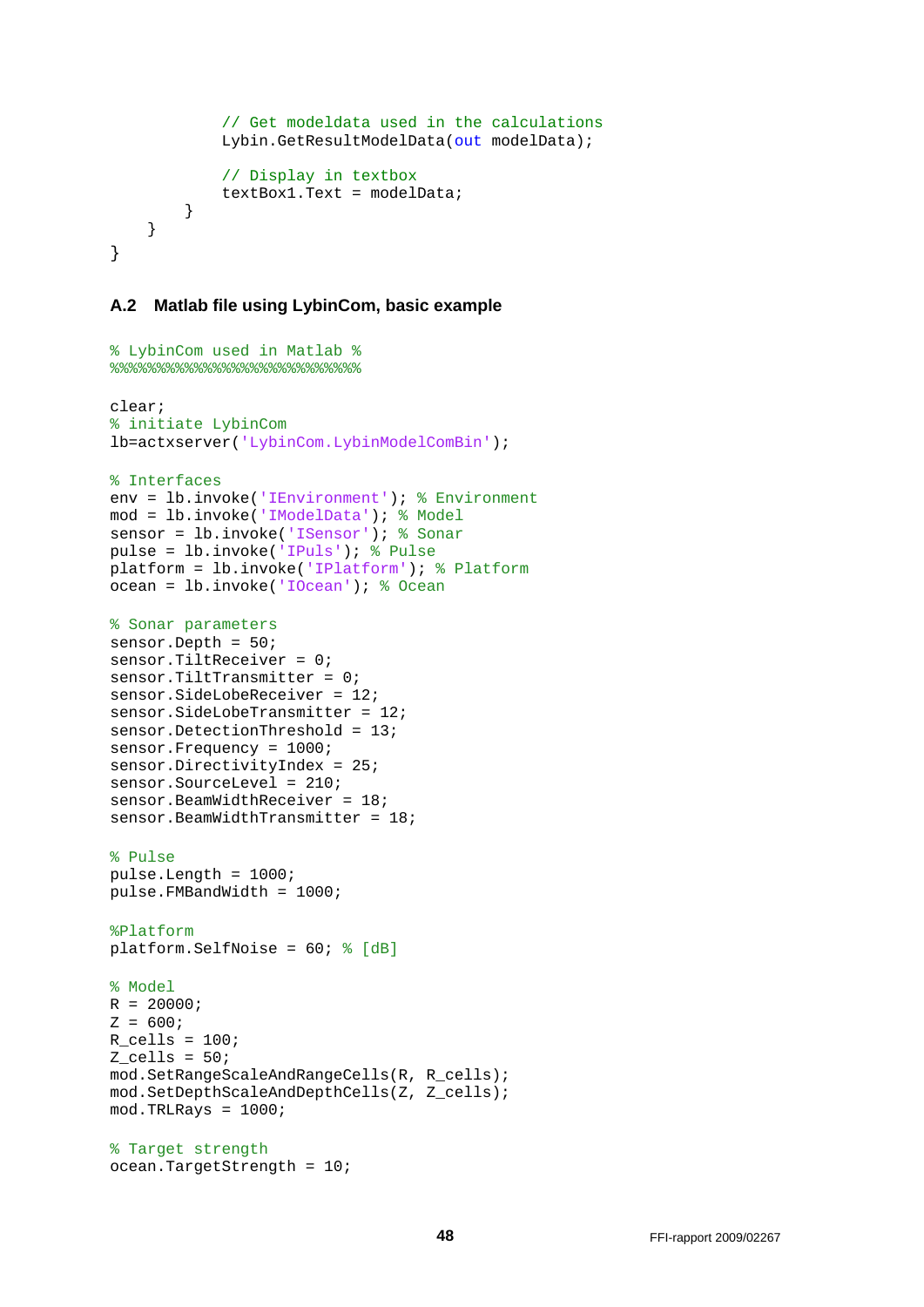```
            // Get modeldata used in the calculations
            Lybin.GetResultModelData(out modelData);

            // Display in textbox
            textBox1.Text = modelData;
        }
    }
}
```

### A.2 Matlab file using LybinCom, basic example

```
% LybinCom used in Matlab %
%%%%%%%%%%%%%%%%%%%%%%%%%%%

clear;
% initiate LybinCom
lb=actxserver('LybinCom.LybinModelComBin');

% Interfaces
env = lb.invoke('IEnvironment'); % Environment
mod = lb.invoke('IModelData'); % Model
sensor = lb.invoke('ISensor'); % Sonar
pulse = lb.invoke('IPuls'); % Pulse
platform = lb.invoke('IPlatform'); % Platform
ocean = lb.invoke('IOcean'); % Ocean

% Sonar parameters
sensor.Depth = 50;
sensor.TiltReceiver = 0;
sensor.TiltTransmitter = 0;
sensor.SideLobeReceiver = 12;
sensor.SideLobeTransmitter = 12;
sensor.DetectionThreshold = 13;
sensor.Frequency = 1000;
sensor.DirectivityIndex = 25;
sensor.SourceLevel = 210;
sensor.BeamWidthReceiver = 18;
sensor.BeamWidthTransmitter = 18;

% Pulse
pulse.Length = 1000;
pulse.FMBandWidth = 1000;

%Platform
platform.SelfNoise = 60; % [dB]

% Model
R = 20000;
Z = 600;
R_cells = 100;
Z_cells = 50;
mod.SetRangeScaleAndRangeCells(R, R_cells);
mod.SetDepthScaleAndDepthCells(Z, Z_cells);
mod.TRLRays = 1000;

% Target strength
ocean.TargetStrength = 10;
```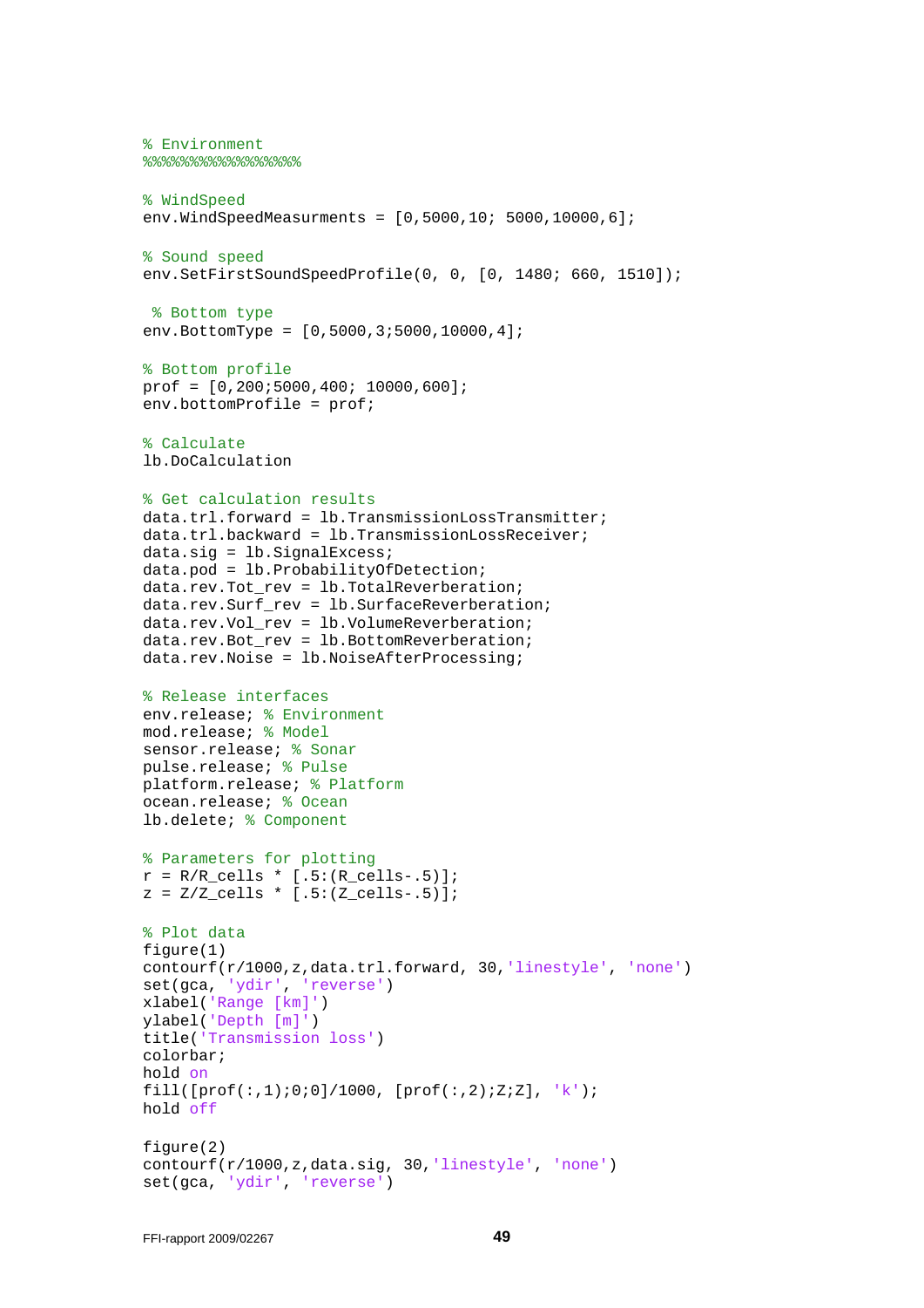```
% Environment
%%%%%%%%%%%%%%%%%

% WindSpeed
env.WindSpeedMeasurments = [0,5000,10; 5000,10000,6];

% Sound speed
env.SetFirstSoundSpeedProfile(0, 0, [0, 1480; 660, 1510]);

 % Bottom type
env.BottomType = [0,5000,3;5000,10000,4];

% Bottom profile
prof = [0,200;5000,400; 10000,600];
env.bottomProfile = prof;

% Calculate
lb.DoCalculation

% Get calculation results
data.trl.forward = lb.TransmissionLossTransmitter;
data.trl.backward = lb.TransmissionLossReceiver;
data.sig = lb.SignalExcess;
data.pod = lb.ProbabilityOfDetection;
data.rev.Tot_rev = lb.TotalReverberation;
data.rev.Surf_rev = lb.SurfaceReverberation;
data.rev.Vol_rev = lb.VolumeReverberation;
data.rev.Bot_rev = lb.BottomReverberation;
data.rev.Noise = lb.NoiseAfterProcessing;

% Release interfaces
env.release; % Environment
mod.release; % Model
sensor.release; % Sonar
pulse.release; % Pulse
platform.release; % Platform
ocean.release; % Ocean
lb.delete; % Component

% Parameters for plotting
r = R/R_cells * [.5:(R_cells-.5)];
z = Z/Z_cells * [.5:(Z_cells-.5)];

% Plot data
figure(1)
contourf(r/1000,z,data.trl.forward, 30,'linestyle', 'none')
set(gca, 'ydir', 'reverse')
xlabel('Range [km]')
ylabel('Depth [m]')
title('Transmission loss')
colorbar;
hold on
fill([prof(:,1);0;0]/1000, [prof(:,2);Z;Z], 'k');
hold off

figure(2)
contourf(r/1000,z,data.sig, 30,'linestyle', 'none')
set(gca, 'ydir', 'reverse')
```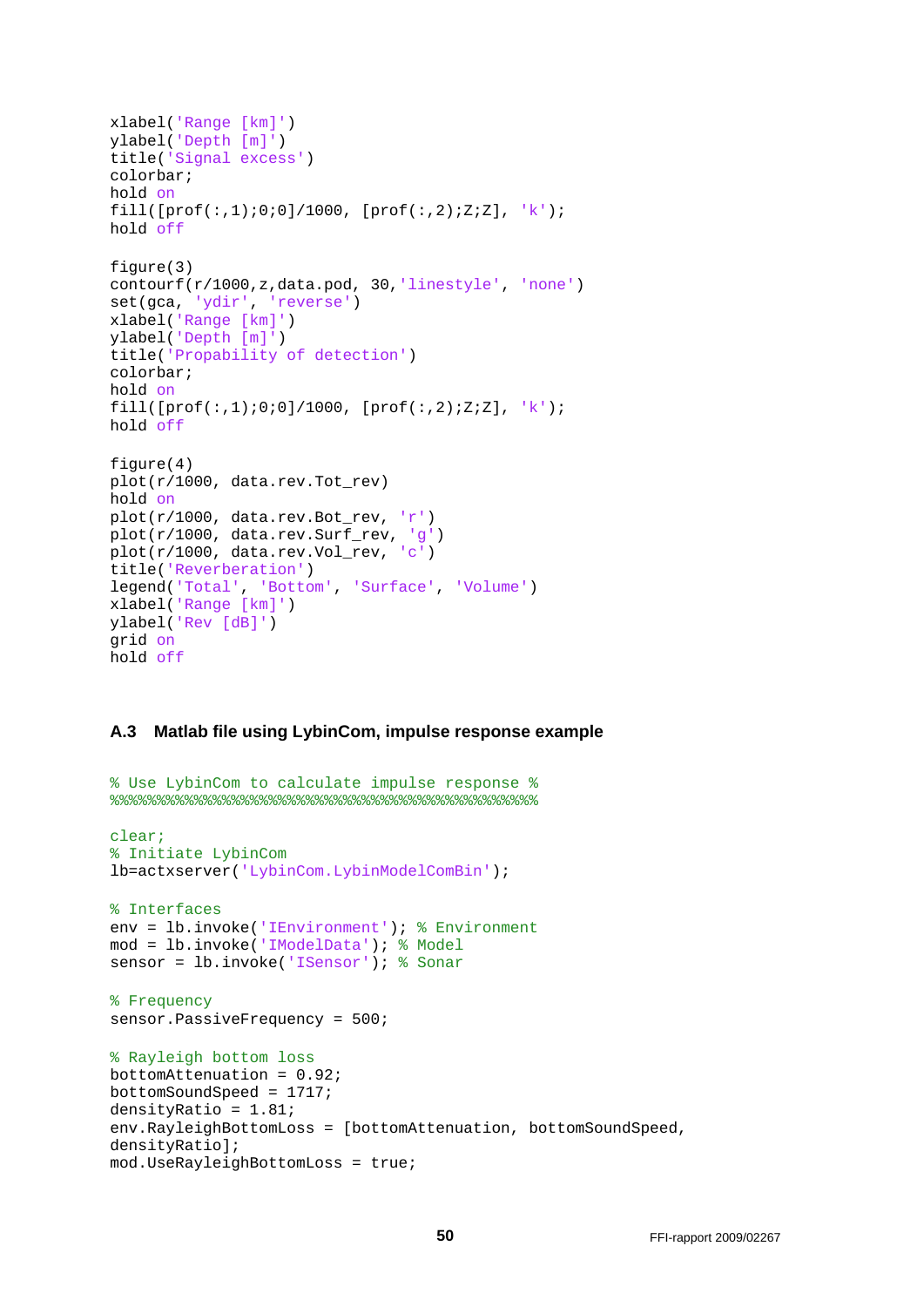```
xlabel('Range [km]')
ylabel('Depth [m]')
title('Signal excess')
colorbar;
hold on
fill([prof(:,1);0;0]/1000, [prof(:,2);Z;Z], 'k');
hold off

figure(3)
contourf(r/1000,z,data.pod, 30,'linestyle', 'none')
set(gca, 'ydir', 'reverse')
xlabel('Range [km]')
ylabel('Depth [m]')
title('Propability of detection')
colorbar;
hold on
fill([prof(:,1);0;0]/1000, [prof(:,2);Z;Z], 'k');
hold off

figure(4)
plot(r/1000, data.rev.Tot_rev)
hold on
plot(r/1000, data.rev.Bot_rev, 'r')
plot(r/1000, data.rev.Surf_rev, 'g')
plot(r/1000, data.rev.Vol_rev, 'c')
title('Reverberation')
legend('Total', 'Bottom', 'Surface', 'Volume')
xlabel('Range [km]')
ylabel('Rev [dB]')
grid on
hold off
```

## A.3 Matlab file using LybinCom, impulse response example

```
% Use LybinCom to calculate impulse response %
%%%%%%%%%%%%%%%%%%%%%%%%%%%%%%%%%%%%%%%%%%%%%%

clear;
% Initiate LybinCom
lb=actxserver('LybinCom.LybinModelComBin');

% Interfaces
env = lb.invoke('IEnvironment'); % Environment
mod = lb.invoke('IModelData'); % Model
sensor = lb.invoke('ISensor'); % Sonar

% Frequency
sensor.PassiveFrequency = 500;

% Rayleigh bottom loss
bottomAttenuation = 0.92;
bottomSoundSpeed = 1717;
densityRatio = 1.81;
env.RayleighBottomLoss = [bottomAttenuation, bottomSoundSpeed,
densityRatio];
mod.UseRayleighBottomLoss = true;
```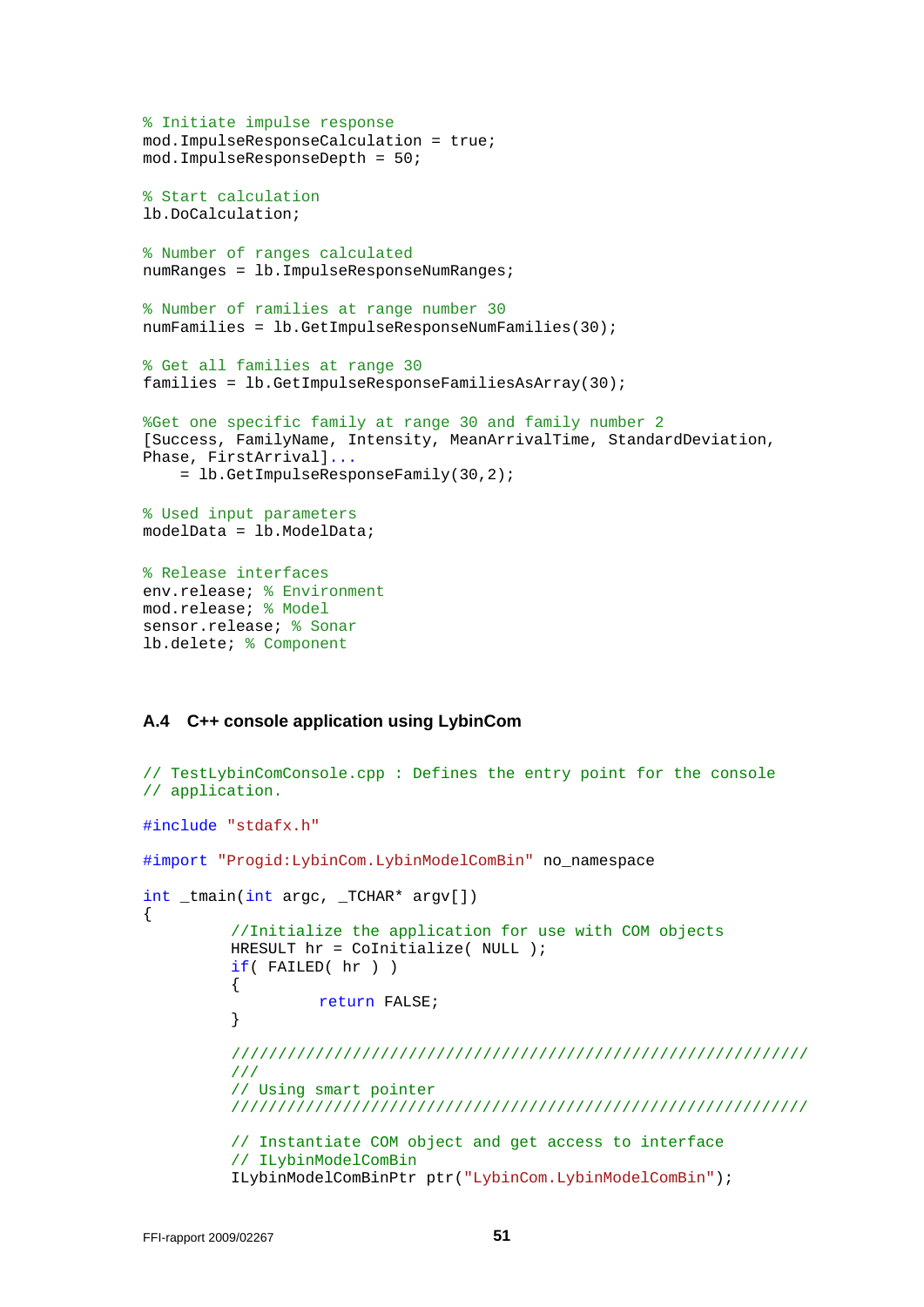```
% Initiate impulse response
mod.ImpulseResponseCalculation = true;
mod.ImpulseResponseDepth = 50;

% Start calculation
lb.DoCalculation;

% Number of ranges calculated
numRanges = lb.ImpulseResponseNumRanges;

% Number of ramilies at range number 30
numFamilies = lb.GetImpulseResponseNumFamilies(30);

% Get all families at range 30
families = lb.GetImpulseResponseFamiliesAsArray(30);

%Get one specific family at range 30 and family number 2
[Success, FamilyName, Intensity, MeanArrivalTime, StandardDeviation,
Phase, FirstArrival]...
    = lb.GetImpulseResponseFamily(30,2);

% Used input parameters
modelData = lb.ModelData;

% Release interfaces
env.release; % Environment
mod.release; % Model
sensor.release; % Sonar
lb.delete; % Component
```

### A.4 C++ console application using LybinCom

```
// TestLybinComConsole.cpp : Defines the entry point for the console
// application.

#include "stdafx.h"

#import "Progid:LybinCom.LybinModelComBin" no_namespace

int _tmain(int argc, _TCHAR* argv[])
{
         //Initialize the application for use with COM objects
         HRESULT hr = CoInitialize( NULL );
         if( FAILED( hr ) )
         {
                  return FALSE;
         }

         /////////////////////////////////////////////////////////////
         ///
         // Using smart pointer
         /////////////////////////////////////////////////////////////

         // Instantiate COM object and get access to interface
         // ILybinModelComBin
         ILybinModelComBinPtr ptr("LybinCom.LybinModelComBin");
```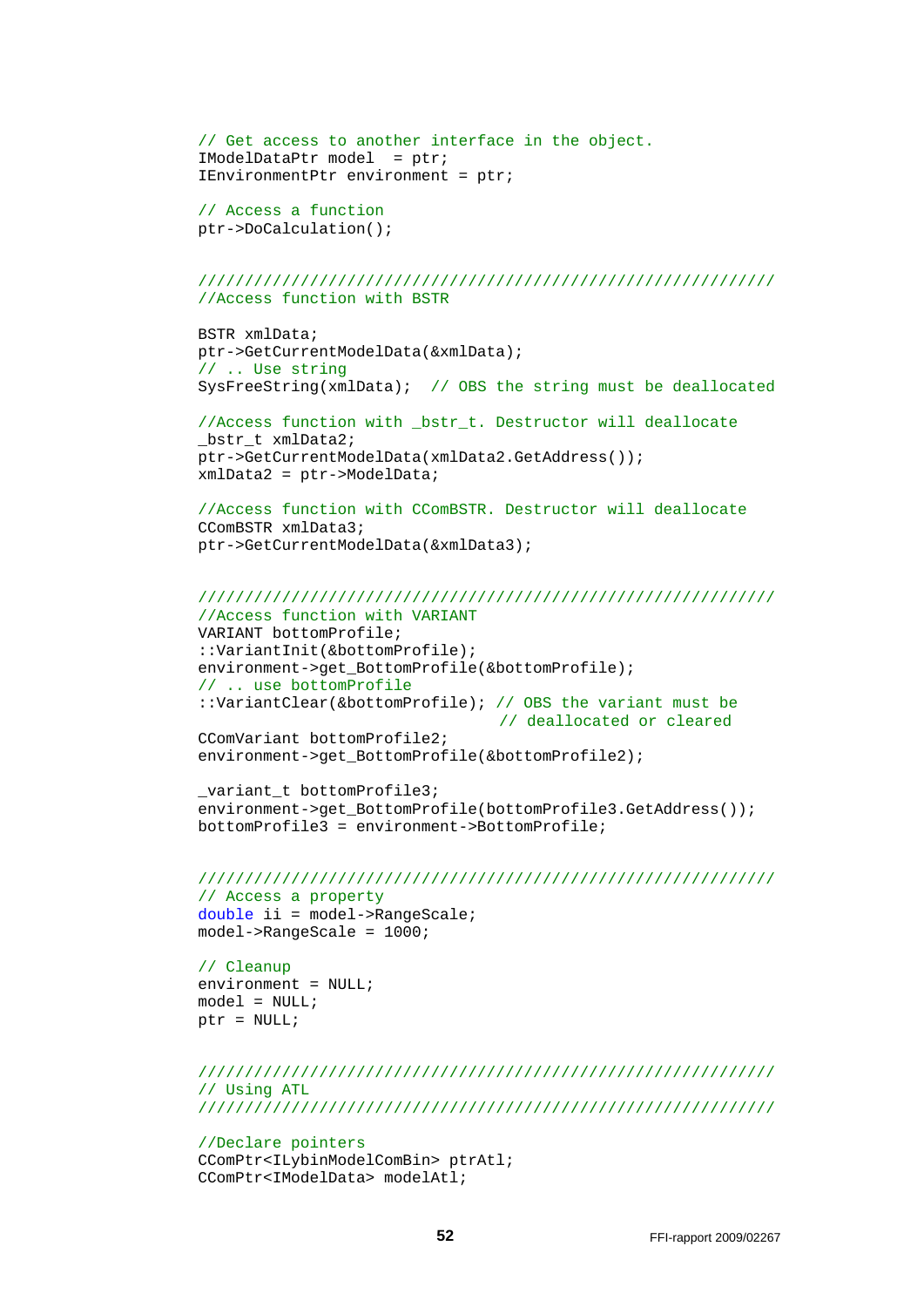```
// Get access to another interface in the object.
IModelDataPtr model  = ptr;
IEnvironmentPtr environment = ptr;

// Access a function
ptr->DoCalculation();


/////////////////////////////////////////////////////////////
//Access function with BSTR

BSTR xmlData;
ptr->GetCurrentModelData(&xmlData);
// .. Use string
SysFreeString(xmlData);  // OBS the string must be deallocated

//Access function with _bstr_t. Destructor will deallocate
_bstr_t xmlData2;
ptr->GetCurrentModelData(xmlData2.GetAddress());
xmlData2 = ptr->ModelData;

//Access function with CComBSTR. Destructor will deallocate
CComBSTR xmlData3;
ptr->GetCurrentModelData(&xmlData3);


/////////////////////////////////////////////////////////////
//Access function with VARIANT
VARIANT bottomProfile;
::VariantInit(&bottomProfile);
environment->get_BottomProfile(&bottomProfile);
// .. use bottomProfile
::VariantClear(&bottomProfile); // OBS the variant must be
                                // deallocated or cleared
CComVariant bottomProfile2;
environment->get_BottomProfile(&bottomProfile2);

_variant_t bottomProfile3;
environment->get_BottomProfile(bottomProfile3.GetAddress());
bottomProfile3 = environment->BottomProfile;


/////////////////////////////////////////////////////////////
// Access a property
double ii = model->RangeScale;
model->RangeScale = 1000;

// Cleanup
environment = NULL;
model = NULL;
ptr = NULL;


/////////////////////////////////////////////////////////////
// Using ATL
/////////////////////////////////////////////////////////////

//Declare pointers
CComPtr<ILybinModelComBin> ptrAtl;
CComPtr<IModelData> modelAtl;
```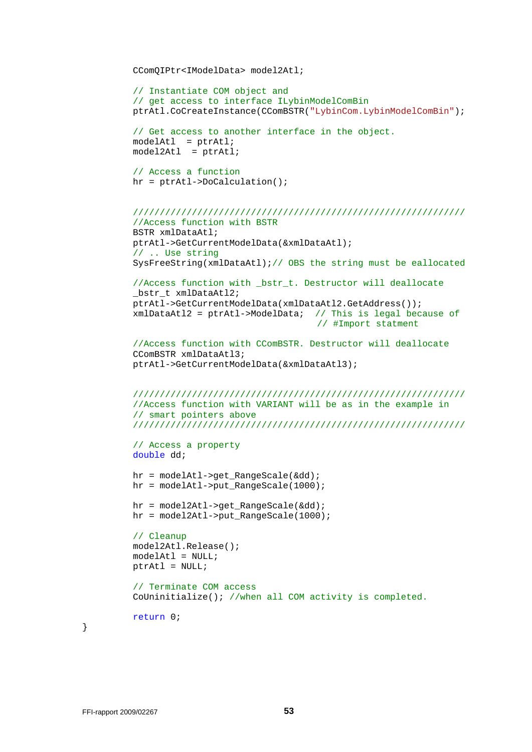```
        CComQIPtr<IModelData> model2Atl;

        // Instantiate COM object and
        // get access to interface ILybinModelComBin
        ptrAtl.CoCreateInstance(CComBSTR("LybinCom.LybinModelComBin");

        // Get access to another interface in the object.
        modelAtl  = ptrAtl;
        model2Atl  = ptrAtl;

        // Access a function
        hr = ptrAtl->DoCalculation();


        //////////////////////////////////////////////////////////////
        //Access function with BSTR
        BSTR xmlDataAtl;
        ptrAtl->GetCurrentModelData(&xmlDataAtl);
        // .. Use string
        SysFreeString(xmlDataAtl);// OBS the string must be eallocated

        //Access function with _bstr_t. Destructor will deallocate
        _bstr_t xmlDataAtl2;
        ptrAtl->GetCurrentModelData(xmlDataAtl2.GetAddress());
        xmlDataAtl2 = ptrAtl->ModelData;  // This is legal because of
                                          // #Import statment

        //Access function with CComBSTR. Destructor will deallocate
        CComBSTR xmlDataAtl3;
        ptrAtl->GetCurrentModelData(&xmlDataAtl3);


        //////////////////////////////////////////////////////////////
        //Access function with VARIANT will be as in the example in
        // smart pointers above
        //////////////////////////////////////////////////////////////

        // Access a property
        double dd;

        hr = modelAtl->get_RangeScale(&dd);
        hr = modelAtl->put_RangeScale(1000);

        hr = model2Atl->get_RangeScale(&dd);
        hr = model2Atl->put_RangeScale(1000);

        // Cleanup
        model2Atl.Release();
        modelAtl = NULL;
        ptrAtl = NULL;

        // Terminate COM access
        CoUninitialize(); //when all COM activity is completed.

        return 0;
}
```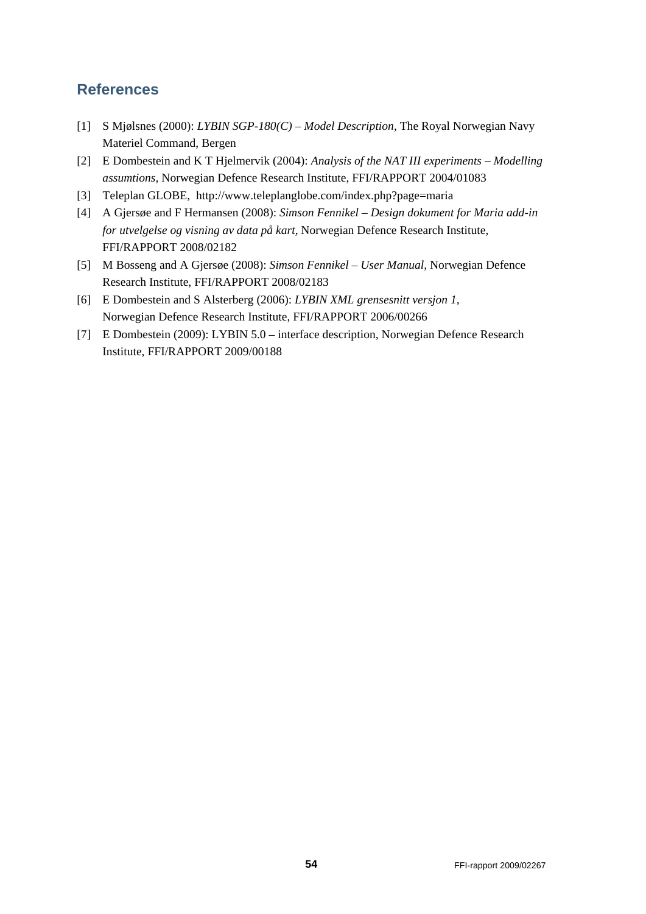# References

[1] S Mjølsnes (2000): *LYBIN SGP-180(C) – Model Description*, The Royal Norwegian Navy Materiel Command, Bergen

[2] E Dombestein and K T Hjelmervik (2004): *Analysis of the NAT III experiments – Modelling assumtions*, Norwegian Defence Research Institute, FFI/RAPPORT 2004/01083

[3] Teleplan GLOBE, http://www.teleplanglobe.com/index.php?page=maria

[4] A Gjersøe and F Hermansen (2008): *Simson Fennikel – Design dokument for Maria add-in for utvelgelse og visning av data på kart*, Norwegian Defence Research Institute, FFI/RAPPORT 2008/02182

[5] M Bosseng and A Gjersøe (2008): *Simson Fennikel – User Manual*, Norwegian Defence Research Institute, FFI/RAPPORT 2008/02183

[6] E Dombestein and S Alsterberg (2006): *LYBIN XML grensesnitt versjon 1*, Norwegian Defence Research Institute, FFI/RAPPORT 2006/00266

[7] E Dombestein (2009): LYBIN 5.0 – interface description, Norwegian Defence Research Institute, FFI/RAPPORT 2009/00188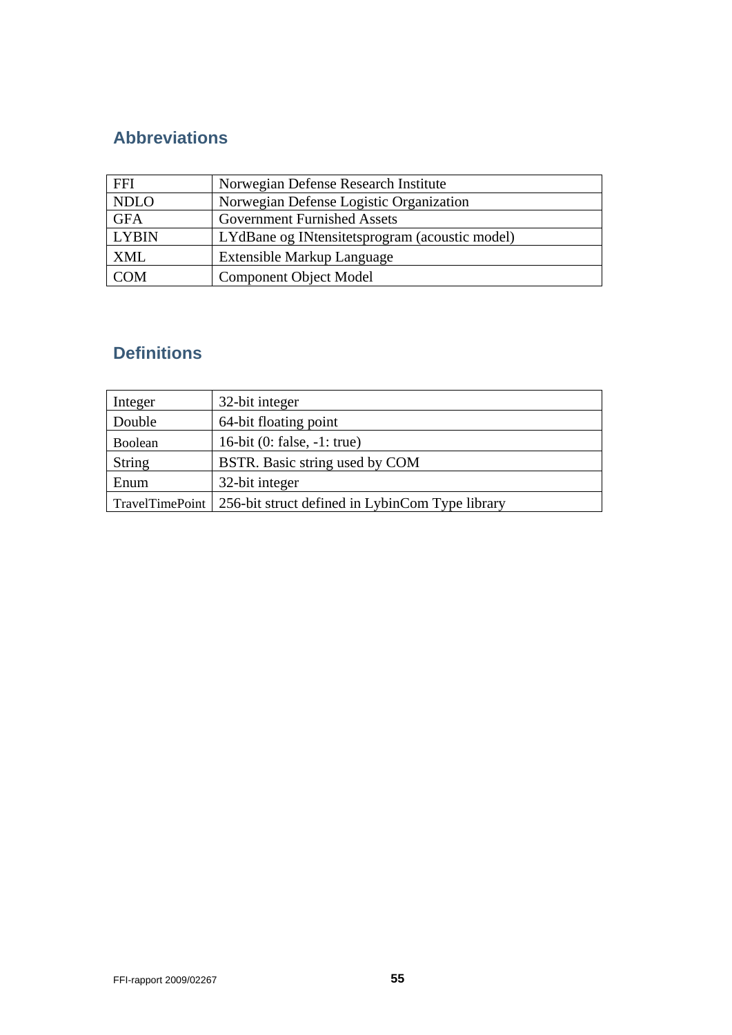## Abbreviations

| | |
|---|---|
| FFI | Norwegian Defense Research Institute |
| NDLO | Norwegian Defense Logistic Organization |
| GFA | Government Furnished Assets |
| LYBIN | LYdBane og INtensitetsprogram (acoustic model) |
| XML | Extensible Markup Language |
| COM | Component Object Model |

## Definitions

| | |
|---|---|
| Integer | 32-bit integer |
| Double | 64-bit floating point |
| Boolean | 16-bit (0: false, -1: true) |
| String | BSTR. Basic string used by COM |
| Enum | 32-bit integer |
| TravelTimePoint | 256-bit struct defined in LybinCom Type library |